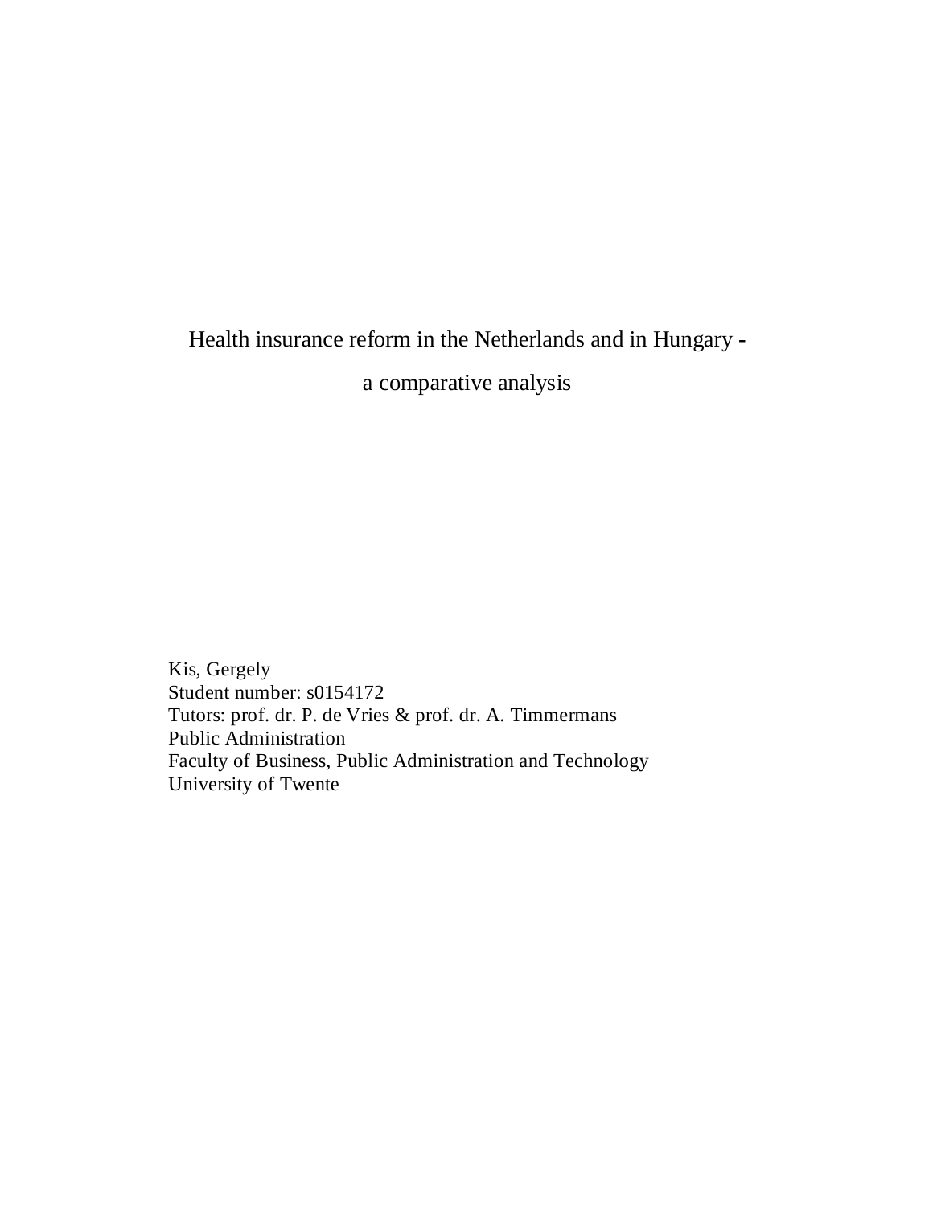# Health insurance reform in the Netherlands and in Hungary - a comparative analysis

Kis, Gergely
Student number: s0154172
Tutors: prof. dr. P. de Vries & prof. dr. A. Timmermans
Public Administration
Faculty of Business, Public Administration and Technology
University of Twente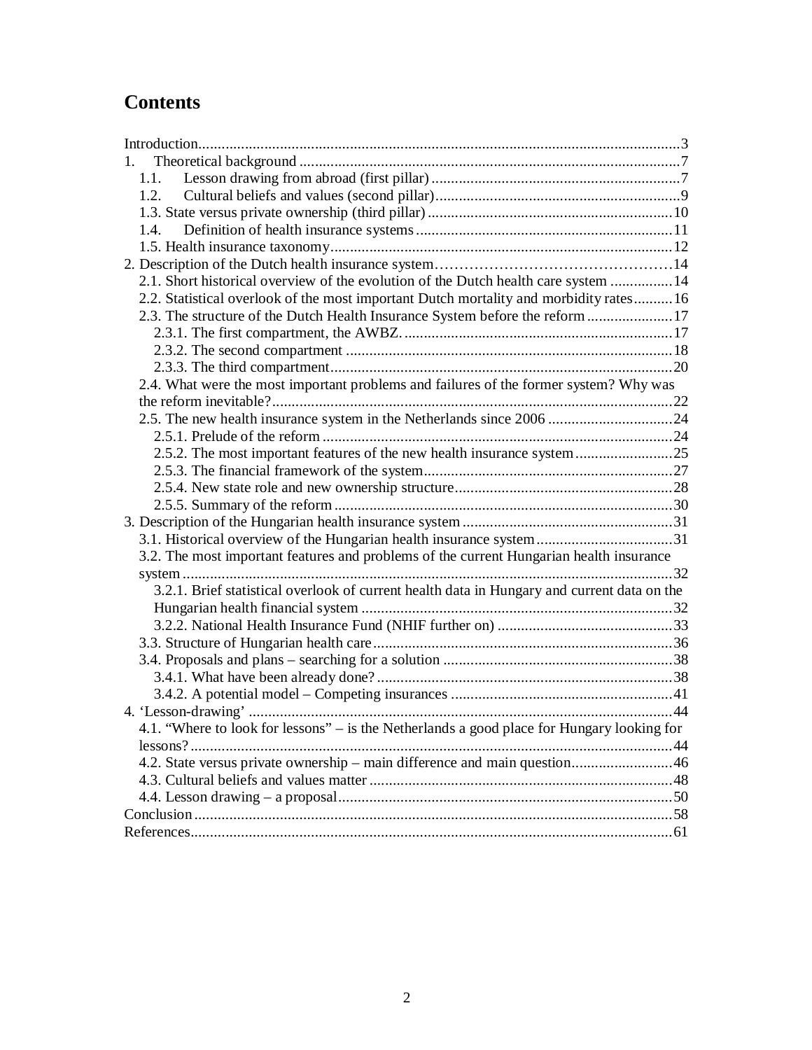# Contents

Introduction....3

1. Theoretical background....7
   - 1.1. Lesson drawing from abroad (first pillar)....7
   - 1.2. Cultural beliefs and values (second pillar)....9
   - 1.3. State versus private ownership (third pillar)....10
   - 1.4. Definition of health insurance systems....11
   - 1.5. Health insurance taxonomy....12

2. Description of the Dutch health insurance system....14
   - 2.1. Short historical overview of the evolution of the Dutch health care system....14
   - 2.2. Statistical overlook of the most important Dutch mortality and morbidity rates....16
   - 2.3. The structure of the Dutch Health Insurance System before the reform....17
     - 2.3.1. The first compartment, the AWBZ.....17
     - 2.3.2. The second compartment....18
     - 2.3.3. The third compartment....20
   - 2.4. What were the most important problems and failures of the former system? Why was the reform inevitable?....22
   - 2.5. The new health insurance system in the Netherlands since 2006....24
     - 2.5.1. Prelude of the reform....24
     - 2.5.2. The most important features of the new health insurance system....25
     - 2.5.3. The financial framework of the system....27
     - 2.5.4. New state role and new ownership structure....28
     - 2.5.5. Summary of the reform....30

3. Description of the Hungarian health insurance system....31
   - 3.1. Historical overview of the Hungarian health insurance system....31
   - 3.2. The most important features and problems of the current Hungarian health insurance system....32
     - 3.2.1. Brief statistical overlook of current health data in Hungary and current data on the Hungarian health financial system....32
     - 3.2.2. National Health Insurance Fund (NHIF further on)....33
   - 3.3. Structure of Hungarian health care....36
   - 3.4. Proposals and plans – searching for a solution....38
     - 3.4.1. What have been already done?....38
     - 3.4.2. A potential model – Competing insurances....41

4. 'Lesson-drawing'....44
   - 4.1. "Where to look for lessons" – is the Netherlands a good place for Hungary looking for lessons?....44
   - 4.2. State versus private ownership – main difference and main question....46
   - 4.3. Cultural beliefs and values matter....48
   - 4.4. Lesson drawing – a proposal....50

Conclusion....58

References....61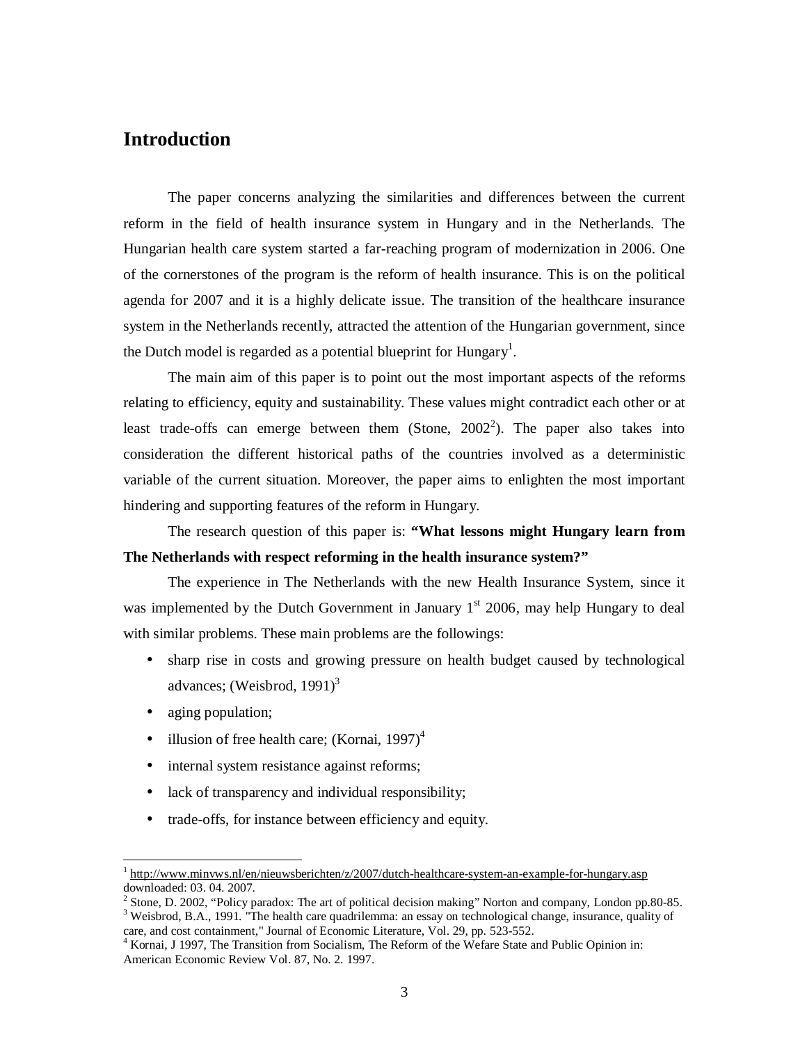## Introduction

The paper concerns analyzing the similarities and differences between the current reform in the field of health insurance system in Hungary and in the Netherlands. The Hungarian health care system started a far-reaching program of modernization in 2006. One of the cornerstones of the program is the reform of health insurance. This is on the political agenda for 2007 and it is a highly delicate issue. The transition of the healthcare insurance system in the Netherlands recently, attracted the attention of the Hungarian government, since the Dutch model is regarded as a potential blueprint for Hungary[1].

The main aim of this paper is to point out the most important aspects of the reforms relating to efficiency, equity and sustainability. These values might contradict each other or at least trade-offs can emerge between them (Stone, 2002[2]). The paper also takes into consideration the different historical paths of the countries involved as a deterministic variable of the current situation. Moreover, the paper aims to enlighten the most important hindering and supporting features of the reform in Hungary.

The research question of this paper is: **"What lessons might Hungary learn from The Netherlands with respect reforming in the health insurance system?"**

The experience in The Netherlands with the new Health Insurance System, since it was implemented by the Dutch Government in January 1st 2006, may help Hungary to deal with similar problems. These main problems are the followings:

- sharp rise in costs and growing pressure on health budget caused by technological advances; (Weisbrod, 1991)[3]
- aging population;
- illusion of free health care; (Kornai, 1997)[4]
- internal system resistance against reforms;
- lack of transparency and individual responsibility;
- trade-offs, for instance between efficiency and equity.

---

[1] http://www.minvws.nl/en/nieuwsberichten/z/2007/dutch-healthcare-system-an-example-for-hungary.asp downloaded: 03. 04. 2007.

[2] Stone, D. 2002, "Policy paradox: The art of political decision making" Norton and company, London pp.80-85.

[3] Weisbrod, B.A., 1991. "The health care quadrilemma: an essay on technological change, insurance, quality of care, and cost containment," Journal of Economic Literature, Vol. 29, pp. 523-552.

[4] Kornai, J 1997, The Transition from Socialism, The Reform of the Wefare State and Public Opinion in: American Economic Review Vol. 87, No. 2. 1997.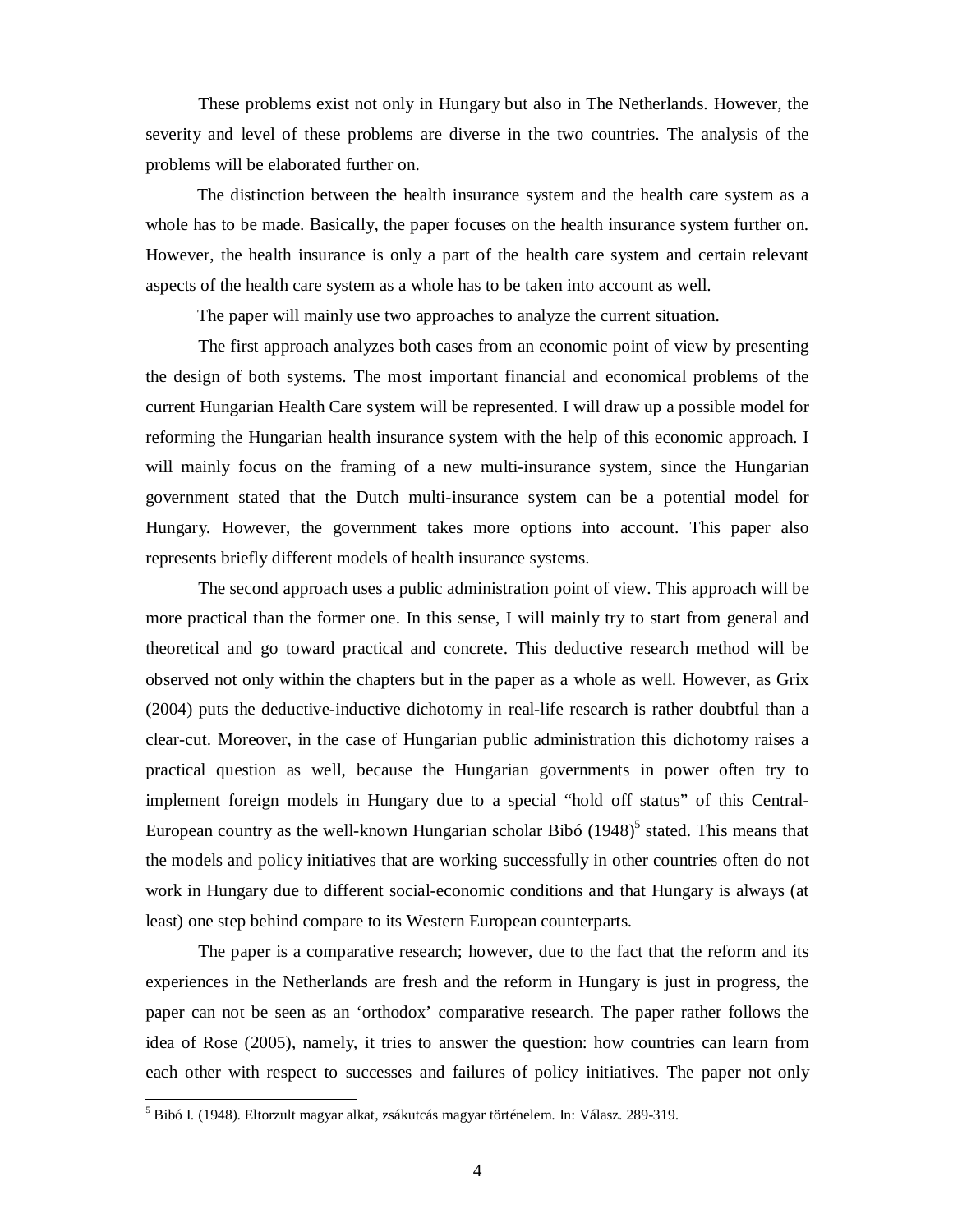These problems exist not only in Hungary but also in The Netherlands. However, the severity and level of these problems are diverse in the two countries. The analysis of the problems will be elaborated further on.

The distinction between the health insurance system and the health care system as a whole has to be made. Basically, the paper focuses on the health insurance system further on. However, the health insurance is only a part of the health care system and certain relevant aspects of the health care system as a whole has to be taken into account as well.

The paper will mainly use two approaches to analyze the current situation.

The first approach analyzes both cases from an economic point of view by presenting the design of both systems. The most important financial and economical problems of the current Hungarian Health Care system will be represented. I will draw up a possible model for reforming the Hungarian health insurance system with the help of this economic approach. I will mainly focus on the framing of a new multi-insurance system, since the Hungarian government stated that the Dutch multi-insurance system can be a potential model for Hungary. However, the government takes more options into account. This paper also represents briefly different models of health insurance systems.

The second approach uses a public administration point of view. This approach will be more practical than the former one. In this sense, I will mainly try to start from general and theoretical and go toward practical and concrete. This deductive research method will be observed not only within the chapters but in the paper as a whole as well. However, as Grix (2004) puts the deductive-inductive dichotomy in real-life research is rather doubtful than a clear-cut. Moreover, in the case of Hungarian public administration this dichotomy raises a practical question as well, because the Hungarian governments in power often try to implement foreign models in Hungary due to a special "hold off status" of this Central-European country as the well-known Hungarian scholar Bibó (1948)[5] stated. This means that the models and policy initiatives that are working successfully in other countries often do not work in Hungary due to different social-economic conditions and that Hungary is always (at least) one step behind compare to its Western European counterparts.

The paper is a comparative research; however, due to the fact that the reform and its experiences in the Netherlands are fresh and the reform in Hungary is just in progress, the paper can not be seen as an 'orthodox' comparative research. The paper rather follows the idea of Rose (2005), namely, it tries to answer the question: how countries can learn from each other with respect to successes and failures of policy initiatives. The paper not only

[5] Bibó I. (1948). Eltorzult magyar alkat, zsákutcás magyar történelem. In: Válasz. 289-319.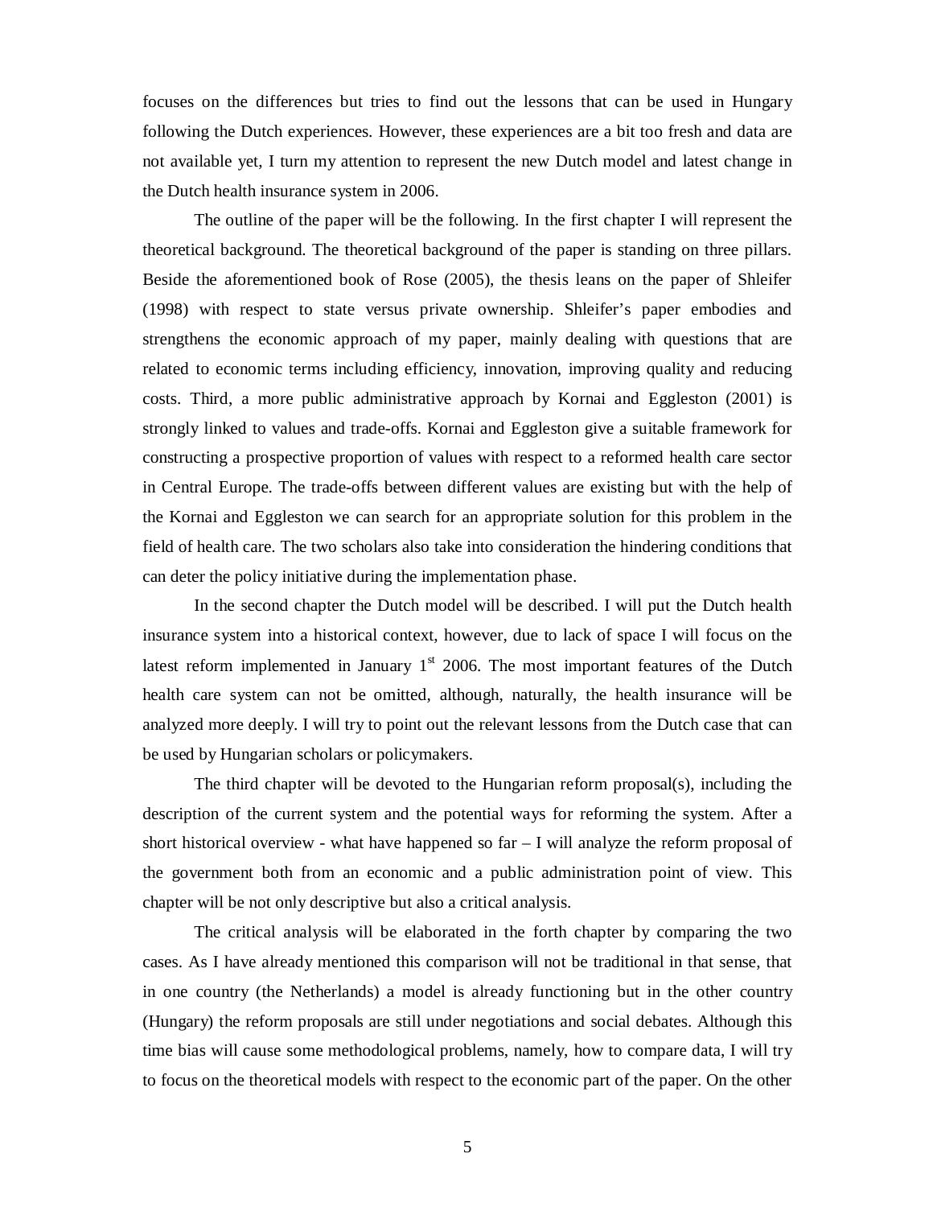focuses on the differences but tries to find out the lessons that can be used in Hungary following the Dutch experiences. However, these experiences are a bit too fresh and data are not available yet, I turn my attention to represent the new Dutch model and latest change in the Dutch health insurance system in 2006.

The outline of the paper will be the following. In the first chapter I will represent the theoretical background. The theoretical background of the paper is standing on three pillars. Beside the aforementioned book of Rose (2005), the thesis leans on the paper of Shleifer (1998) with respect to state versus private ownership. Shleifer's paper embodies and strengthens the economic approach of my paper, mainly dealing with questions that are related to economic terms including efficiency, innovation, improving quality and reducing costs. Third, a more public administrative approach by Kornai and Eggleston (2001) is strongly linked to values and trade-offs. Kornai and Eggleston give a suitable framework for constructing a prospective proportion of values with respect to a reformed health care sector in Central Europe. The trade-offs between different values are existing but with the help of the Kornai and Eggleston we can search for an appropriate solution for this problem in the field of health care. The two scholars also take into consideration the hindering conditions that can deter the policy initiative during the implementation phase.

In the second chapter the Dutch model will be described. I will put the Dutch health insurance system into a historical context, however, due to lack of space I will focus on the latest reform implemented in January 1st 2006. The most important features of the Dutch health care system can not be omitted, although, naturally, the health insurance will be analyzed more deeply. I will try to point out the relevant lessons from the Dutch case that can be used by Hungarian scholars or policymakers.

The third chapter will be devoted to the Hungarian reform proposal(s), including the description of the current system and the potential ways for reforming the system. After a short historical overview - what have happened so far – I will analyze the reform proposal of the government both from an economic and a public administration point of view. This chapter will be not only descriptive but also a critical analysis.

The critical analysis will be elaborated in the forth chapter by comparing the two cases. As I have already mentioned this comparison will not be traditional in that sense, that in one country (the Netherlands) a model is already functioning but in the other country (Hungary) the reform proposals are still under negotiations and social debates. Although this time bias will cause some methodological problems, namely, how to compare data, I will try to focus on the theoretical models with respect to the economic part of the paper. On the other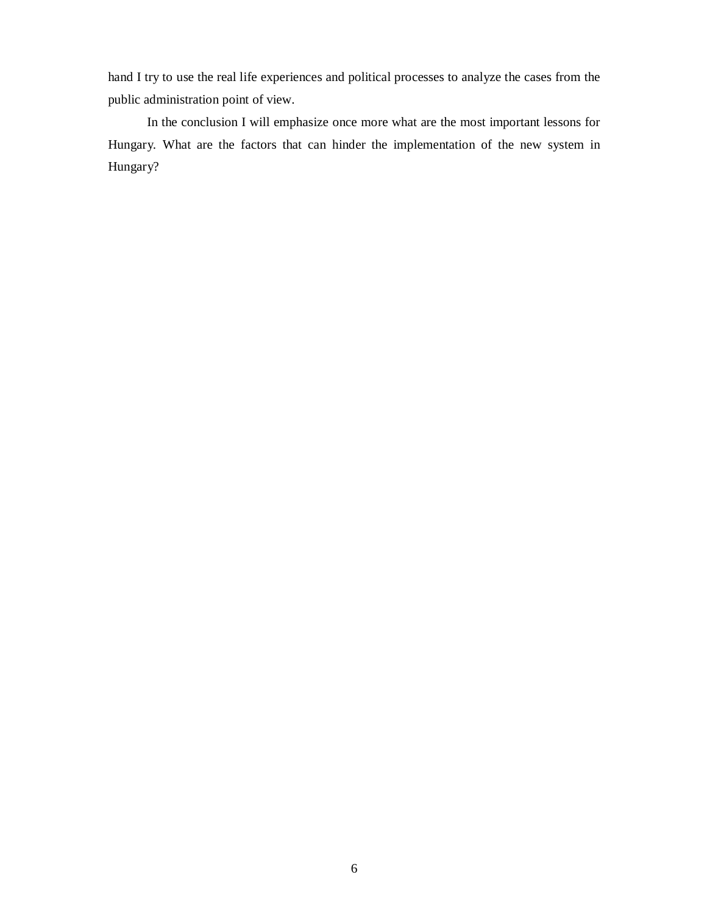hand I try to use the real life experiences and political processes to analyze the cases from the public administration point of view.

In the conclusion I will emphasize once more what are the most important lessons for Hungary. What are the factors that can hinder the implementation of the new system in Hungary?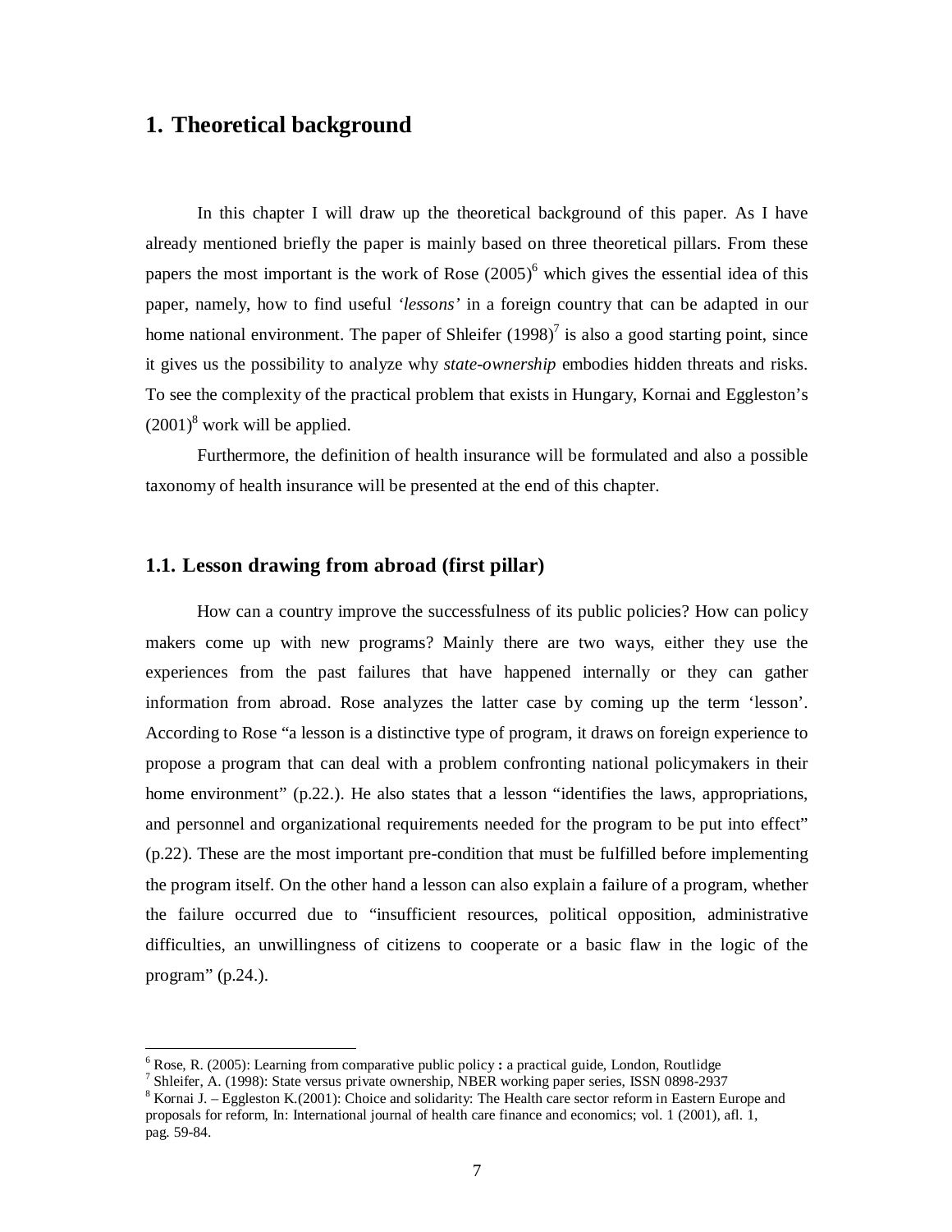# 1. Theoretical background

In this chapter I will draw up the theoretical background of this paper. As I have already mentioned briefly the paper is mainly based on three theoretical pillars. From these papers the most important is the work of Rose (2005)[6] which gives the essential idea of this paper, namely, how to find useful *'lessons'* in a foreign country that can be adapted in our home national environment. The paper of Shleifer (1998)[7] is also a good starting point, since it gives us the possibility to analyze why *state-ownership* embodies hidden threats and risks. To see the complexity of the practical problem that exists in Hungary, Kornai and Eggleston's (2001)[8] work will be applied.

Furthermore, the definition of health insurance will be formulated and also a possible taxonomy of health insurance will be presented at the end of this chapter.

## 1.1. Lesson drawing from abroad (first pillar)

How can a country improve the successfulness of its public policies? How can policy makers come up with new programs? Mainly there are two ways, either they use the experiences from the past failures that have happened internally or they can gather information from abroad. Rose analyzes the latter case by coming up the term 'lesson'. According to Rose "a lesson is a distinctive type of program, it draws on foreign experience to propose a program that can deal with a problem confronting national policymakers in their home environment" (p.22.). He also states that a lesson "identifies the laws, appropriations, and personnel and organizational requirements needed for the program to be put into effect" (p.22). These are the most important pre-condition that must be fulfilled before implementing the program itself. On the other hand a lesson can also explain a failure of a program, whether the failure occurred due to "insufficient resources, political opposition, administrative difficulties, an unwillingness of citizens to cooperate or a basic flaw in the logic of the program" (p.24.).

---

[6] Rose, R. (2005): Learning from comparative public policy **:** a practical guide, London, Routlidge

[7] Shleifer, A. (1998): State versus private ownership, NBER working paper series, ISSN 0898-2937

[8] Kornai J. – Eggleston K.(2001): Choice and solidarity: The Health care sector reform in Eastern Europe and proposals for reform, In: International journal of health care finance and economics; vol. 1 (2001), afl. 1, pag. 59-84.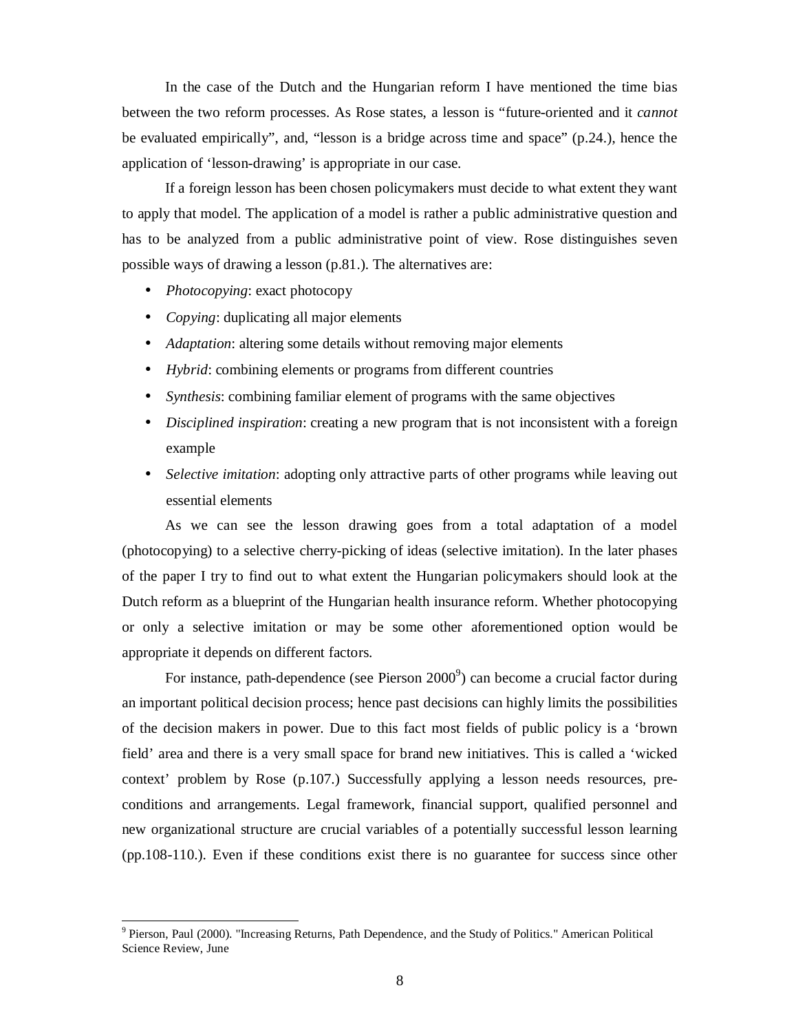In the case of the Dutch and the Hungarian reform I have mentioned the time bias between the two reform processes. As Rose states, a lesson is "future-oriented and it *cannot* be evaluated empirically", and, "lesson is a bridge across time and space" (p.24.), hence the application of 'lesson-drawing' is appropriate in our case.

If a foreign lesson has been chosen policymakers must decide to what extent they want to apply that model. The application of a model is rather a public administrative question and has to be analyzed from a public administrative point of view. Rose distinguishes seven possible ways of drawing a lesson (p.81.). The alternatives are:

- *Photocopying*: exact photocopy
- *Copying*: duplicating all major elements
- *Adaptation*: altering some details without removing major elements
- *Hybrid*: combining elements or programs from different countries
- *Synthesis*: combining familiar element of programs with the same objectives
- *Disciplined inspiration*: creating a new program that is not inconsistent with a foreign example
- *Selective imitation*: adopting only attractive parts of other programs while leaving out essential elements

As we can see the lesson drawing goes from a total adaptation of a model (photocopying) to a selective cherry-picking of ideas (selective imitation). In the later phases of the paper I try to find out to what extent the Hungarian policymakers should look at the Dutch reform as a blueprint of the Hungarian health insurance reform. Whether photocopying or only a selective imitation or may be some other aforementioned option would be appropriate it depends on different factors.

For instance, path-dependence (see Pierson 2000[9]) can become a crucial factor during an important political decision process; hence past decisions can highly limits the possibilities of the decision makers in power. Due to this fact most fields of public policy is a 'brown field' area and there is a very small space for brand new initiatives. This is called a 'wicked context' problem by Rose (p.107.) Successfully applying a lesson needs resources, pre-conditions and arrangements. Legal framework, financial support, qualified personnel and new organizational structure are crucial variables of a potentially successful lesson learning (pp.108-110.). Even if these conditions exist there is no guarantee for success since other

[9] Pierson, Paul (2000). "Increasing Returns, Path Dependence, and the Study of Politics." American Political Science Review, June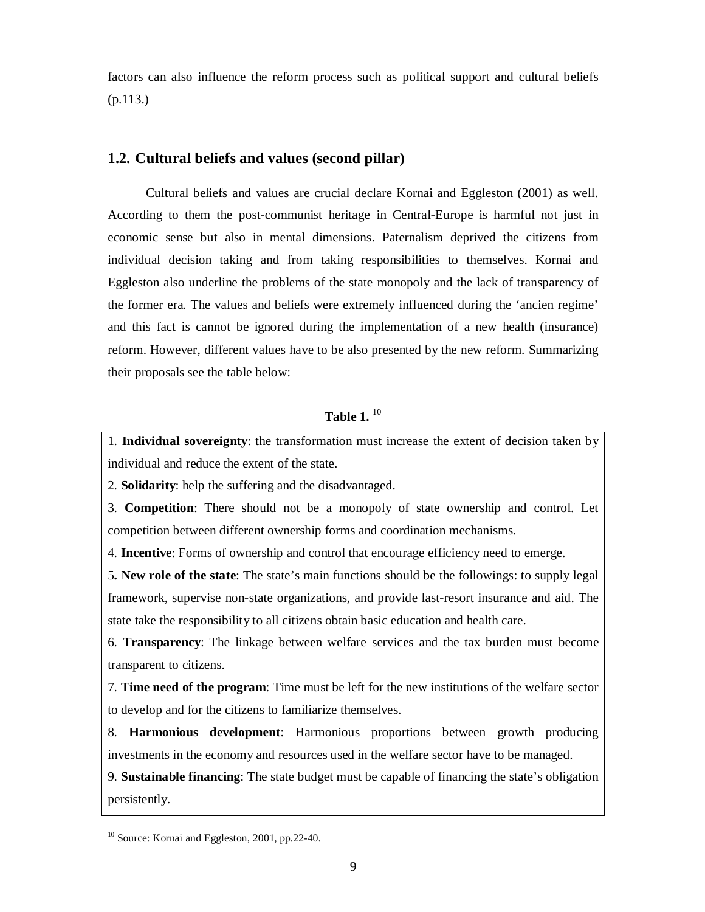factors can also influence the reform process such as political support and cultural beliefs (p.113.)

## 1.2. Cultural beliefs and values (second pillar)

Cultural beliefs and values are crucial declare Kornai and Eggleston (2001) as well. According to them the post-communist heritage in Central-Europe is harmful not just in economic sense but also in mental dimensions. Paternalism deprived the citizens from individual decision taking and from taking responsibilities to themselves. Kornai and Eggleston also underline the problems of the state monopoly and the lack of transparency of the former era. The values and beliefs were extremely influenced during the 'ancien regime' and this fact is cannot be ignored during the implementation of a new health (insurance) reform. However, different values have to be also presented by the new reform. Summarizing their proposals see the table below:

**Table 1.** [10]

| |
|---|
| 1. **Individual sovereignty**: the transformation must increase the extent of decision taken by individual and reduce the extent of the state. |
| 2. **Solidarity**: help the suffering and the disadvantaged. |
| 3. **Competition**: There should not be a monopoly of state ownership and control. Let competition between different ownership forms and coordination mechanisms. |
| 4. **Incentive**: Forms of ownership and control that encourage efficiency need to emerge. |
| 5**. New role of the state**: The state's main functions should be the followings: to supply legal framework, supervise non-state organizations, and provide last-resort insurance and aid. The state take the responsibility to all citizens obtain basic education and health care. |
| 6. **Transparency**: The linkage between welfare services and the tax burden must become transparent to citizens. |
| 7. **Time need of the program**: Time must be left for the new institutions of the welfare sector to develop and for the citizens to familiarize themselves. |
| 8. **Harmonious development**: Harmonious proportions between growth producing investments in the economy and resources used in the welfare sector have to be managed. |
| 9. **Sustainable financing**: The state budget must be capable of financing the state's obligation persistently. |

[10] Source: Kornai and Eggleston, 2001, pp.22-40.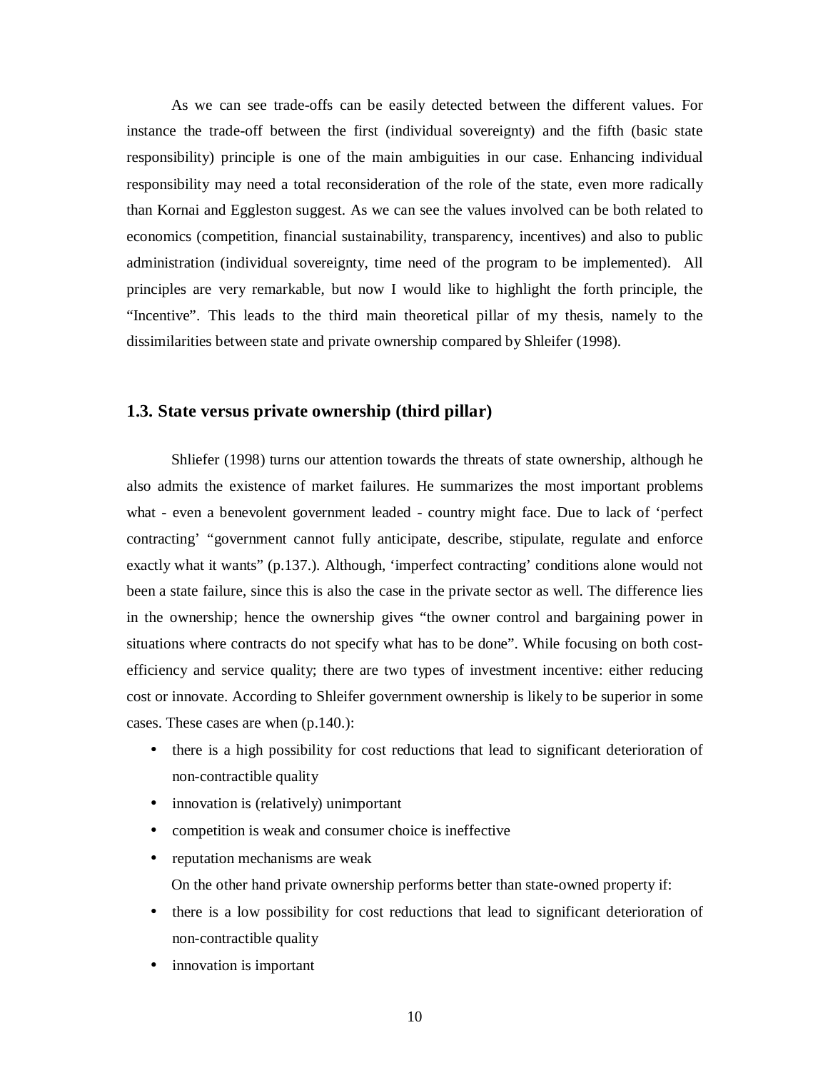As we can see trade-offs can be easily detected between the different values. For instance the trade-off between the first (individual sovereignty) and the fifth (basic state responsibility) principle is one of the main ambiguities in our case. Enhancing individual responsibility may need a total reconsideration of the role of the state, even more radically than Kornai and Eggleston suggest. As we can see the values involved can be both related to economics (competition, financial sustainability, transparency, incentives) and also to public administration (individual sovereignty, time need of the program to be implemented). All principles are very remarkable, but now I would like to highlight the forth principle, the "Incentive". This leads to the third main theoretical pillar of my thesis, namely to the dissimilarities between state and private ownership compared by Shleifer (1998).

## 1.3. State versus private ownership (third pillar)

Shliefer (1998) turns our attention towards the threats of state ownership, although he also admits the existence of market failures. He summarizes the most important problems what - even a benevolent government leaded - country might face. Due to lack of 'perfect contracting' "government cannot fully anticipate, describe, stipulate, regulate and enforce exactly what it wants" (p.137.). Although, 'imperfect contracting' conditions alone would not been a state failure, since this is also the case in the private sector as well. The difference lies in the ownership; hence the ownership gives "the owner control and bargaining power in situations where contracts do not specify what has to be done". While focusing on both cost-efficiency and service quality; there are two types of investment incentive: either reducing cost or innovate. According to Shleifer government ownership is likely to be superior in some cases. These cases are when (p.140.):

- there is a high possibility for cost reductions that lead to significant deterioration of non-contractible quality
- innovation is (relatively) unimportant
- competition is weak and consumer choice is ineffective
- reputation mechanisms are weak

On the other hand private ownership performs better than state-owned property if:

- there is a low possibility for cost reductions that lead to significant deterioration of non-contractible quality
- innovation is important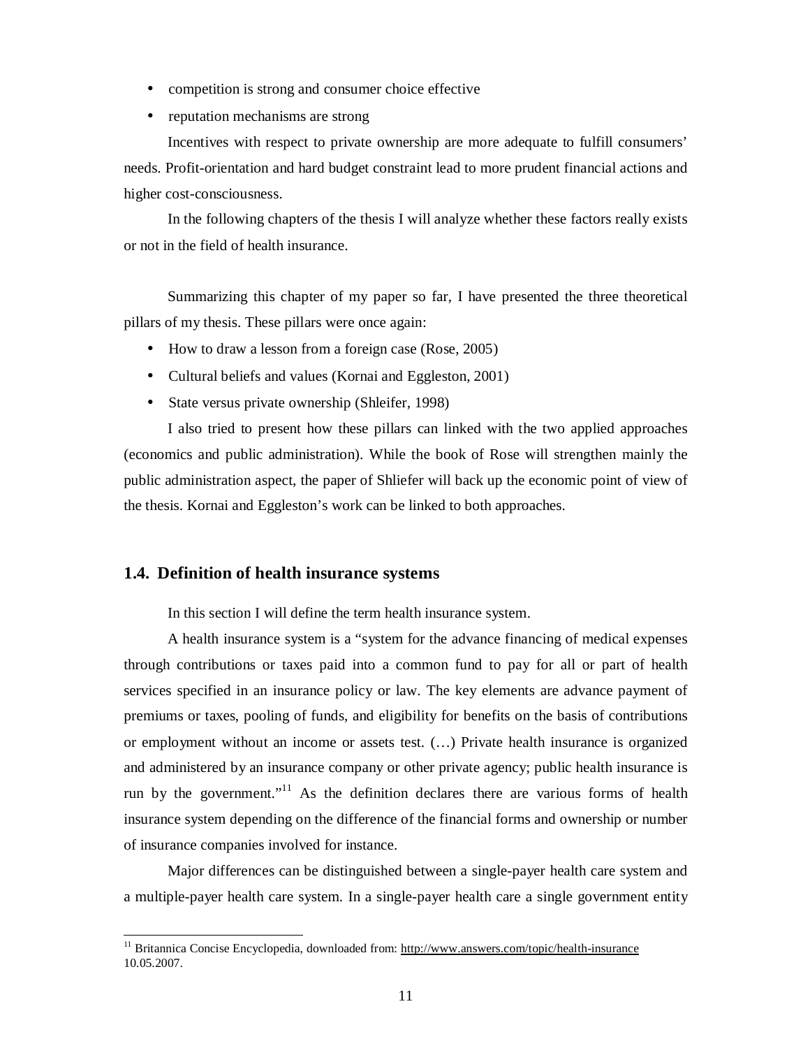- competition is strong and consumer choice effective
- reputation mechanisms are strong

Incentives with respect to private ownership are more adequate to fulfill consumers' needs. Profit-orientation and hard budget constraint lead to more prudent financial actions and higher cost-consciousness.

In the following chapters of the thesis I will analyze whether these factors really exists or not in the field of health insurance.

Summarizing this chapter of my paper so far, I have presented the three theoretical pillars of my thesis. These pillars were once again:

- How to draw a lesson from a foreign case (Rose, 2005)
- Cultural beliefs and values (Kornai and Eggleston, 2001)
- State versus private ownership (Shleifer, 1998)

I also tried to present how these pillars can linked with the two applied approaches (economics and public administration). While the book of Rose will strengthen mainly the public administration aspect, the paper of Shliefer will back up the economic point of view of the thesis. Kornai and Eggleston's work can be linked to both approaches.

## 1.4. Definition of health insurance systems

In this section I will define the term health insurance system.

A health insurance system is a "system for the advance financing of medical expenses through contributions or taxes paid into a common fund to pay for all or part of health services specified in an insurance policy or law. The key elements are advance payment of premiums or taxes, pooling of funds, and eligibility for benefits on the basis of contributions or employment without an income or assets test. (…) Private health insurance is organized and administered by an insurance company or other private agency; public health insurance is run by the government."[11] As the definition declares there are various forms of health insurance system depending on the difference of the financial forms and ownership or number of insurance companies involved for instance.

Major differences can be distinguished between a single-payer health care system and a multiple-payer health care system. In a single-payer health care a single government entity

---

[11] Britannica Concise Encyclopedia, downloaded from: http://www.answers.com/topic/health-insurance 10.05.2007.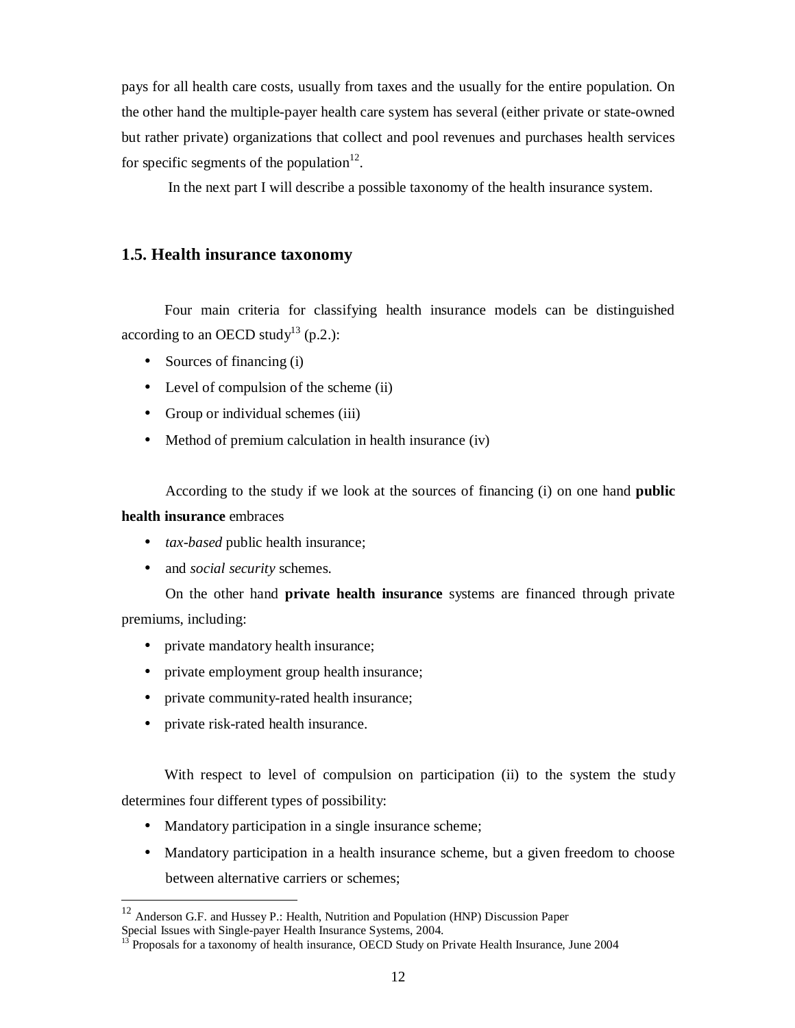pays for all health care costs, usually from taxes and the usually for the entire population. On the other hand the multiple-payer health care system has several (either private or state-owned but rather private) organizations that collect and pool revenues and purchases health services for specific segments of the population[12].

In the next part I will describe a possible taxonomy of the health insurance system.

### 1.5. Health insurance taxonomy

Four main criteria for classifying health insurance models can be distinguished according to an OECD study[13] (p.2.):

- Sources of financing (i)
- Level of compulsion of the scheme (ii)
- Group or individual schemes (iii)
- Method of premium calculation in health insurance (iv)

According to the study if we look at the sources of financing (i) on one hand **public health insurance** embraces

- *tax-based* public health insurance;
- and *social security* schemes.

On the other hand **private health insurance** systems are financed through private premiums, including:

- private mandatory health insurance;
- private employment group health insurance;
- private community-rated health insurance;
- private risk-rated health insurance.

With respect to level of compulsion on participation (ii) to the system the study determines four different types of possibility:

- Mandatory participation in a single insurance scheme;
- Mandatory participation in a health insurance scheme, but a given freedom to choose between alternative carriers or schemes;

---

[12] Anderson G.F. and Hussey P.: Health, Nutrition and Population (HNP) Discussion Paper Special Issues with Single-payer Health Insurance Systems, 2004.

[13] Proposals for a taxonomy of health insurance, OECD Study on Private Health Insurance, June 2004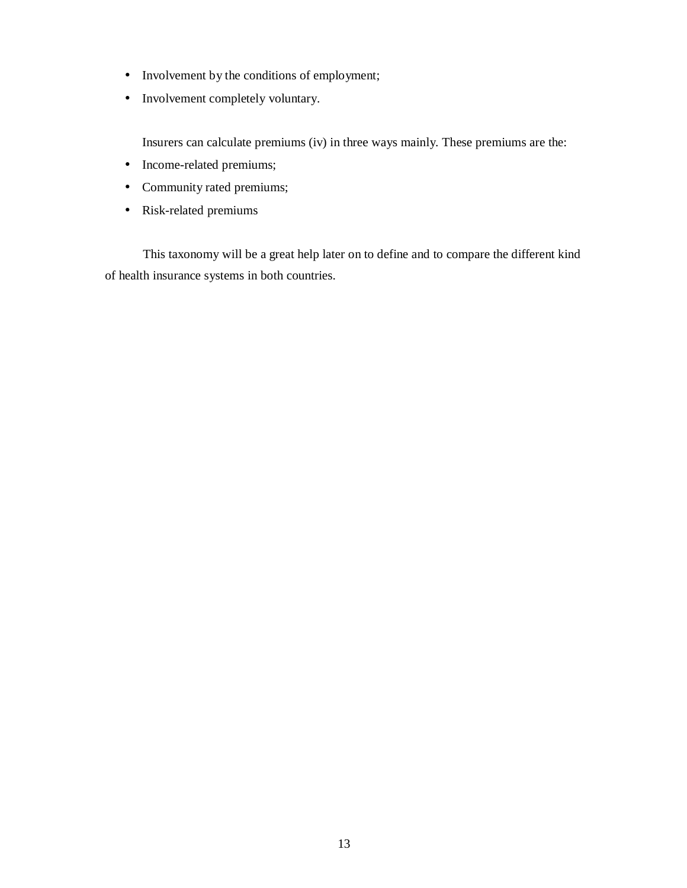- Involvement by the conditions of employment;
- Involvement completely voluntary.

Insurers can calculate premiums (iv) in three ways mainly. These premiums are the:

- Income-related premiums;
- Community rated premiums;
- Risk-related premiums

This taxonomy will be a great help later on to define and to compare the different kind of health insurance systems in both countries.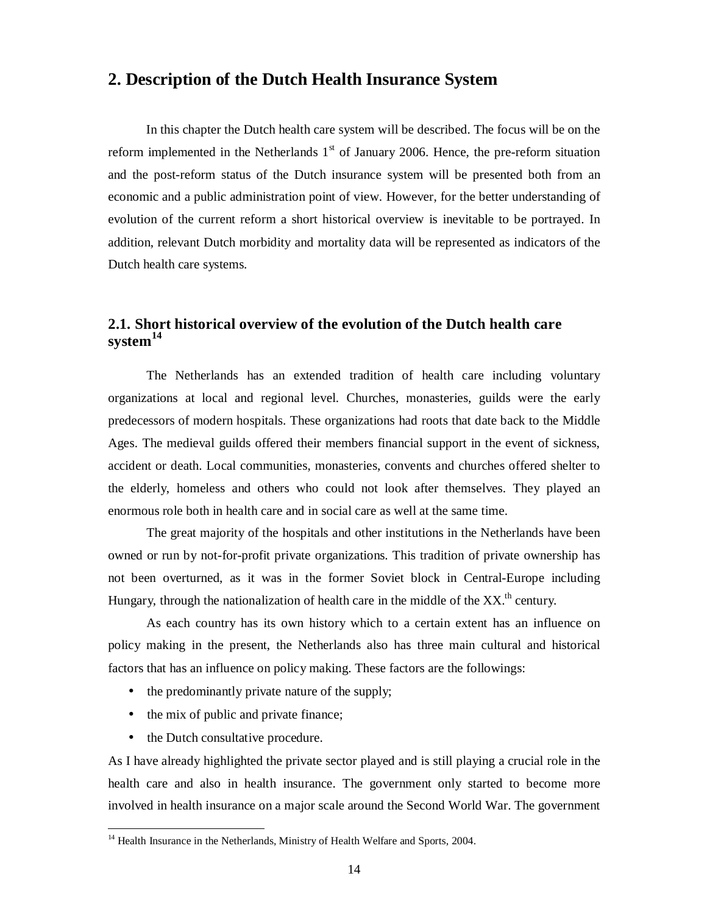## 2. Description of the Dutch Health Insurance System

In this chapter the Dutch health care system will be described. The focus will be on the reform implemented in the Netherlands 1st of January 2006. Hence, the pre-reform situation and the post-reform status of the Dutch insurance system will be presented both from an economic and a public administration point of view. However, for the better understanding of evolution of the current reform a short historical overview is inevitable to be portrayed. In addition, relevant Dutch morbidity and mortality data will be represented as indicators of the Dutch health care systems.

### 2.1. Short historical overview of the evolution of the Dutch health care system[14]

The Netherlands has an extended tradition of health care including voluntary organizations at local and regional level. Churches, monasteries, guilds were the early predecessors of modern hospitals. These organizations had roots that date back to the Middle Ages. The medieval guilds offered their members financial support in the event of sickness, accident or death. Local communities, monasteries, convents and churches offered shelter to the elderly, homeless and others who could not look after themselves. They played an enormous role both in health care and in social care as well at the same time.

The great majority of the hospitals and other institutions in the Netherlands have been owned or run by not-for-profit private organizations. This tradition of private ownership has not been overturned, as it was in the former Soviet block in Central-Europe including Hungary, through the nationalization of health care in the middle of the XX.th century.

As each country has its own history which to a certain extent has an influence on policy making in the present, the Netherlands also has three main cultural and historical factors that has an influence on policy making. These factors are the followings:

- the predominantly private nature of the supply;
- the mix of public and private finance;
- the Dutch consultative procedure.

As I have already highlighted the private sector played and is still playing a crucial role in the health care and also in health insurance. The government only started to become more involved in health insurance on a major scale around the Second World War. The government

[14] Health Insurance in the Netherlands, Ministry of Health Welfare and Sports, 2004.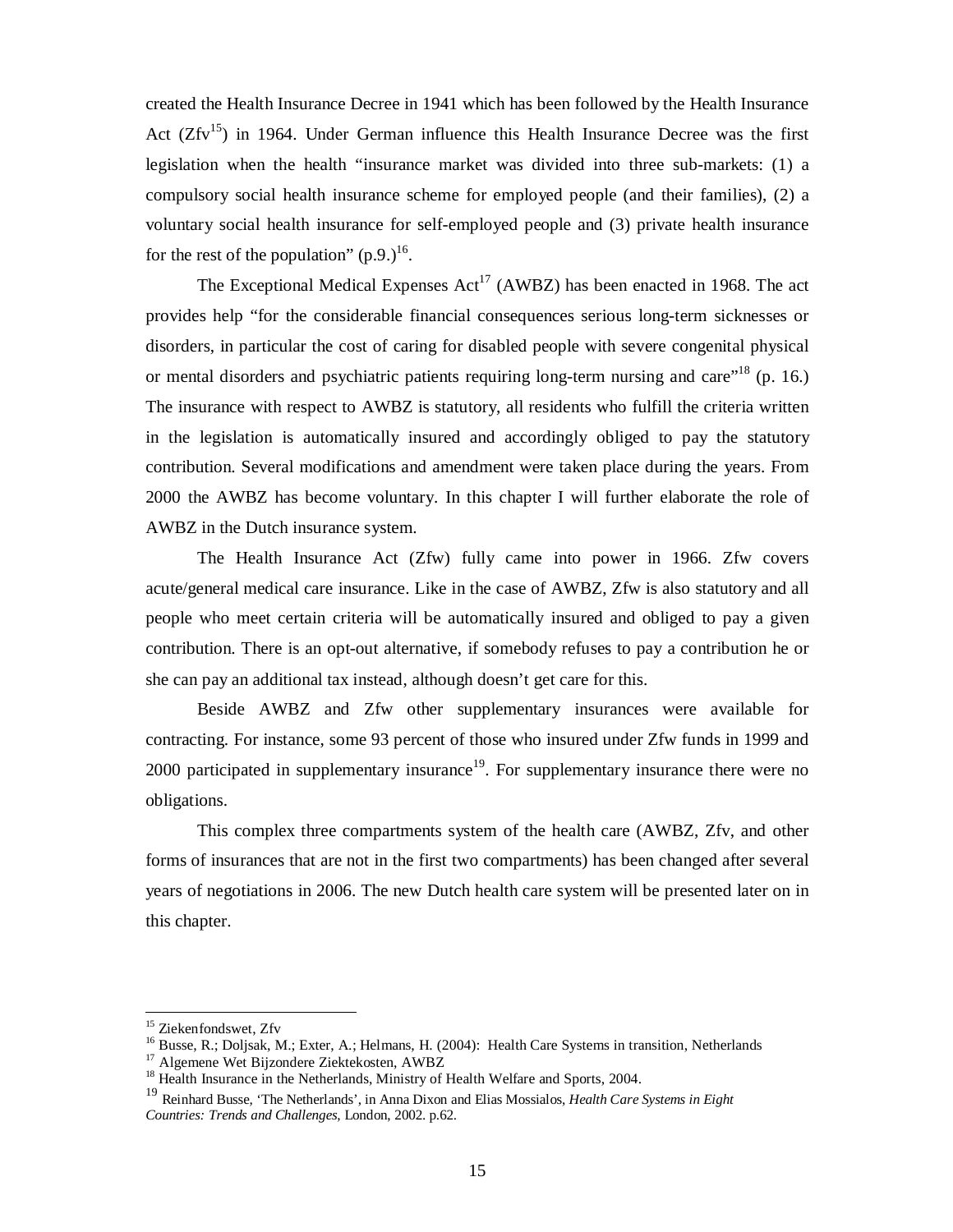created the Health Insurance Decree in 1941 which has been followed by the Health Insurance Act (Zfv[15]) in 1964. Under German influence this Health Insurance Decree was the first legislation when the health "insurance market was divided into three sub-markets: (1) a compulsory social health insurance scheme for employed people (and their families), (2) a voluntary social health insurance for self-employed people and (3) private health insurance for the rest of the population" (p.9.)[16].

The Exceptional Medical Expenses Act[17] (AWBZ) has been enacted in 1968. The act provides help "for the considerable financial consequences serious long-term sicknesses or disorders, in particular the cost of caring for disabled people with severe congenital physical or mental disorders and psychiatric patients requiring long-term nursing and care"[18] (p. 16.) The insurance with respect to AWBZ is statutory, all residents who fulfill the criteria written in the legislation is automatically insured and accordingly obliged to pay the statutory contribution. Several modifications and amendment were taken place during the years. From 2000 the AWBZ has become voluntary. In this chapter I will further elaborate the role of AWBZ in the Dutch insurance system.

The Health Insurance Act (Zfw) fully came into power in 1966. Zfw covers acute/general medical care insurance. Like in the case of AWBZ, Zfw is also statutory and all people who meet certain criteria will be automatically insured and obliged to pay a given contribution. There is an opt-out alternative, if somebody refuses to pay a contribution he or she can pay an additional tax instead, although doesn't get care for this.

Beside AWBZ and Zfw other supplementary insurances were available for contracting. For instance, some 93 percent of those who insured under Zfw funds in 1999 and 2000 participated in supplementary insurance[19]. For supplementary insurance there were no obligations.

This complex three compartments system of the health care (AWBZ, Zfv, and other forms of insurances that are not in the first two compartments) has been changed after several years of negotiations in 2006. The new Dutch health care system will be presented later on in this chapter.

---

[15] Ziekenfondswet, Zfv
[16] Busse, R.; Doljsak, M.; Exter, A.; Helmans, H. (2004): Health Care Systems in transition, Netherlands
[17] Algemene Wet Bijzondere Ziektekosten, AWBZ
[18] Health Insurance in the Netherlands, Ministry of Health Welfare and Sports, 2004.
[19] Reinhard Busse, 'The Netherlands', in Anna Dixon and Elias Mossialos, *Health Care Systems in Eight Countries: Trends and Challenges,* London, 2002. p.62.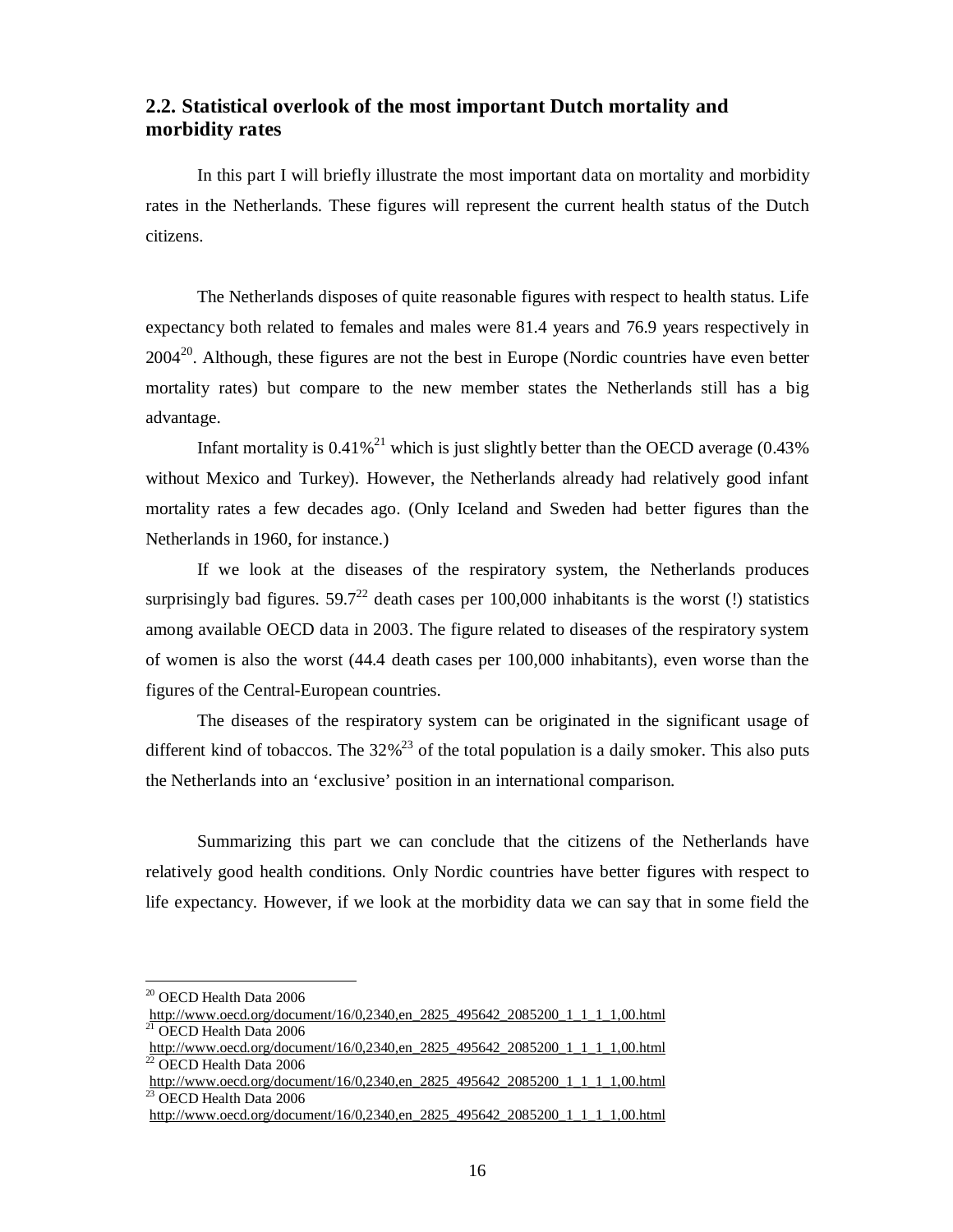## 2.2. Statistical overlook of the most important Dutch mortality and morbidity rates

In this part I will briefly illustrate the most important data on mortality and morbidity rates in the Netherlands. These figures will represent the current health status of the Dutch citizens.

The Netherlands disposes of quite reasonable figures with respect to health status. Life expectancy both related to females and males were 81.4 years and 76.9 years respectively in 2004[20]. Although, these figures are not the best in Europe (Nordic countries have even better mortality rates) but compare to the new member states the Netherlands still has a big advantage.

Infant mortality is 0.41%[21] which is just slightly better than the OECD average (0.43% without Mexico and Turkey). However, the Netherlands already had relatively good infant mortality rates a few decades ago. (Only Iceland and Sweden had better figures than the Netherlands in 1960, for instance.)

If we look at the diseases of the respiratory system, the Netherlands produces surprisingly bad figures. 59.7[22] death cases per 100,000 inhabitants is the worst (!) statistics among available OECD data in 2003. The figure related to diseases of the respiratory system of women is also the worst (44.4 death cases per 100,000 inhabitants), even worse than the figures of the Central-European countries.

The diseases of the respiratory system can be originated in the significant usage of different kind of tobaccos. The 32%[23] of the total population is a daily smoker. This also puts the Netherlands into an 'exclusive' position in an international comparison.

Summarizing this part we can conclude that the citizens of the Netherlands have relatively good health conditions. Only Nordic countries have better figures with respect to life expectancy. However, if we look at the morbidity data we can say that in some field the

---

[20] OECD Health Data 2006 http://www.oecd.org/document/16/0,2340,en_2825_495642_2085200_1_1_1_1,00.html

[21] OECD Health Data 2006 http://www.oecd.org/document/16/0,2340,en_2825_495642_2085200_1_1_1_1,00.html

[22] OECD Health Data 2006 http://www.oecd.org/document/16/0,2340,en_2825_495642_2085200_1_1_1_1,00.html

[23] OECD Health Data 2006 http://www.oecd.org/document/16/0,2340,en_2825_495642_2085200_1_1_1_1,00.html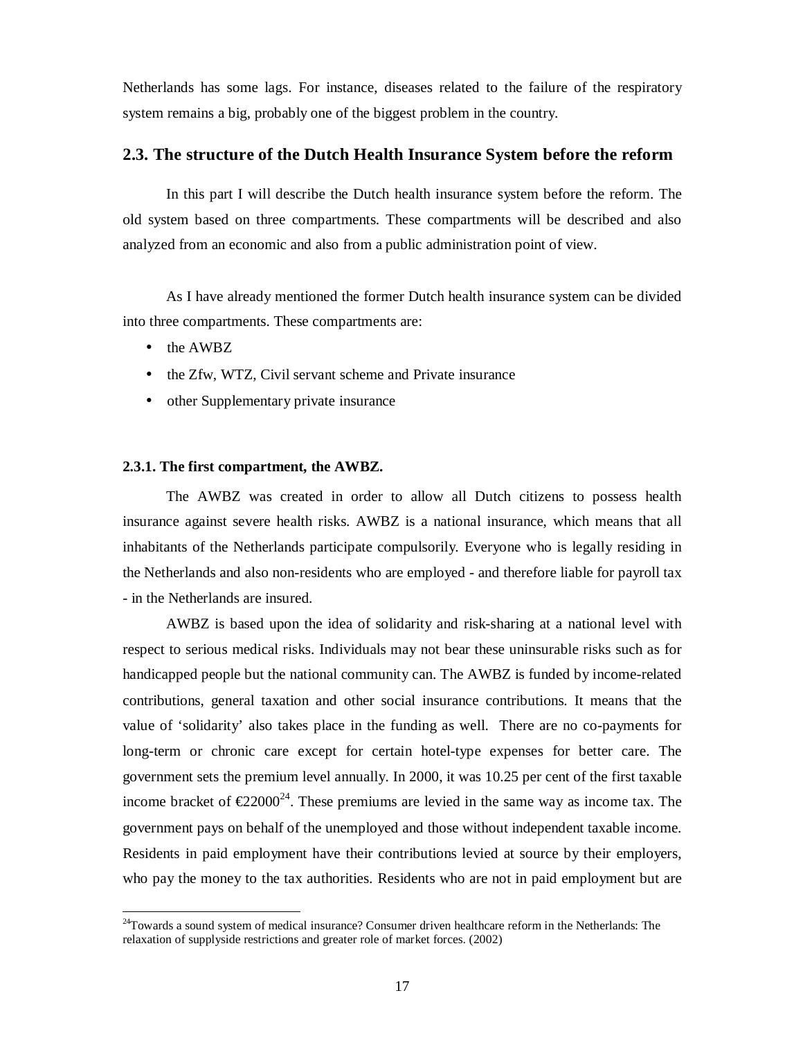Netherlands has some lags. For instance, diseases related to the failure of the respiratory system remains a big, probably one of the biggest problem in the country.

## 2.3. The structure of the Dutch Health Insurance System before the reform

In this part I will describe the Dutch health insurance system before the reform. The old system based on three compartments. These compartments will be described and also analyzed from an economic and also from a public administration point of view.

As I have already mentioned the former Dutch health insurance system can be divided into three compartments. These compartments are:

- the AWBZ
- the Zfw, WTZ, Civil servant scheme and Private insurance
- other Supplementary private insurance

### 2.3.1. The first compartment, the AWBZ.

The AWBZ was created in order to allow all Dutch citizens to possess health insurance against severe health risks. AWBZ is a national insurance, which means that all inhabitants of the Netherlands participate compulsorily. Everyone who is legally residing in the Netherlands and also non-residents who are employed - and therefore liable for payroll tax - in the Netherlands are insured.

AWBZ is based upon the idea of solidarity and risk-sharing at a national level with respect to serious medical risks. Individuals may not bear these uninsurable risks such as for handicapped people but the national community can. The AWBZ is funded by income-related contributions, general taxation and other social insurance contributions. It means that the value of 'solidarity' also takes place in the funding as well. There are no co-payments for long-term or chronic care except for certain hotel-type expenses for better care. The government sets the premium level annually. In 2000, it was 10.25 per cent of the first taxable income bracket of €22000[24]. These premiums are levied in the same way as income tax. The government pays on behalf of the unemployed and those without independent taxable income. Residents in paid employment have their contributions levied at source by their employers, who pay the money to the tax authorities. Residents who are not in paid employment but are

[24] Towards a sound system of medical insurance? Consumer driven healthcare reform in the Netherlands: The relaxation of supplyside restrictions and greater role of market forces. (2002)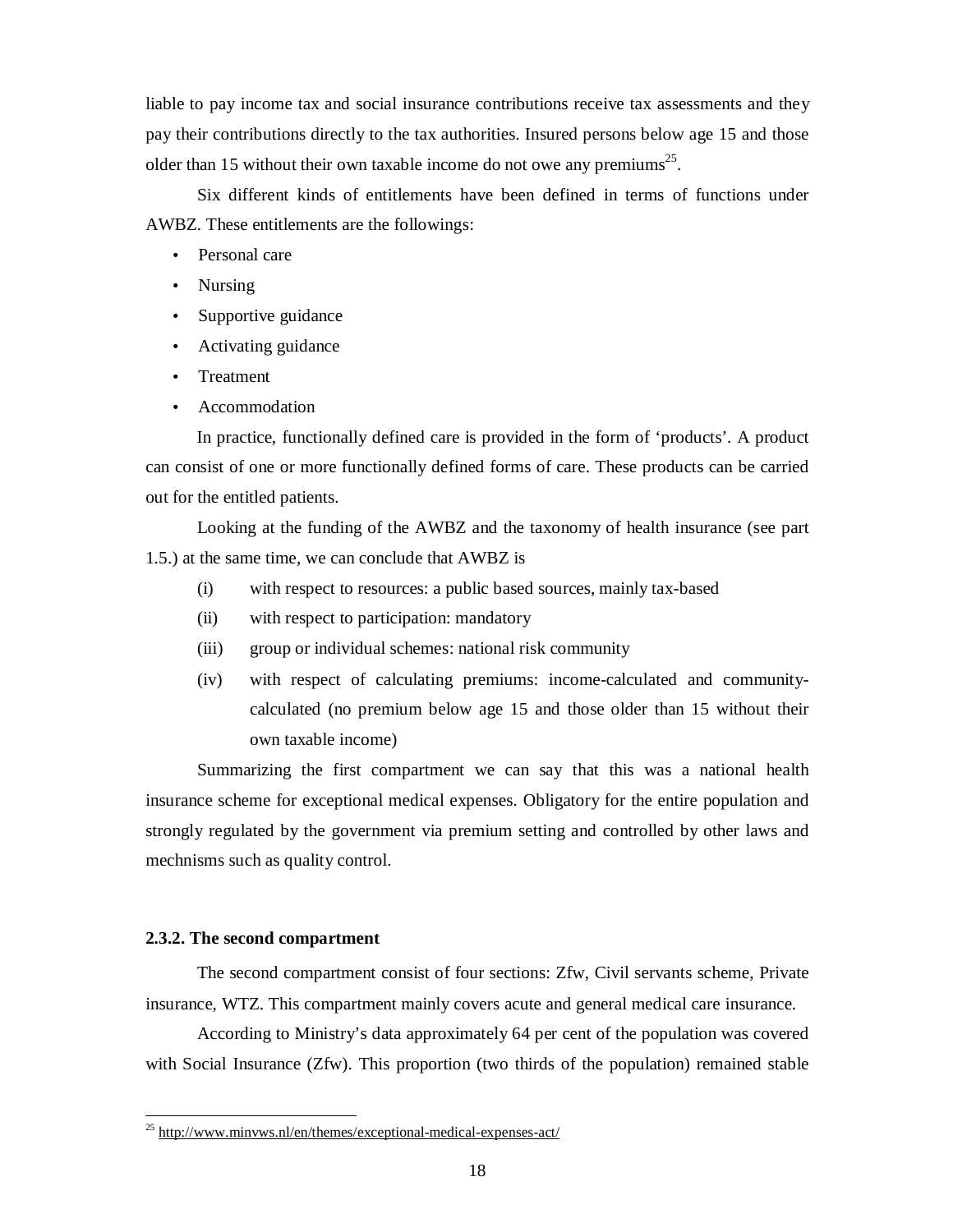liable to pay income tax and social insurance contributions receive tax assessments and they pay their contributions directly to the tax authorities. Insured persons below age 15 and those older than 15 without their own taxable income do not owe any premiums[25].

Six different kinds of entitlements have been defined in terms of functions under AWBZ. These entitlements are the followings:

- Personal care
- Nursing
- Supportive guidance
- Activating guidance
- Treatment
- Accommodation

In practice, functionally defined care is provided in the form of 'products'. A product can consist of one or more functionally defined forms of care. These products can be carried out for the entitled patients.

Looking at the funding of the AWBZ and the taxonomy of health insurance (see part 1.5.) at the same time, we can conclude that AWBZ is

(i) with respect to resources: a public based sources, mainly tax-based

(ii) with respect to participation: mandatory

(iii) group or individual schemes: national risk community

(iv) with respect of calculating premiums: income-calculated and community-calculated (no premium below age 15 and those older than 15 without their own taxable income)

Summarizing the first compartment we can say that this was a national health insurance scheme for exceptional medical expenses. Obligatory for the entire population and strongly regulated by the government via premium setting and controlled by other laws and mechnisms such as quality control.

### 2.3.2. The second compartment

The second compartment consist of four sections: Zfw, Civil servants scheme, Private insurance, WTZ. This compartment mainly covers acute and general medical care insurance.

According to Ministry's data approximately 64 per cent of the population was covered with Social Insurance (Zfw). This proportion (two thirds of the population) remained stable

---

[25] http://www.minvws.nl/en/themes/exceptional-medical-expenses-act/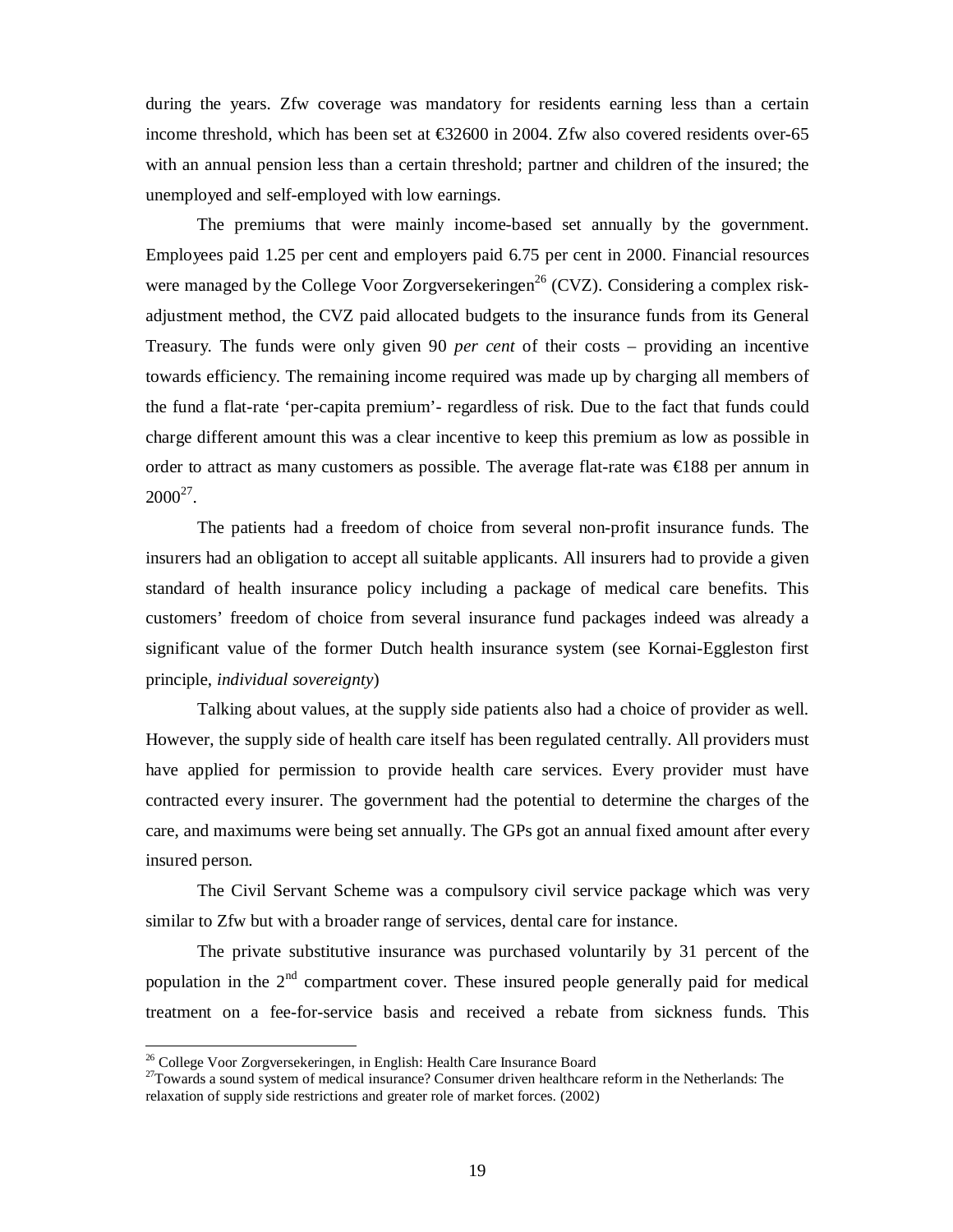during the years. Zfw coverage was mandatory for residents earning less than a certain income threshold, which has been set at €32600 in 2004. Zfw also covered residents over-65 with an annual pension less than a certain threshold; partner and children of the insured; the unemployed and self-employed with low earnings.

The premiums that were mainly income-based set annually by the government. Employees paid 1.25 per cent and employers paid 6.75 per cent in 2000. Financial resources were managed by the College Voor Zorgversekeringen[26] (CVZ). Considering a complex risk-adjustment method, the CVZ paid allocated budgets to the insurance funds from its General Treasury. The funds were only given 90 *per cent* of their costs – providing an incentive towards efficiency. The remaining income required was made up by charging all members of the fund a flat-rate 'per-capita premium'- regardless of risk. Due to the fact that funds could charge different amount this was a clear incentive to keep this premium as low as possible in order to attract as many customers as possible. The average flat-rate was €188 per annum in 2000[27].

The patients had a freedom of choice from several non-profit insurance funds. The insurers had an obligation to accept all suitable applicants. All insurers had to provide a given standard of health insurance policy including a package of medical care benefits. This customers' freedom of choice from several insurance fund packages indeed was already a significant value of the former Dutch health insurance system (see Kornai-Eggleston first principle, *individual sovereignty*)

Talking about values, at the supply side patients also had a choice of provider as well. However, the supply side of health care itself has been regulated centrally. All providers must have applied for permission to provide health care services. Every provider must have contracted every insurer. The government had the potential to determine the charges of the care, and maximums were being set annually. The GPs got an annual fixed amount after every insured person.

The Civil Servant Scheme was a compulsory civil service package which was very similar to Zfw but with a broader range of services, dental care for instance.

The private substitutive insurance was purchased voluntarily by 31 percent of the population in the 2nd compartment cover. These insured people generally paid for medical treatment on a fee-for-service basis and received a rebate from sickness funds. This

---

[26] College Voor Zorgversekeringen, in English: Health Care Insurance Board

[27] Towards a sound system of medical insurance? Consumer driven healthcare reform in the Netherlands: The relaxation of supply side restrictions and greater role of market forces. (2002)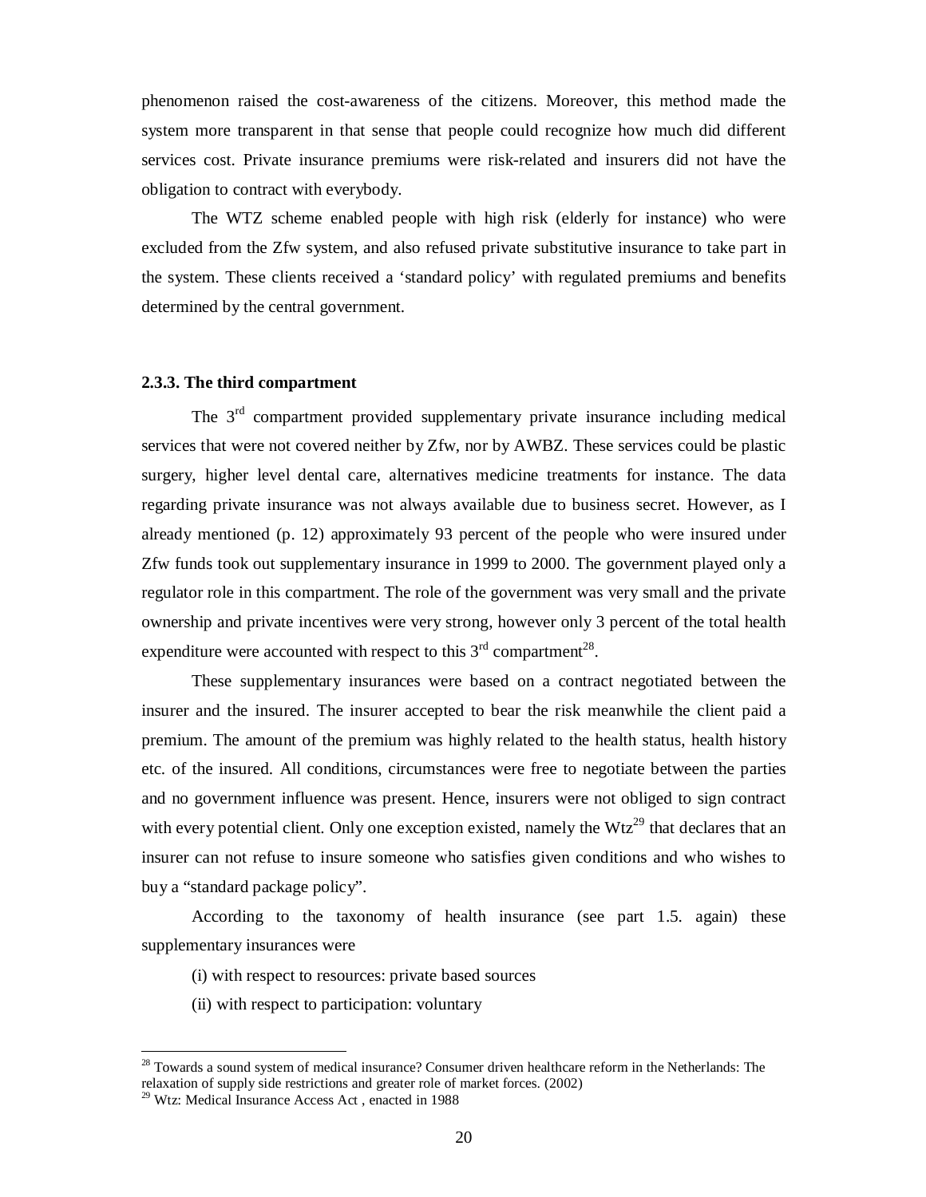phenomenon raised the cost-awareness of the citizens. Moreover, this method made the system more transparent in that sense that people could recognize how much did different services cost. Private insurance premiums were risk-related and insurers did not have the obligation to contract with everybody.

The WTZ scheme enabled people with high risk (elderly for instance) who were excluded from the Zfw system, and also refused private substitutive insurance to take part in the system. These clients received a 'standard policy' with regulated premiums and benefits determined by the central government.

### 2.3.3. The third compartment

The 3rd compartment provided supplementary private insurance including medical services that were not covered neither by Zfw, nor by AWBZ. These services could be plastic surgery, higher level dental care, alternatives medicine treatments for instance. The data regarding private insurance was not always available due to business secret. However, as I already mentioned (p. 12) approximately 93 percent of the people who were insured under Zfw funds took out supplementary insurance in 1999 to 2000. The government played only a regulator role in this compartment. The role of the government was very small and the private ownership and private incentives were very strong, however only 3 percent of the total health expenditure were accounted with respect to this 3rd compartment[28].

These supplementary insurances were based on a contract negotiated between the insurer and the insured. The insurer accepted to bear the risk meanwhile the client paid a premium. The amount of the premium was highly related to the health status, health history etc. of the insured. All conditions, circumstances were free to negotiate between the parties and no government influence was present. Hence, insurers were not obliged to sign contract with every potential client. Only one exception existed, namely the Wtz[29] that declares that an insurer can not refuse to insure someone who satisfies given conditions and who wishes to buy a "standard package policy".

According to the taxonomy of health insurance (see part 1.5. again) these supplementary insurances were

(i) with respect to resources: private based sources

(ii) with respect to participation: voluntary

---

[28] Towards a sound system of medical insurance? Consumer driven healthcare reform in the Netherlands: The relaxation of supply side restrictions and greater role of market forces. (2002)

[29] Wtz: Medical Insurance Access Act , enacted in 1988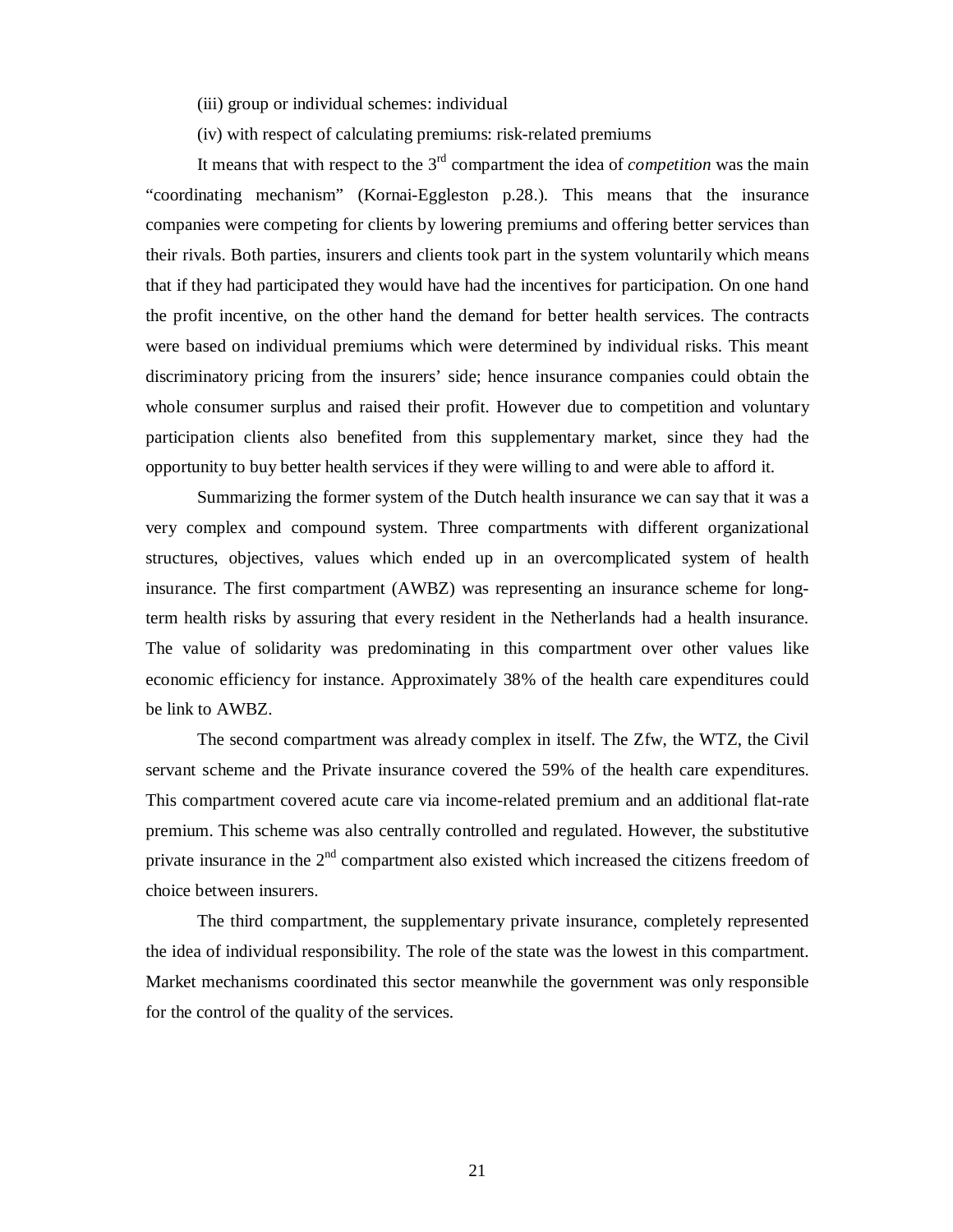(iii) group or individual schemes: individual

(iv) with respect of calculating premiums: risk-related premiums

It means that with respect to the 3rd compartment the idea of *competition* was the main "coordinating mechanism" (Kornai-Eggleston p.28.). This means that the insurance companies were competing for clients by lowering premiums and offering better services than their rivals. Both parties, insurers and clients took part in the system voluntarily which means that if they had participated they would have had the incentives for participation. On one hand the profit incentive, on the other hand the demand for better health services. The contracts were based on individual premiums which were determined by individual risks. This meant discriminatory pricing from the insurers' side; hence insurance companies could obtain the whole consumer surplus and raised their profit. However due to competition and voluntary participation clients also benefited from this supplementary market, since they had the opportunity to buy better health services if they were willing to and were able to afford it.

Summarizing the former system of the Dutch health insurance we can say that it was a very complex and compound system. Three compartments with different organizational structures, objectives, values which ended up in an overcomplicated system of health insurance. The first compartment (AWBZ) was representing an insurance scheme for long-term health risks by assuring that every resident in the Netherlands had a health insurance. The value of solidarity was predominating in this compartment over other values like economic efficiency for instance. Approximately 38% of the health care expenditures could be link to AWBZ.

The second compartment was already complex in itself. The Zfw, the WTZ, the Civil servant scheme and the Private insurance covered the 59% of the health care expenditures. This compartment covered acute care via income-related premium and an additional flat-rate premium. This scheme was also centrally controlled and regulated. However, the substitutive private insurance in the 2nd compartment also existed which increased the citizens freedom of choice between insurers.

The third compartment, the supplementary private insurance, completely represented the idea of individual responsibility. The role of the state was the lowest in this compartment. Market mechanisms coordinated this sector meanwhile the government was only responsible for the control of the quality of the services.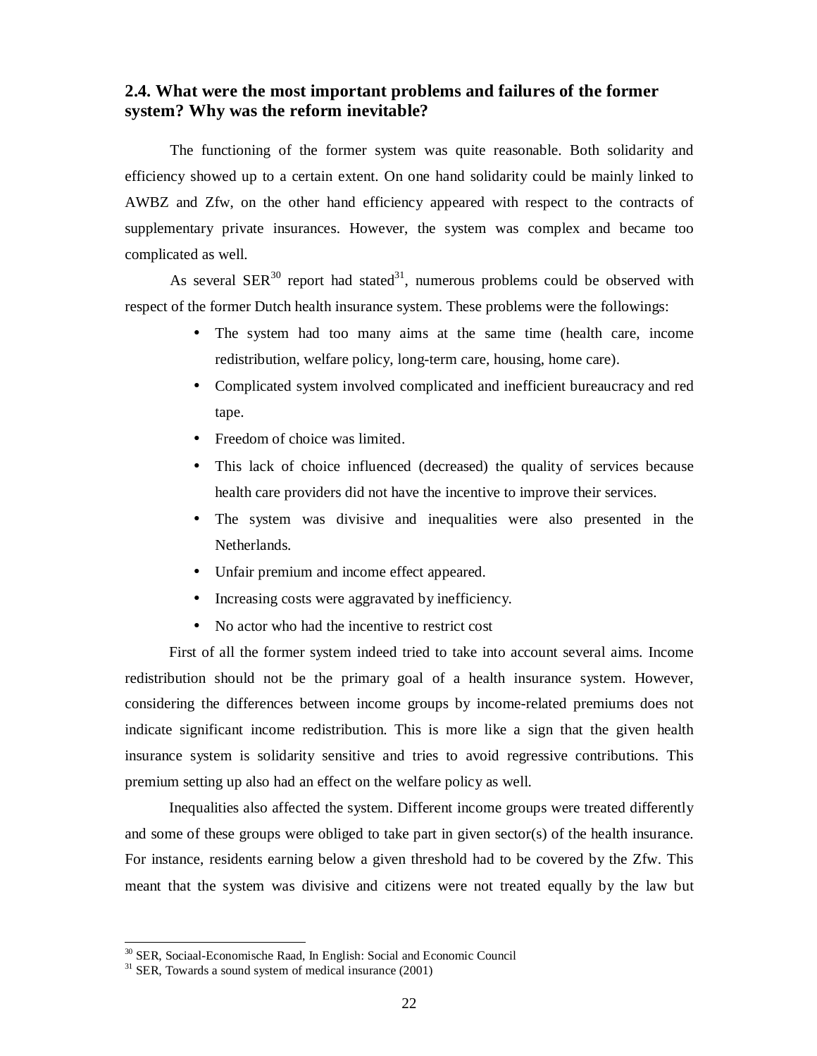## 2.4. What were the most important problems and failures of the former system? Why was the reform inevitable?

The functioning of the former system was quite reasonable. Both solidarity and efficiency showed up to a certain extent. On one hand solidarity could be mainly linked to AWBZ and Zfw, on the other hand efficiency appeared with respect to the contracts of supplementary private insurances. However, the system was complex and became too complicated as well.

As several SER[30] report had stated[31], numerous problems could be observed with respect of the former Dutch health insurance system. These problems were the followings:

- The system had too many aims at the same time (health care, income redistribution, welfare policy, long-term care, housing, home care).
- Complicated system involved complicated and inefficient bureaucracy and red tape.
- Freedom of choice was limited.
- This lack of choice influenced (decreased) the quality of services because health care providers did not have the incentive to improve their services.
- The system was divisive and inequalities were also presented in the Netherlands.
- Unfair premium and income effect appeared.
- Increasing costs were aggravated by inefficiency.
- No actor who had the incentive to restrict cost

First of all the former system indeed tried to take into account several aims. Income redistribution should not be the primary goal of a health insurance system. However, considering the differences between income groups by income-related premiums does not indicate significant income redistribution. This is more like a sign that the given health insurance system is solidarity sensitive and tries to avoid regressive contributions. This premium setting up also had an effect on the welfare policy as well.

Inequalities also affected the system. Different income groups were treated differently and some of these groups were obliged to take part in given sector(s) of the health insurance. For instance, residents earning below a given threshold had to be covered by the Zfw. This meant that the system was divisive and citizens were not treated equally by the law but

---

[30] SER, Sociaal-Economische Raad, In English: Social and Economic Council

[31] SER, Towards a sound system of medical insurance (2001)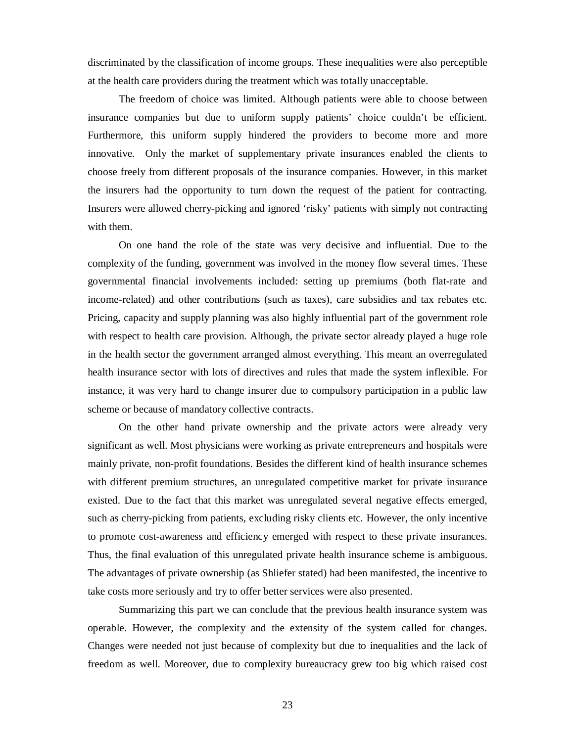discriminated by the classification of income groups. These inequalities were also perceptible at the health care providers during the treatment which was totally unacceptable.

The freedom of choice was limited. Although patients were able to choose between insurance companies but due to uniform supply patients' choice couldn't be efficient. Furthermore, this uniform supply hindered the providers to become more and more innovative. Only the market of supplementary private insurances enabled the clients to choose freely from different proposals of the insurance companies. However, in this market the insurers had the opportunity to turn down the request of the patient for contracting. Insurers were allowed cherry-picking and ignored 'risky' patients with simply not contracting with them.

On one hand the role of the state was very decisive and influential. Due to the complexity of the funding, government was involved in the money flow several times. These governmental financial involvements included: setting up premiums (both flat-rate and income-related) and other contributions (such as taxes), care subsidies and tax rebates etc. Pricing, capacity and supply planning was also highly influential part of the government role with respect to health care provision. Although, the private sector already played a huge role in the health sector the government arranged almost everything. This meant an overregulated health insurance sector with lots of directives and rules that made the system inflexible. For instance, it was very hard to change insurer due to compulsory participation in a public law scheme or because of mandatory collective contracts.

On the other hand private ownership and the private actors were already very significant as well. Most physicians were working as private entrepreneurs and hospitals were mainly private, non-profit foundations. Besides the different kind of health insurance schemes with different premium structures, an unregulated competitive market for private insurance existed. Due to the fact that this market was unregulated several negative effects emerged, such as cherry-picking from patients, excluding risky clients etc. However, the only incentive to promote cost-awareness and efficiency emerged with respect to these private insurances. Thus, the final evaluation of this unregulated private health insurance scheme is ambiguous. The advantages of private ownership (as Shliefer stated) had been manifested, the incentive to take costs more seriously and try to offer better services were also presented.

Summarizing this part we can conclude that the previous health insurance system was operable. However, the complexity and the extensity of the system called for changes. Changes were needed not just because of complexity but due to inequalities and the lack of freedom as well. Moreover, due to complexity bureaucracy grew too big which raised cost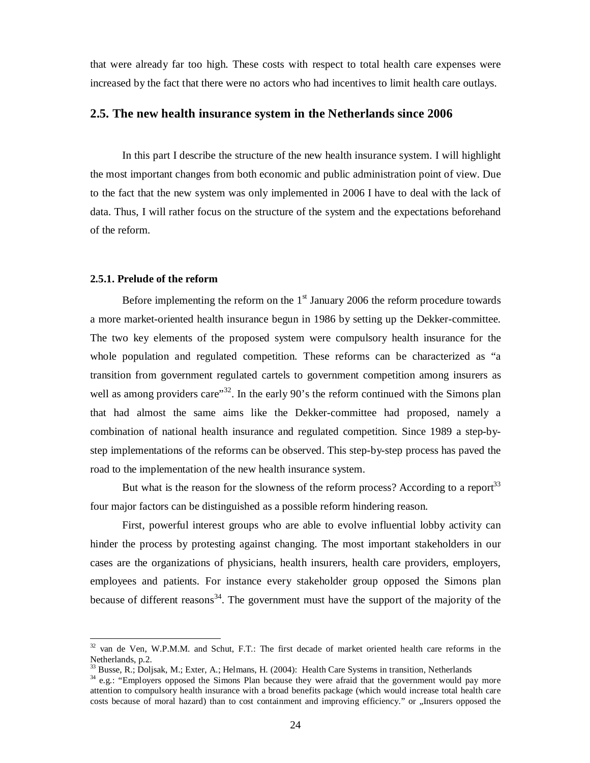that were already far too high. These costs with respect to total health care expenses were increased by the fact that there were no actors who had incentives to limit health care outlays.

## 2.5. The new health insurance system in the Netherlands since 2006

In this part I describe the structure of the new health insurance system. I will highlight the most important changes from both economic and public administration point of view. Due to the fact that the new system was only implemented in 2006 I have to deal with the lack of data. Thus, I will rather focus on the structure of the system and the expectations beforehand of the reform.

### 2.5.1. Prelude of the reform

Before implementing the reform on the 1st January 2006 the reform procedure towards a more market-oriented health insurance begun in 1986 by setting up the Dekker-committee. The two key elements of the proposed system were compulsory health insurance for the whole population and regulated competition. These reforms can be characterized as "a transition from government regulated cartels to government competition among insurers as well as among providers care"[32]. In the early 90's the reform continued with the Simons plan that had almost the same aims like the Dekker-committee had proposed, namely a combination of national health insurance and regulated competition. Since 1989 a step-by-step implementations of the reforms can be observed. This step-by-step process has paved the road to the implementation of the new health insurance system.

But what is the reason for the slowness of the reform process? According to a report[33] four major factors can be distinguished as a possible reform hindering reason.

First, powerful interest groups who are able to evolve influential lobby activity can hinder the process by protesting against changing. The most important stakeholders in our cases are the organizations of physicians, health insurers, health care providers, employers, employees and patients. For instance every stakeholder group opposed the Simons plan because of different reasons[34]. The government must have the support of the majority of the

---

[32] van de Ven, W.P.M.M. and Schut, F.T.: The first decade of market oriented health care reforms in the Netherlands, p.2.

[33] Busse, R.; Doljsak, M.; Exter, A.; Helmans, H. (2004): Health Care Systems in transition, Netherlands

[34] e.g.: "Employers opposed the Simons Plan because they were afraid that the government would pay more attention to compulsory health insurance with a broad benefits package (which would increase total health care costs because of moral hazard) than to cost containment and improving efficiency." or „Insurers opposed the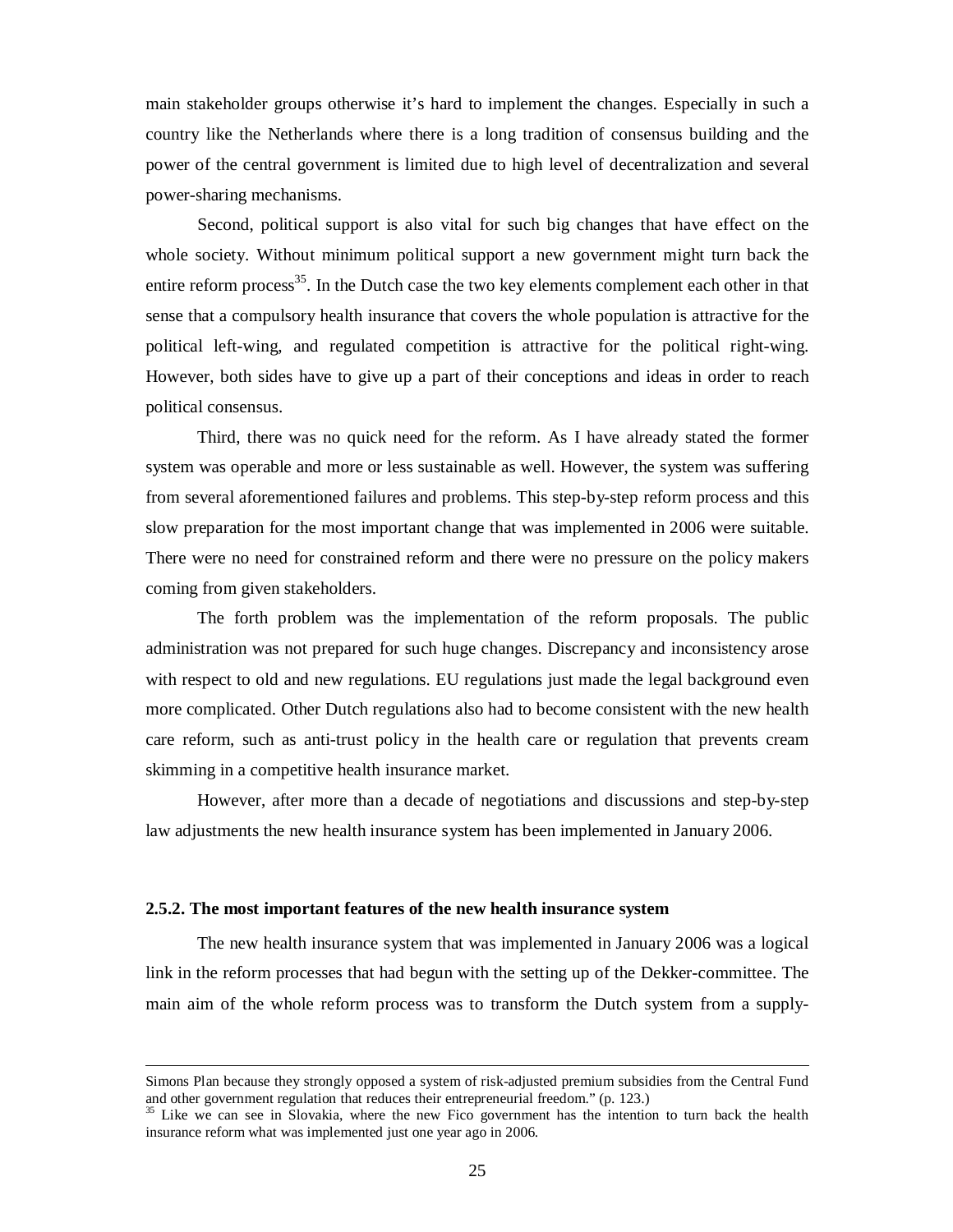main stakeholder groups otherwise it's hard to implement the changes. Especially in such a country like the Netherlands where there is a long tradition of consensus building and the power of the central government is limited due to high level of decentralization and several power-sharing mechanisms.

Second, political support is also vital for such big changes that have effect on the whole society. Without minimum political support a new government might turn back the entire reform process[35]. In the Dutch case the two key elements complement each other in that sense that a compulsory health insurance that covers the whole population is attractive for the political left-wing, and regulated competition is attractive for the political right-wing. However, both sides have to give up a part of their conceptions and ideas in order to reach political consensus.

Third, there was no quick need for the reform. As I have already stated the former system was operable and more or less sustainable as well. However, the system was suffering from several aforementioned failures and problems. This step-by-step reform process and this slow preparation for the most important change that was implemented in 2006 were suitable. There were no need for constrained reform and there were no pressure on the policy makers coming from given stakeholders.

The forth problem was the implementation of the reform proposals. The public administration was not prepared for such huge changes. Discrepancy and inconsistency arose with respect to old and new regulations. EU regulations just made the legal background even more complicated. Other Dutch regulations also had to become consistent with the new health care reform, such as anti-trust policy in the health care or regulation that prevents cream skimming in a competitive health insurance market.

However, after more than a decade of negotiations and discussions and step-by-step law adjustments the new health insurance system has been implemented in January 2006.

### 2.5.2. The most important features of the new health insurance system

The new health insurance system that was implemented in January 2006 was a logical link in the reform processes that had begun with the setting up of the Dekker-committee. The main aim of the whole reform process was to transform the Dutch system from a supply-

---

Simons Plan because they strongly opposed a system of risk-adjusted premium subsidies from the Central Fund and other government regulation that reduces their entrepreneurial freedom." (p. 123.)

[35] Like we can see in Slovakia, where the new Fico government has the intention to turn back the health insurance reform what was implemented just one year ago in 2006.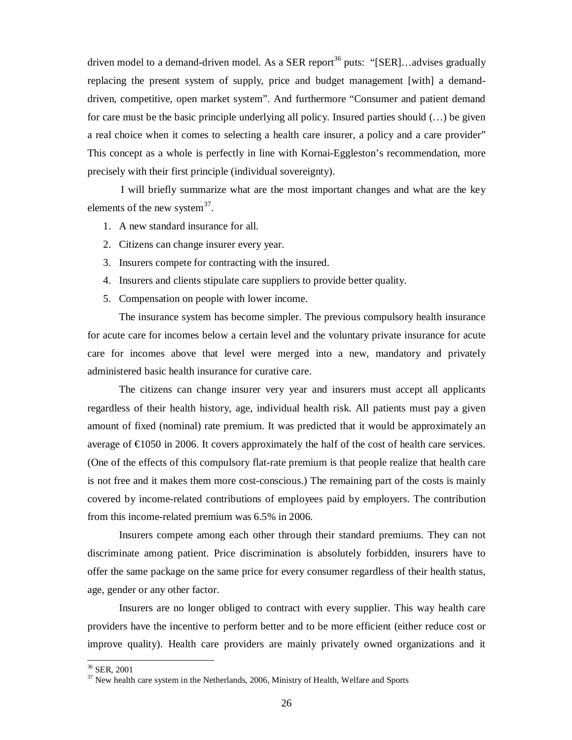driven model to a demand-driven model. As a SER report[36] puts: "[SER]…advises gradually replacing the present system of supply, price and budget management [with] a demand-driven, competitive, open market system". And furthermore "Consumer and patient demand for care must be the basic principle underlying all policy. Insured parties should (…) be given a real choice when it comes to selecting a health care insurer, a policy and a care provider" This concept as a whole is perfectly in line with Kornai-Eggleston's recommendation, more precisely with their first principle (individual sovereignty).

I will briefly summarize what are the most important changes and what are the key elements of the new system[37].

1. A new standard insurance for all.
2. Citizens can change insurer every year.
3. Insurers compete for contracting with the insured.
4. Insurers and clients stipulate care suppliers to provide better quality.
5. Compensation on people with lower income.

The insurance system has become simpler. The previous compulsory health insurance for acute care for incomes below a certain level and the voluntary private insurance for acute care for incomes above that level were merged into a new, mandatory and privately administered basic health insurance for curative care.

The citizens can change insurer very year and insurers must accept all applicants regardless of their health history, age, individual health risk. All patients must pay a given amount of fixed (nominal) rate premium. It was predicted that it would be approximately an average of €1050 in 2006. It covers approximately the half of the cost of health care services. (One of the effects of this compulsory flat-rate premium is that people realize that health care is not free and it makes them more cost-conscious.) The remaining part of the costs is mainly covered by income-related contributions of employees paid by employers. The contribution from this income-related premium was 6.5% in 2006.

Insurers compete among each other through their standard premiums. They can not discriminate among patient. Price discrimination is absolutely forbidden, insurers have to offer the same package on the same price for every consumer regardless of their health status, age, gender or any other factor.

Insurers are no longer obliged to contract with every supplier. This way health care providers have the incentive to perform better and to be more efficient (either reduce cost or improve quality). Health care providers are mainly privately owned organizations and it

---

[36] SER, 2001

[37] New health care system in the Netherlands, 2006, Ministry of Health, Welfare and Sports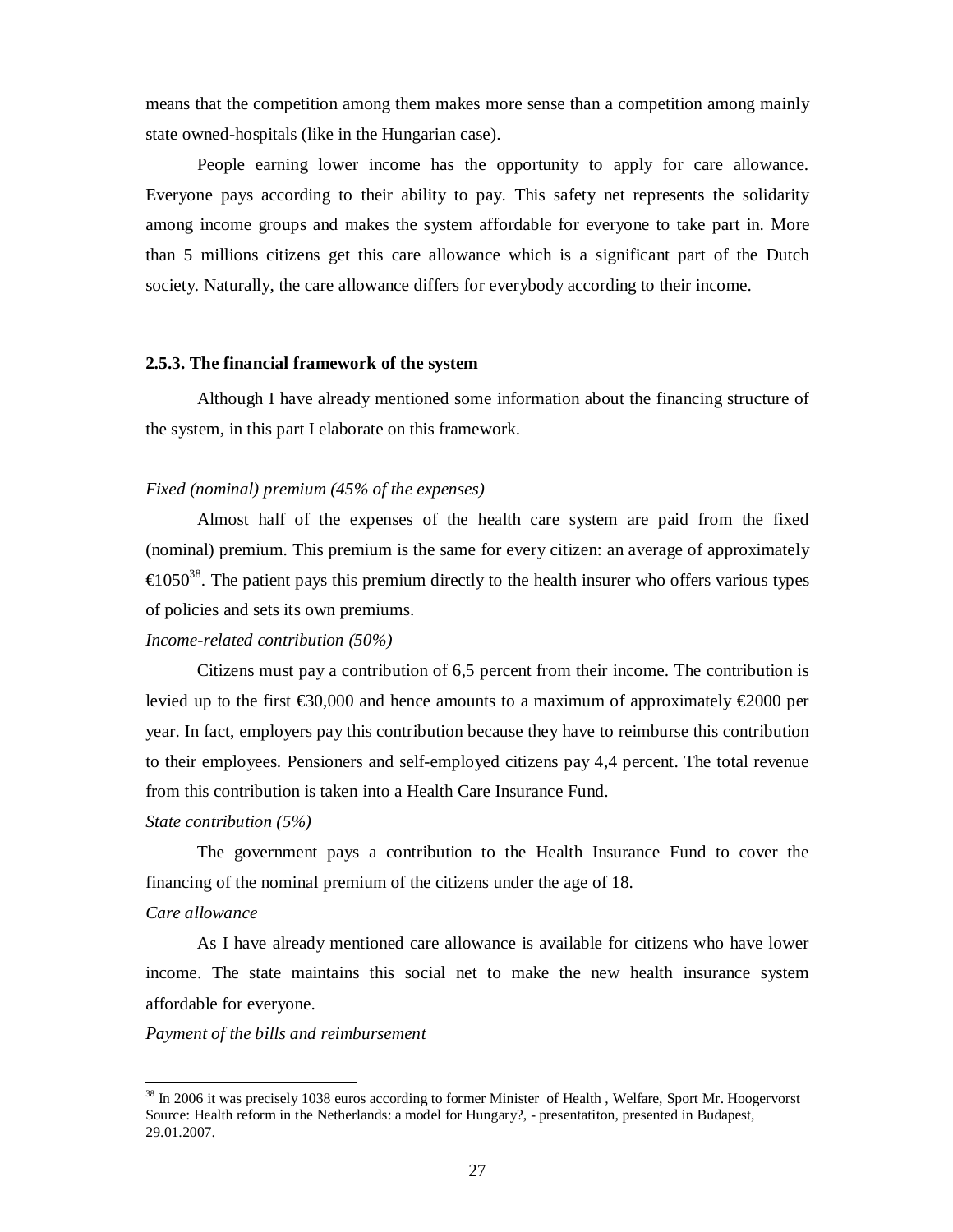means that the competition among them makes more sense than a competition among mainly state owned-hospitals (like in the Hungarian case).

People earning lower income has the opportunity to apply for care allowance. Everyone pays according to their ability to pay. This safety net represents the solidarity among income groups and makes the system affordable for everyone to take part in. More than 5 millions citizens get this care allowance which is a significant part of the Dutch society. Naturally, the care allowance differs for everybody according to their income.

### 2.5.3. The financial framework of the system

Although I have already mentioned some information about the financing structure of the system, in this part I elaborate on this framework.

*Fixed (nominal) premium (45% of the expenses)*

Almost half of the expenses of the health care system are paid from the fixed (nominal) premium. This premium is the same for every citizen: an average of approximately €1050[38]. The patient pays this premium directly to the health insurer who offers various types of policies and sets its own premiums.

*Income-related contribution (50%)*

Citizens must pay a contribution of 6,5 percent from their income. The contribution is levied up to the first €30,000 and hence amounts to a maximum of approximately €2000 per year. In fact, employers pay this contribution because they have to reimburse this contribution to their employees. Pensioners and self-employed citizens pay 4,4 percent. The total revenue from this contribution is taken into a Health Care Insurance Fund.

*State contribution (5%)*

The government pays a contribution to the Health Insurance Fund to cover the financing of the nominal premium of the citizens under the age of 18.

*Care allowance*

As I have already mentioned care allowance is available for citizens who have lower income. The state maintains this social net to make the new health insurance system affordable for everyone.

*Payment of the bills and reimbursement*

---

[38] In 2006 it was precisely 1038 euros according to former Minister of Health , Welfare, Sport Mr. Hoogervorst Source: Health reform in the Netherlands: a model for Hungary?, - presentatiton, presented in Budapest, 29.01.2007.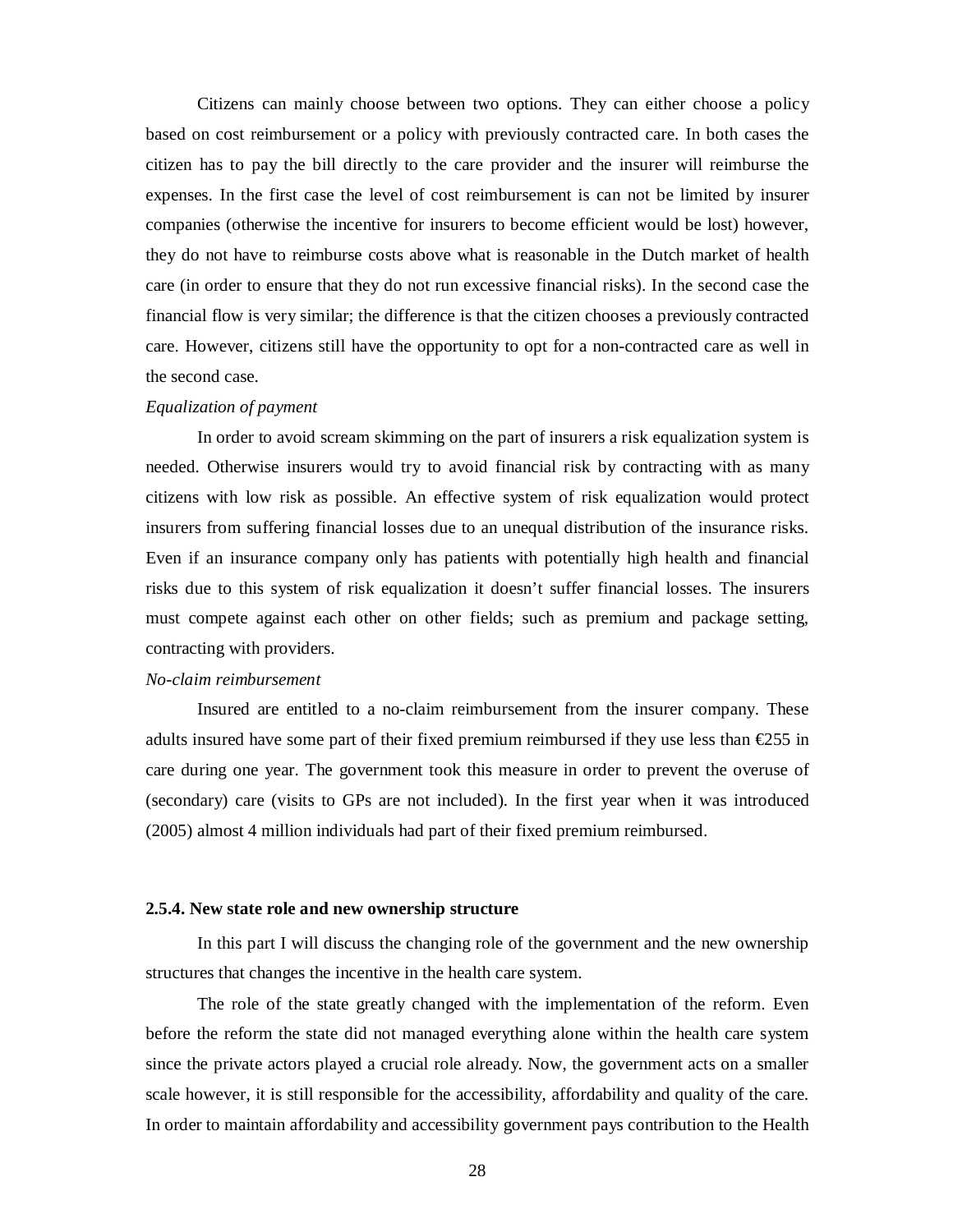Citizens can mainly choose between two options. They can either choose a policy based on cost reimbursement or a policy with previously contracted care. In both cases the citizen has to pay the bill directly to the care provider and the insurer will reimburse the expenses. In the first case the level of cost reimbursement is can not be limited by insurer companies (otherwise the incentive for insurers to become efficient would be lost) however, they do not have to reimburse costs above what is reasonable in the Dutch market of health care (in order to ensure that they do not run excessive financial risks). In the second case the financial flow is very similar; the difference is that the citizen chooses a previously contracted care. However, citizens still have the opportunity to opt for a non-contracted care as well in the second case.

*Equalization of payment*

In order to avoid scream skimming on the part of insurers a risk equalization system is needed. Otherwise insurers would try to avoid financial risk by contracting with as many citizens with low risk as possible. An effective system of risk equalization would protect insurers from suffering financial losses due to an unequal distribution of the insurance risks. Even if an insurance company only has patients with potentially high health and financial risks due to this system of risk equalization it doesn't suffer financial losses. The insurers must compete against each other on other fields; such as premium and package setting, contracting with providers.

*No-claim reimbursement*

Insured are entitled to a no-claim reimbursement from the insurer company. These adults insured have some part of their fixed premium reimbursed if they use less than €255 in care during one year. The government took this measure in order to prevent the overuse of (secondary) care (visits to GPs are not included). In the first year when it was introduced (2005) almost 4 million individuals had part of their fixed premium reimbursed.

### 2.5.4. New state role and new ownership structure

In this part I will discuss the changing role of the government and the new ownership structures that changes the incentive in the health care system.

The role of the state greatly changed with the implementation of the reform. Even before the reform the state did not managed everything alone within the health care system since the private actors played a crucial role already. Now, the government acts on a smaller scale however, it is still responsible for the accessibility, affordability and quality of the care. In order to maintain affordability and accessibility government pays contribution to the Health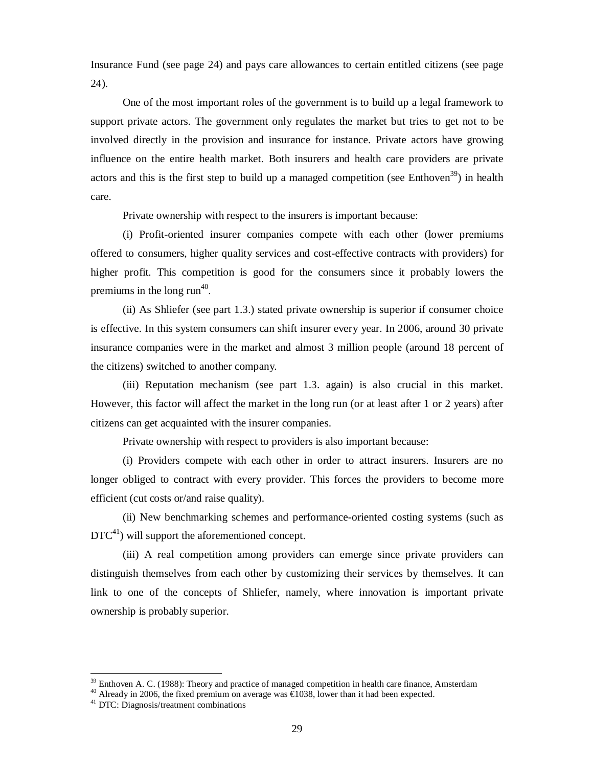Insurance Fund (see page 24) and pays care allowances to certain entitled citizens (see page 24).

One of the most important roles of the government is to build up a legal framework to support private actors. The government only regulates the market but tries to get not to be involved directly in the provision and insurance for instance. Private actors have growing influence on the entire health market. Both insurers and health care providers are private actors and this is the first step to build up a managed competition (see Enthoven[39]) in health care.

Private ownership with respect to the insurers is important because:

(i) Profit-oriented insurer companies compete with each other (lower premiums offered to consumers, higher quality services and cost-effective contracts with providers) for higher profit. This competition is good for the consumers since it probably lowers the premiums in the long run[40].

(ii) As Shliefer (see part 1.3.) stated private ownership is superior if consumer choice is effective. In this system consumers can shift insurer every year. In 2006, around 30 private insurance companies were in the market and almost 3 million people (around 18 percent of the citizens) switched to another company.

(iii) Reputation mechanism (see part 1.3. again) is also crucial in this market. However, this factor will affect the market in the long run (or at least after 1 or 2 years) after citizens can get acquainted with the insurer companies.

Private ownership with respect to providers is also important because:

(i) Providers compete with each other in order to attract insurers. Insurers are no longer obliged to contract with every provider. This forces the providers to become more efficient (cut costs or/and raise quality).

(ii) New benchmarking schemes and performance-oriented costing systems (such as DTC[41]) will support the aforementioned concept.

(iii) A real competition among providers can emerge since private providers can distinguish themselves from each other by customizing their services by themselves. It can link to one of the concepts of Shliefer, namely, where innovation is important private ownership is probably superior.

---

[39] Enthoven A. C. (1988): Theory and practice of managed competition in health care finance, Amsterdam

[40] Already in 2006, the fixed premium on average was €1038, lower than it had been expected.

[41] DTC: Diagnosis/treatment combinations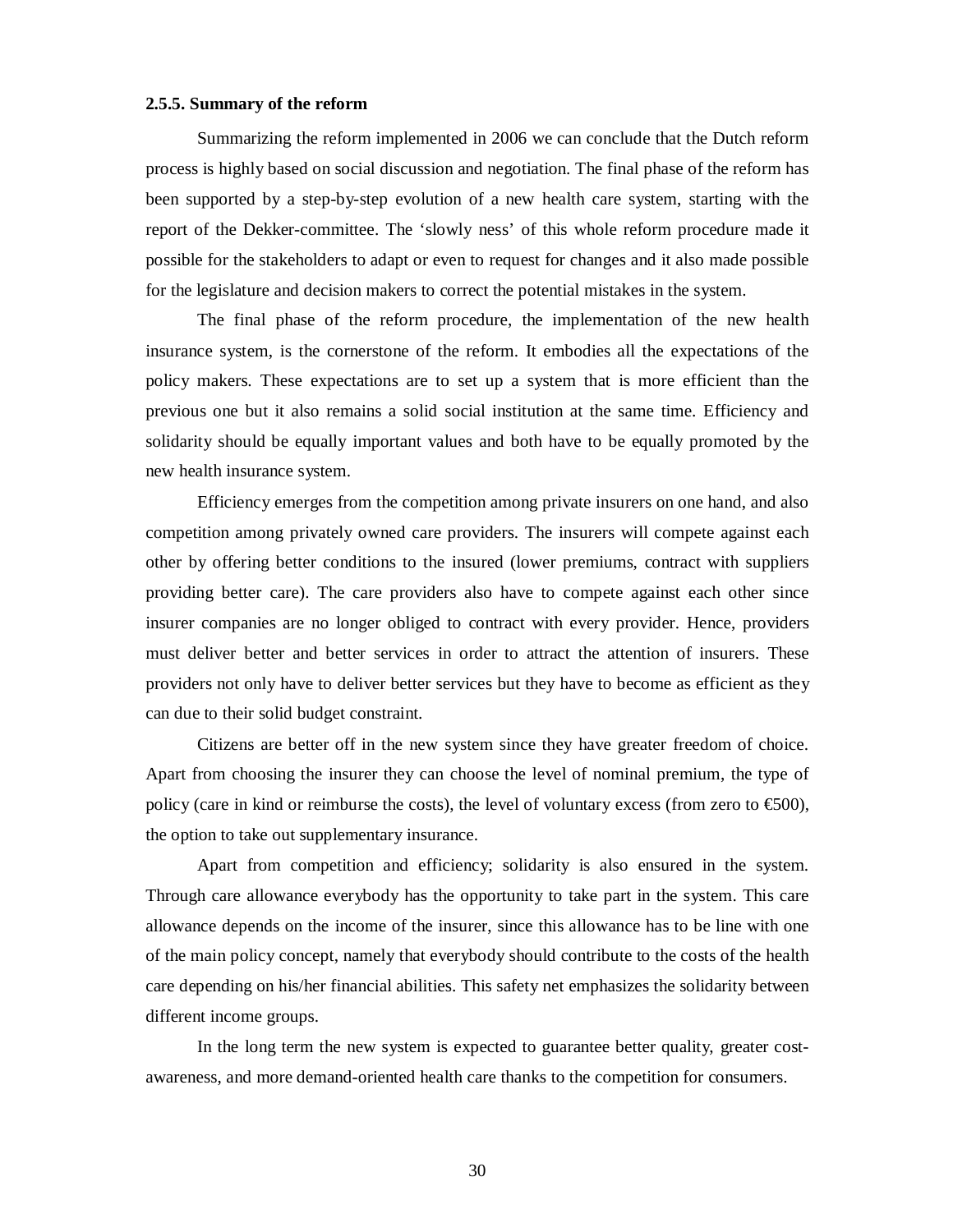### 2.5.5. Summary of the reform

Summarizing the reform implemented in 2006 we can conclude that the Dutch reform process is highly based on social discussion and negotiation. The final phase of the reform has been supported by a step-by-step evolution of a new health care system, starting with the report of the Dekker-committee. The 'slowly ness' of this whole reform procedure made it possible for the stakeholders to adapt or even to request for changes and it also made possible for the legislature and decision makers to correct the potential mistakes in the system.

The final phase of the reform procedure, the implementation of the new health insurance system, is the cornerstone of the reform. It embodies all the expectations of the policy makers. These expectations are to set up a system that is more efficient than the previous one but it also remains a solid social institution at the same time. Efficiency and solidarity should be equally important values and both have to be equally promoted by the new health insurance system.

Efficiency emerges from the competition among private insurers on one hand, and also competition among privately owned care providers. The insurers will compete against each other by offering better conditions to the insured (lower premiums, contract with suppliers providing better care). The care providers also have to compete against each other since insurer companies are no longer obliged to contract with every provider. Hence, providers must deliver better and better services in order to attract the attention of insurers. These providers not only have to deliver better services but they have to become as efficient as they can due to their solid budget constraint.

Citizens are better off in the new system since they have greater freedom of choice. Apart from choosing the insurer they can choose the level of nominal premium, the type of policy (care in kind or reimburse the costs), the level of voluntary excess (from zero to €500), the option to take out supplementary insurance.

Apart from competition and efficiency; solidarity is also ensured in the system. Through care allowance everybody has the opportunity to take part in the system. This care allowance depends on the income of the insurer, since this allowance has to be line with one of the main policy concept, namely that everybody should contribute to the costs of the health care depending on his/her financial abilities. This safety net emphasizes the solidarity between different income groups.

In the long term the new system is expected to guarantee better quality, greater cost-awareness, and more demand-oriented health care thanks to the competition for consumers.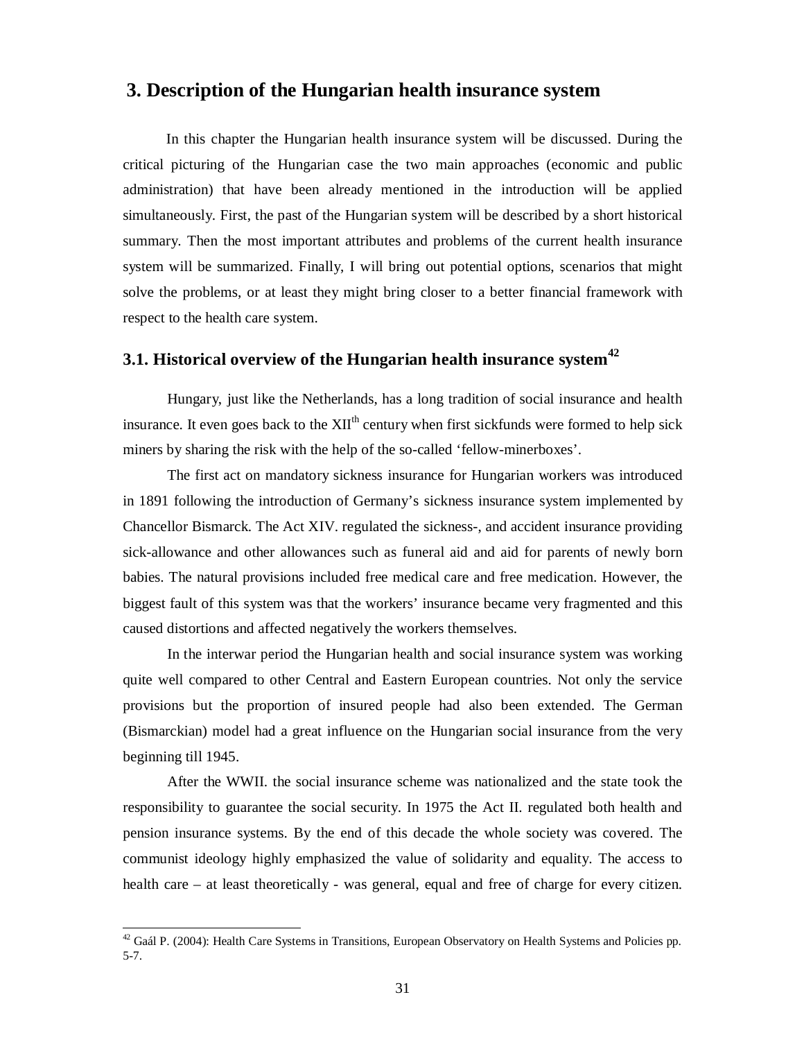# 3. Description of the Hungarian health insurance system

In this chapter the Hungarian health insurance system will be discussed. During the critical picturing of the Hungarian case the two main approaches (economic and public administration) that have been already mentioned in the introduction will be applied simultaneously. First, the past of the Hungarian system will be described by a short historical summary. Then the most important attributes and problems of the current health insurance system will be summarized. Finally, I will bring out potential options, scenarios that might solve the problems, or at least they might bring closer to a better financial framework with respect to the health care system.

## 3.1. Historical overview of the Hungarian health insurance system[42]

Hungary, just like the Netherlands, has a long tradition of social insurance and health insurance. It even goes back to the XII$^{th}$ century when first sickfunds were formed to help sick miners by sharing the risk with the help of the so-called 'fellow-minerboxes'.

The first act on mandatory sickness insurance for Hungarian workers was introduced in 1891 following the introduction of Germany's sickness insurance system implemented by Chancellor Bismarck. The Act XIV. regulated the sickness-, and accident insurance providing sick-allowance and other allowances such as funeral aid and aid for parents of newly born babies. The natural provisions included free medical care and free medication. However, the biggest fault of this system was that the workers' insurance became very fragmented and this caused distortions and affected negatively the workers themselves.

In the interwar period the Hungarian health and social insurance system was working quite well compared to other Central and Eastern European countries. Not only the service provisions but the proportion of insured people had also been extended. The German (Bismarckian) model had a great influence on the Hungarian social insurance from the very beginning till 1945.

After the WWII. the social insurance scheme was nationalized and the state took the responsibility to guarantee the social security. In 1975 the Act II. regulated both health and pension insurance systems. By the end of this decade the whole society was covered. The communist ideology highly emphasized the value of solidarity and equality. The access to health care – at least theoretically - was general, equal and free of charge for every citizen.

[42] Gaál P. (2004): Health Care Systems in Transitions, European Observatory on Health Systems and Policies pp. 5-7.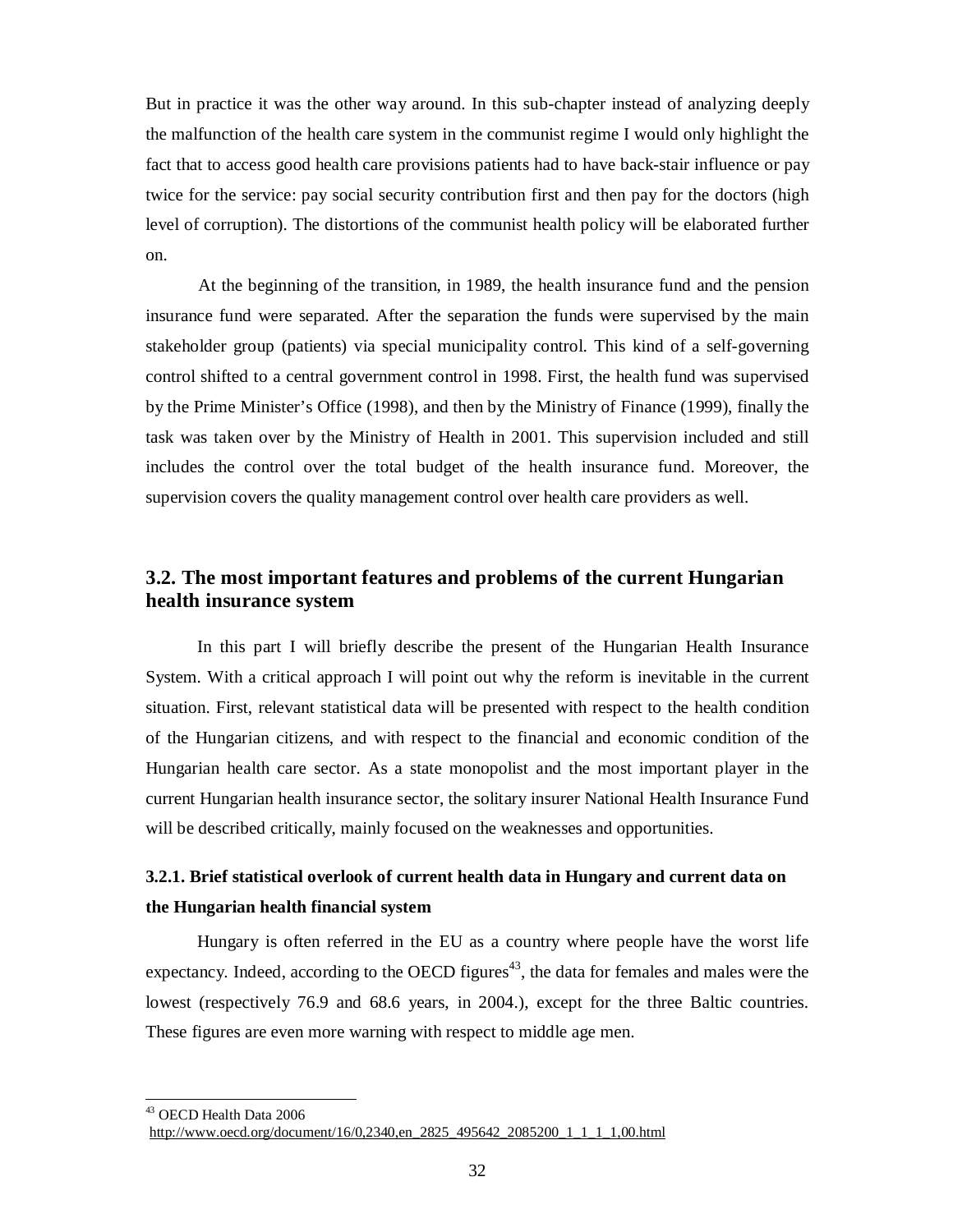But in practice it was the other way around. In this sub-chapter instead of analyzing deeply the malfunction of the health care system in the communist regime I would only highlight the fact that to access good health care provisions patients had to have back-stair influence or pay twice for the service: pay social security contribution first and then pay for the doctors (high level of corruption). The distortions of the communist health policy will be elaborated further on.

At the beginning of the transition, in 1989, the health insurance fund and the pension insurance fund were separated. After the separation the funds were supervised by the main stakeholder group (patients) via special municipality control. This kind of a self-governing control shifted to a central government control in 1998. First, the health fund was supervised by the Prime Minister's Office (1998), and then by the Ministry of Finance (1999), finally the task was taken over by the Ministry of Health in 2001. This supervision included and still includes the control over the total budget of the health insurance fund. Moreover, the supervision covers the quality management control over health care providers as well.

## 3.2. The most important features and problems of the current Hungarian health insurance system

In this part I will briefly describe the present of the Hungarian Health Insurance System. With a critical approach I will point out why the reform is inevitable in the current situation. First, relevant statistical data will be presented with respect to the health condition of the Hungarian citizens, and with respect to the financial and economic condition of the Hungarian health care sector. As a state monopolist and the most important player in the current Hungarian health insurance sector, the solitary insurer National Health Insurance Fund will be described critically, mainly focused on the weaknesses and opportunities.

### 3.2.1. Brief statistical overlook of current health data in Hungary and current data on the Hungarian health financial system

Hungary is often referred in the EU as a country where people have the worst life expectancy. Indeed, according to the OECD figures[43], the data for females and males were the lowest (respectively 76.9 and 68.6 years, in 2004.), except for the three Baltic countries. These figures are even more warning with respect to middle age men.

---

[43] OECD Health Data 2006
http://www.oecd.org/document/16/0,2340,en_2825_495642_2085200_1_1_1_1,00.html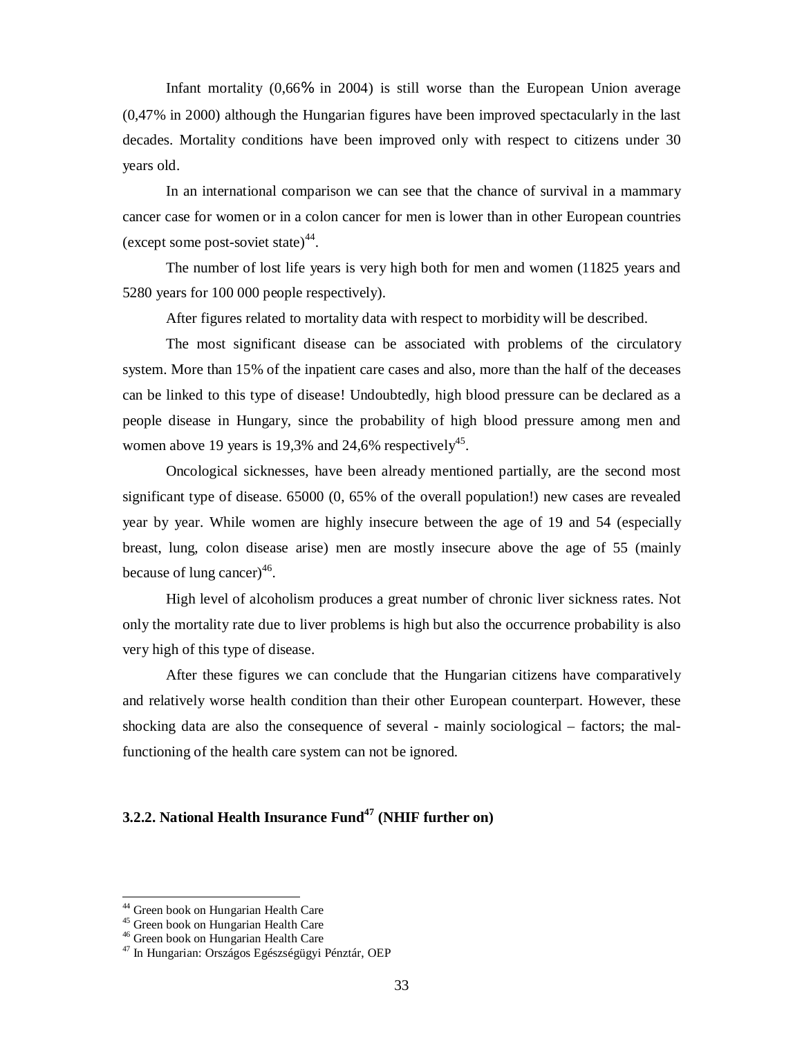Infant mortality (0,66% in 2004) is still worse than the European Union average (0,47% in 2000) although the Hungarian figures have been improved spectacularly in the last decades. Mortality conditions have been improved only with respect to citizens under 30 years old.

In an international comparison we can see that the chance of survival in a mammary cancer case for women or in a colon cancer for men is lower than in other European countries (except some post-soviet state)[44].

The number of lost life years is very high both for men and women (11825 years and 5280 years for 100 000 people respectively).

After figures related to mortality data with respect to morbidity will be described.

The most significant disease can be associated with problems of the circulatory system. More than 15% of the inpatient care cases and also, more than the half of the deceases can be linked to this type of disease! Undoubtedly, high blood pressure can be declared as a people disease in Hungary, since the probability of high blood pressure among men and women above 19 years is 19,3% and 24,6% respectively[45].

Oncological sicknesses, have been already mentioned partially, are the second most significant type of disease. 65000 (0, 65% of the overall population!) new cases are revealed year by year. While women are highly insecure between the age of 19 and 54 (especially breast, lung, colon disease arise) men are mostly insecure above the age of 55 (mainly because of lung cancer)[46].

High level of alcoholism produces a great number of chronic liver sickness rates. Not only the mortality rate due to liver problems is high but also the occurrence probability is also very high of this type of disease.

After these figures we can conclude that the Hungarian citizens have comparatively and relatively worse health condition than their other European counterpart. However, these shocking data are also the consequence of several - mainly sociological – factors; the mal-functioning of the health care system can not be ignored.

### 3.2.2. National Health Insurance Fund[47] (NHIF further on)

---

[44] Green book on Hungarian Health Care
[45] Green book on Hungarian Health Care
[46] Green book on Hungarian Health Care
[47] In Hungarian: Országos Egészségügyi Pénztár, OEP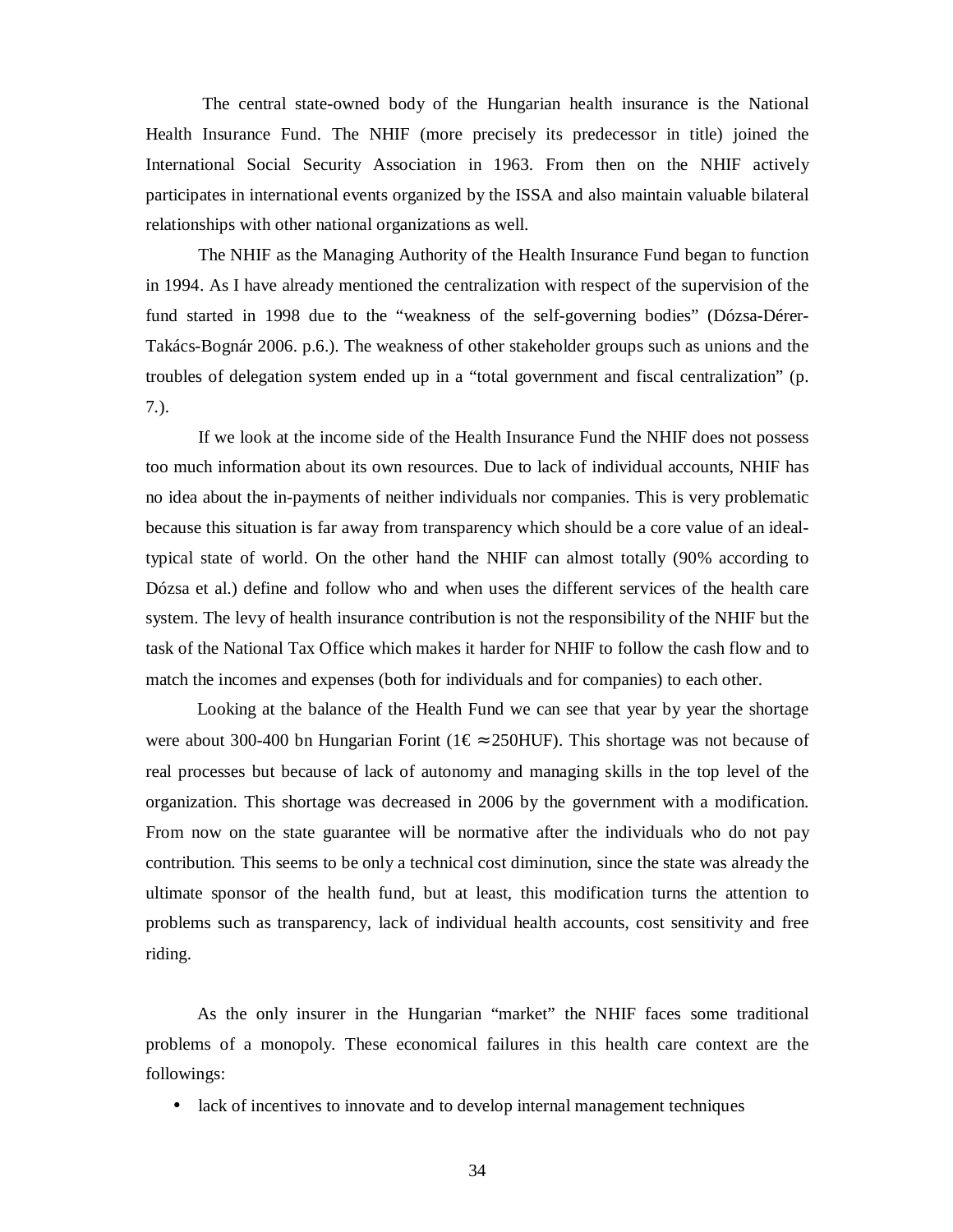The central state-owned body of the Hungarian health insurance is the National Health Insurance Fund. The NHIF (more precisely its predecessor in title) joined the International Social Security Association in 1963. From then on the NHIF actively participates in international events organized by the ISSA and also maintain valuable bilateral relationships with other national organizations as well.

The NHIF as the Managing Authority of the Health Insurance Fund began to function in 1994. As I have already mentioned the centralization with respect of the supervision of the fund started in 1998 due to the "weakness of the self-governing bodies" (Dózsa-Dérer-Takács-Bognár 2006. p.6.). The weakness of other stakeholder groups such as unions and the troubles of delegation system ended up in a "total government and fiscal centralization" (p. 7.).

If we look at the income side of the Health Insurance Fund the NHIF does not possess too much information about its own resources. Due to lack of individual accounts, NHIF has no idea about the in-payments of neither individuals nor companies. This is very problematic because this situation is far away from transparency which should be a core value of an ideal-typical state of world. On the other hand the NHIF can almost totally (90% according to Dózsa et al.) define and follow who and when uses the different services of the health care system. The levy of health insurance contribution is not the responsibility of the NHIF but the task of the National Tax Office which makes it harder for NHIF to follow the cash flow and to match the incomes and expenses (both for individuals and for companies) to each other.

Looking at the balance of the Health Fund we can see that year by year the shortage were about 300-400 bn Hungarian Forint (1€ ≈250HUF). This shortage was not because of real processes but because of lack of autonomy and managing skills in the top level of the organization. This shortage was decreased in 2006 by the government with a modification. From now on the state guarantee will be normative after the individuals who do not pay contribution. This seems to be only a technical cost diminution, since the state was already the ultimate sponsor of the health fund, but at least, this modification turns the attention to problems such as transparency, lack of individual health accounts, cost sensitivity and free riding.

As the only insurer in the Hungarian "market" the NHIF faces some traditional problems of a monopoly. These economical failures in this health care context are the followings:

- lack of incentives to innovate and to develop internal management techniques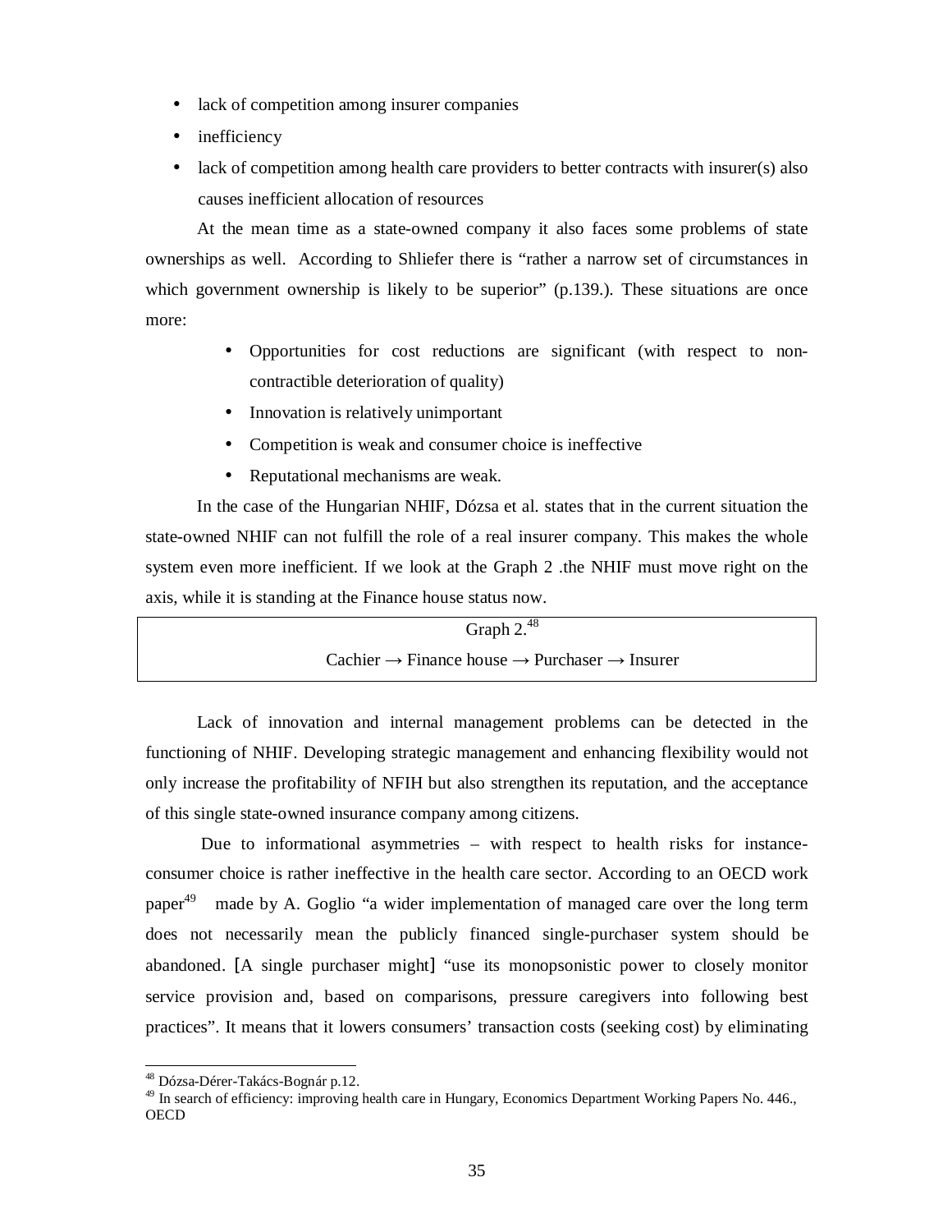- lack of competition among insurer companies
- inefficiency
- lack of competition among health care providers to better contracts with insurer(s) also causes inefficient allocation of resources

At the mean time as a state-owned company it also faces some problems of state ownerships as well. According to Shliefer there is "rather a narrow set of circumstances in which government ownership is likely to be superior" (p.139.). These situations are once more:

- Opportunities for cost reductions are significant (with respect to non-contractible deterioration of quality)
- Innovation is relatively unimportant
- Competition is weak and consumer choice is ineffective
- Reputational mechanisms are weak.

In the case of the Hungarian NHIF, Dózsa et al. states that in the current situation the state-owned NHIF can not fulfill the role of a real insurer company. This makes the whole system even more inefficient. If we look at the Graph 2 .the NHIF must move right on the axis, while it is standing at the Finance house status now.

| Graph 2.[48] |
|---|
| Cachier → Finance house → Purchaser → Insurer |

Lack of innovation and internal management problems can be detected in the functioning of NHIF. Developing strategic management and enhancing flexibility would not only increase the profitability of NFIH but also strengthen its reputation, and the acceptance of this single state-owned insurance company among citizens.

Due to informational asymmetries – with respect to health risks for instance- consumer choice is rather ineffective in the health care sector. According to an OECD work paper[49] made by A. Goglio "a wider implementation of managed care over the long term does not necessarily mean the publicly financed single-purchaser system should be abandoned. [A single purchaser might] "use its monopsonistic power to closely monitor service provision and, based on comparisons, pressure caregivers into following best practices". It means that it lowers consumers' transaction costs (seeking cost) by eliminating

---

[48] Dózsa-Dérer-Takács-Bognár p.12.

[49] In search of efficiency: improving health care in Hungary, Economics Department Working Papers No. 446., OECD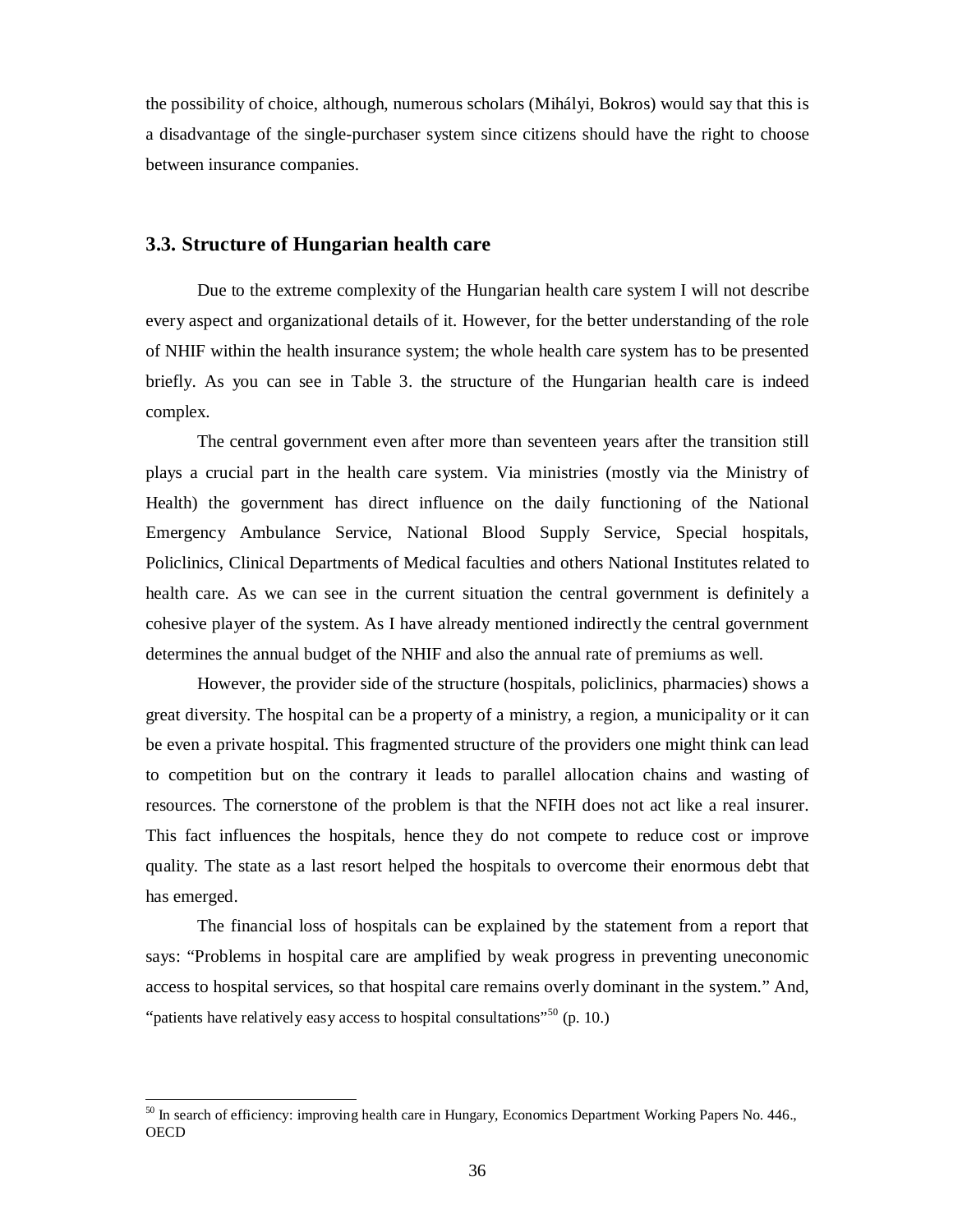the possibility of choice, although, numerous scholars (Mihályi, Bokros) would say that this is a disadvantage of the single-purchaser system since citizens should have the right to choose between insurance companies.

### 3.3. Structure of Hungarian health care

Due to the extreme complexity of the Hungarian health care system I will not describe every aspect and organizational details of it. However, for the better understanding of the role of NHIF within the health insurance system; the whole health care system has to be presented briefly. As you can see in Table 3. the structure of the Hungarian health care is indeed complex.

The central government even after more than seventeen years after the transition still plays a crucial part in the health care system. Via ministries (mostly via the Ministry of Health) the government has direct influence on the daily functioning of the National Emergency Ambulance Service, National Blood Supply Service, Special hospitals, Policlinics, Clinical Departments of Medical faculties and others National Institutes related to health care. As we can see in the current situation the central government is definitely a cohesive player of the system. As I have already mentioned indirectly the central government determines the annual budget of the NHIF and also the annual rate of premiums as well.

However, the provider side of the structure (hospitals, policlinics, pharmacies) shows a great diversity. The hospital can be a property of a ministry, a region, a municipality or it can be even a private hospital. This fragmented structure of the providers one might think can lead to competition but on the contrary it leads to parallel allocation chains and wasting of resources. The cornerstone of the problem is that the NFIH does not act like a real insurer. This fact influences the hospitals, hence they do not compete to reduce cost or improve quality. The state as a last resort helped the hospitals to overcome their enormous debt that has emerged.

The financial loss of hospitals can be explained by the statement from a report that says: "Problems in hospital care are amplified by weak progress in preventing uneconomic access to hospital services, so that hospital care remains overly dominant in the system." And, "patients have relatively easy access to hospital consultations"[50] (p. 10.)

[50] In search of efficiency: improving health care in Hungary, Economics Department Working Papers No. 446., OECD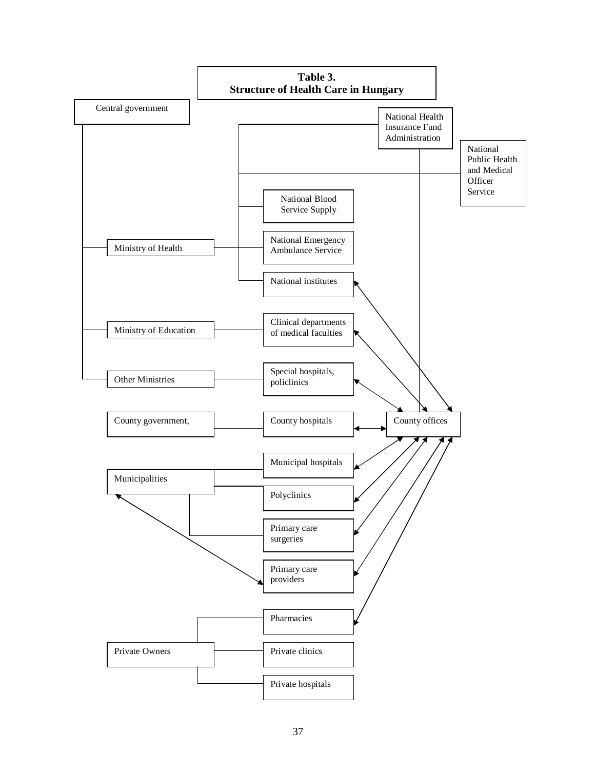**Table 3.**
**Structure of Health Care in Hungary**

Central government

National Health Insurance Fund Administration

National Public Health and Medical Officer Service

National Blood Service Supply

Ministry of Health

National Emergency Ambulance Service

National institutes

Ministry of Education

Clinical departments of medical faculties

Other Ministries

Special hospitals, policlinics

County government,

County hospitals

County offices

Municipal hospitals

Municipalities

Polyclinics

Primary care surgeries

Primary care providers

Pharmacies

Private Owners

Private clinics

Private hospitals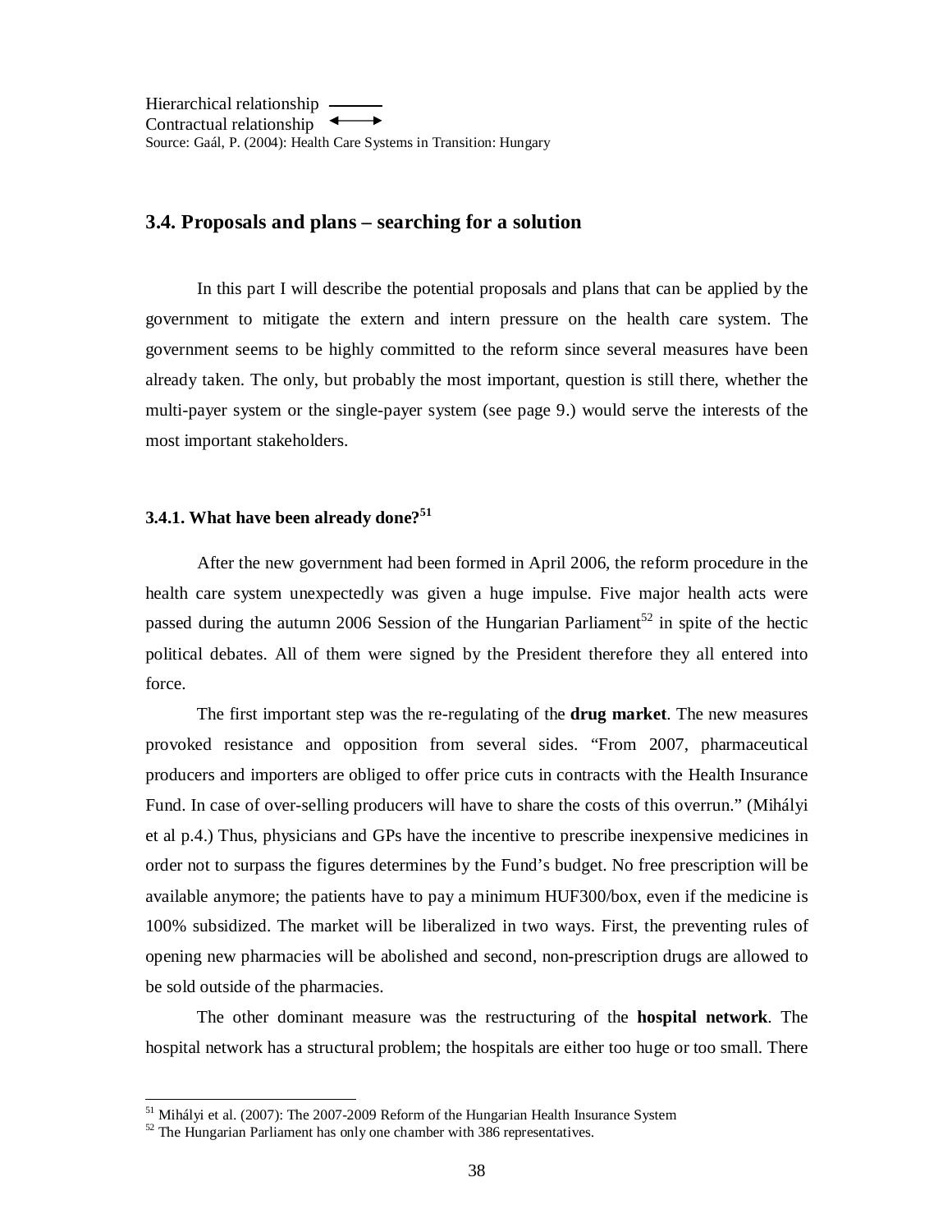Hierarchical relationship ———
Contractual relationship ←→
Source: Gaál, P. (2004): Health Care Systems in Transition: Hungary

## 3.4. Proposals and plans – searching for a solution

In this part I will describe the potential proposals and plans that can be applied by the government to mitigate the extern and intern pressure on the health care system. The government seems to be highly committed to the reform since several measures have been already taken. The only, but probably the most important, question is still there, whether the multi-payer system or the single-payer system (see page 9.) would serve the interests of the most important stakeholders.

### 3.4.1. What have been already done?[51]

After the new government had been formed in April 2006, the reform procedure in the health care system unexpectedly was given a huge impulse. Five major health acts were passed during the autumn 2006 Session of the Hungarian Parliament[52] in spite of the hectic political debates. All of them were signed by the President therefore they all entered into force.

The first important step was the re-regulating of the **drug market**. The new measures provoked resistance and opposition from several sides. “From 2007, pharmaceutical producers and importers are obliged to offer price cuts in contracts with the Health Insurance Fund. In case of over-selling producers will have to share the costs of this overrun.” (Mihályi et al p.4.) Thus, physicians and GPs have the incentive to prescribe inexpensive medicines in order not to surpass the figures determines by the Fund’s budget. No free prescription will be available anymore; the patients have to pay a minimum HUF300/box, even if the medicine is 100% subsidized. The market will be liberalized in two ways. First, the preventing rules of opening new pharmacies will be abolished and second, non-prescription drugs are allowed to be sold outside of the pharmacies.

The other dominant measure was the restructuring of the **hospital network**. The hospital network has a structural problem; the hospitals are either too huge or too small. There

[51] Mihályi et al. (2007): The 2007-2009 Reform of the Hungarian Health Insurance System
[52] The Hungarian Parliament has only one chamber with 386 representatives.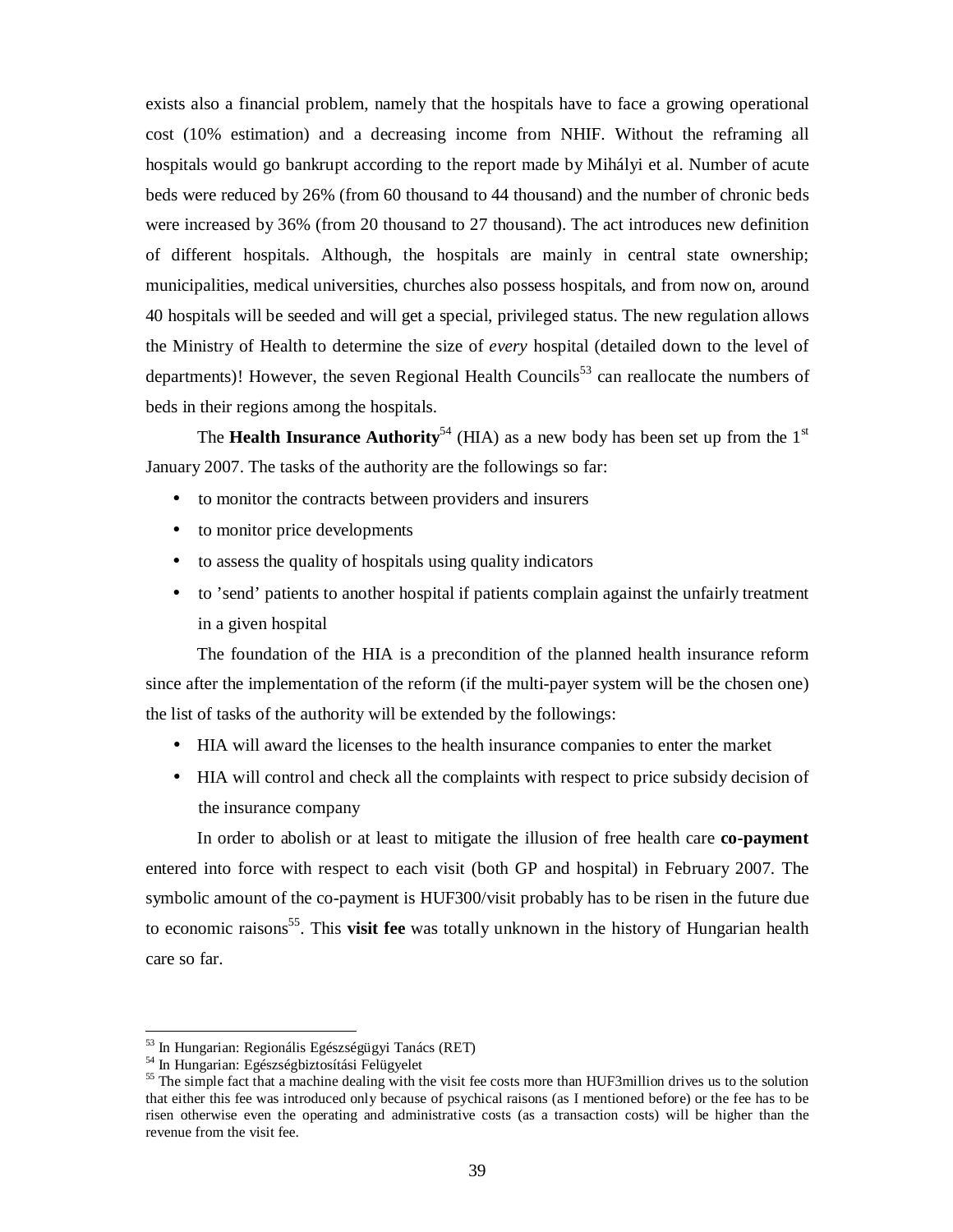exists also a financial problem, namely that the hospitals have to face a growing operational cost (10% estimation) and a decreasing income from NHIF. Without the reframing all hospitals would go bankrupt according to the report made by Mihályi et al. Number of acute beds were reduced by 26% (from 60 thousand to 44 thousand) and the number of chronic beds were increased by 36% (from 20 thousand to 27 thousand). The act introduces new definition of different hospitals. Although, the hospitals are mainly in central state ownership; municipalities, medical universities, churches also possess hospitals, and from now on, around 40 hospitals will be seeded and will get a special, privileged status. The new regulation allows the Ministry of Health to determine the size of *every* hospital (detailed down to the level of departments)! However, the seven Regional Health Councils[53] can reallocate the numbers of beds in their regions among the hospitals.

The **Health Insurance Authority**[54] (HIA) as a new body has been set up from the 1st January 2007. The tasks of the authority are the followings so far:

- to monitor the contracts between providers and insurers
- to monitor price developments
- to assess the quality of hospitals using quality indicators
- to 'send' patients to another hospital if patients complain against the unfairly treatment in a given hospital

The foundation of the HIA is a precondition of the planned health insurance reform since after the implementation of the reform (if the multi-payer system will be the chosen one) the list of tasks of the authority will be extended by the followings:

- HIA will award the licenses to the health insurance companies to enter the market
- HIA will control and check all the complaints with respect to price subsidy decision of the insurance company

In order to abolish or at least to mitigate the illusion of free health care **co-payment** entered into force with respect to each visit (both GP and hospital) in February 2007. The symbolic amount of the co-payment is HUF300/visit probably has to be risen in the future due to economic raisons[55]. This **visit fee** was totally unknown in the history of Hungarian health care so far.

---

[53] In Hungarian: Regionális Egészségügyi Tanács (RET)

[54] In Hungarian: Egészségbiztosítási Felügyelet

[55] The simple fact that a machine dealing with the visit fee costs more than HUF3million drives us to the solution that either this fee was introduced only because of psychical raisons (as I mentioned before) or the fee has to be risen otherwise even the operating and administrative costs (as a transaction costs) will be higher than the revenue from the visit fee.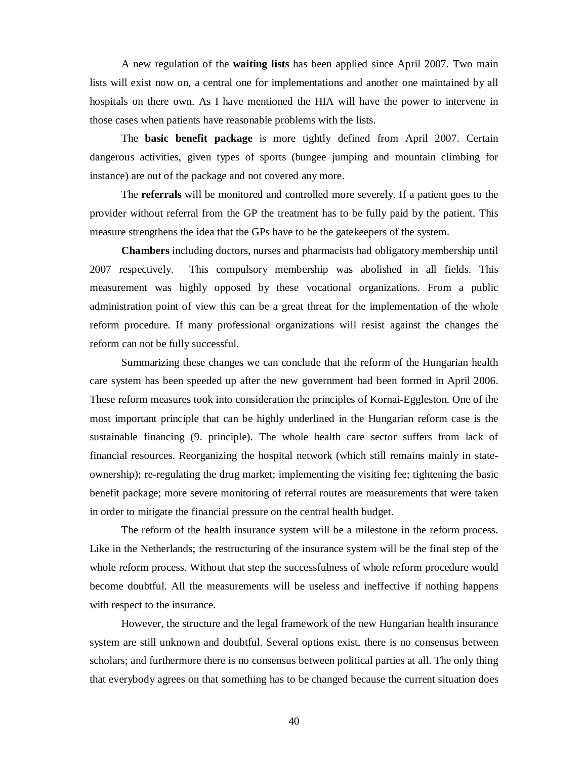A new regulation of the **waiting lists** has been applied since April 2007. Two main lists will exist now on, a central one for implementations and another one maintained by all hospitals on there own. As I have mentioned the HIA will have the power to intervene in those cases when patients have reasonable problems with the lists.

The **basic benefit package** is more tightly defined from April 2007. Certain dangerous activities, given types of sports (bungee jumping and mountain climbing for instance) are out of the package and not covered any more.

The **referrals** will be monitored and controlled more severely. If a patient goes to the provider without referral from the GP the treatment has to be fully paid by the patient. This measure strengthens the idea that the GPs have to be the gatekeepers of the system.

**Chambers** including doctors, nurses and pharmacists had obligatory membership until 2007 respectively. This compulsory membership was abolished in all fields. This measurement was highly opposed by these vocational organizations. From a public administration point of view this can be a great threat for the implementation of the whole reform procedure. If many professional organizations will resist against the changes the reform can not be fully successful.

Summarizing these changes we can conclude that the reform of the Hungarian health care system has been speeded up after the new government had been formed in April 2006. These reform measures took into consideration the principles of Kornai-Eggleston. One of the most important principle that can be highly underlined in the Hungarian reform case is the sustainable financing (9. principle). The whole health care sector suffers from lack of financial resources. Reorganizing the hospital network (which still remains mainly in state-ownership); re-regulating the drug market; implementing the visiting fee; tightening the basic benefit package; more severe monitoring of referral routes are measurements that were taken in order to mitigate the financial pressure on the central health budget.

The reform of the health insurance system will be a milestone in the reform process. Like in the Netherlands; the restructuring of the insurance system will be the final step of the whole reform process. Without that step the successfulness of whole reform procedure would become doubtful. All the measurements will be useless and ineffective if nothing happens with respect to the insurance.

However, the structure and the legal framework of the new Hungarian health insurance system are still unknown and doubtful. Several options exist, there is no consensus between scholars; and furthermore there is no consensus between political parties at all. The only thing that everybody agrees on that something has to be changed because the current situation does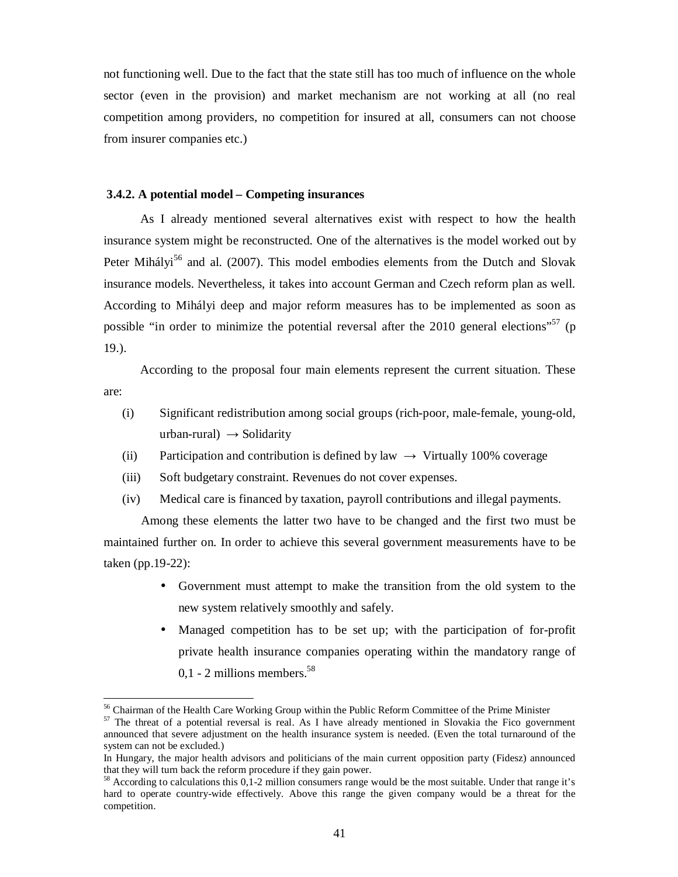not functioning well. Due to the fact that the state still has too much of influence on the whole sector (even in the provision) and market mechanism are not working at all (no real competition among providers, no competition for insured at all, consumers can not choose from insurer companies etc.)

### 3.4.2. A potential model – Competing insurances

As I already mentioned several alternatives exist with respect to how the health insurance system might be reconstructed. One of the alternatives is the model worked out by Peter Mihályi[56] and al. (2007). This model embodies elements from the Dutch and Slovak insurance models. Nevertheless, it takes into account German and Czech reform plan as well. According to Mihályi deep and major reform measures has to be implemented as soon as possible "in order to minimize the potential reversal after the 2010 general elections"[57] (p 19.).

According to the proposal four main elements represent the current situation. These are:

(i) Significant redistribution among social groups (rich-poor, male-female, young-old, urban-rural) → Solidarity

(ii) Participation and contribution is defined by law → Virtually 100% coverage

(iii) Soft budgetary constraint. Revenues do not cover expenses.

(iv) Medical care is financed by taxation, payroll contributions and illegal payments.

Among these elements the latter two have to be changed and the first two must be maintained further on. In order to achieve this several government measurements have to be taken (pp.19-22):

- Government must attempt to make the transition from the old system to the new system relatively smoothly and safely.
- Managed competition has to be set up; with the participation of for-profit private health insurance companies operating within the mandatory range of 0,1 - 2 millions members.[58]

---

[56] Chairman of the Health Care Working Group within the Public Reform Committee of the Prime Minister

[57] The threat of a potential reversal is real. As I have already mentioned in Slovakia the Fico government announced that severe adjustment on the health insurance system is needed. (Even the total turnaround of the system can not be excluded.)
In Hungary, the major health advisors and politicians of the main current opposition party (Fidesz) announced that they will turn back the reform procedure if they gain power.

[58] According to calculations this 0,1-2 million consumers range would be the most suitable. Under that range it's hard to operate country-wide effectively. Above this range the given company would be a threat for the competition.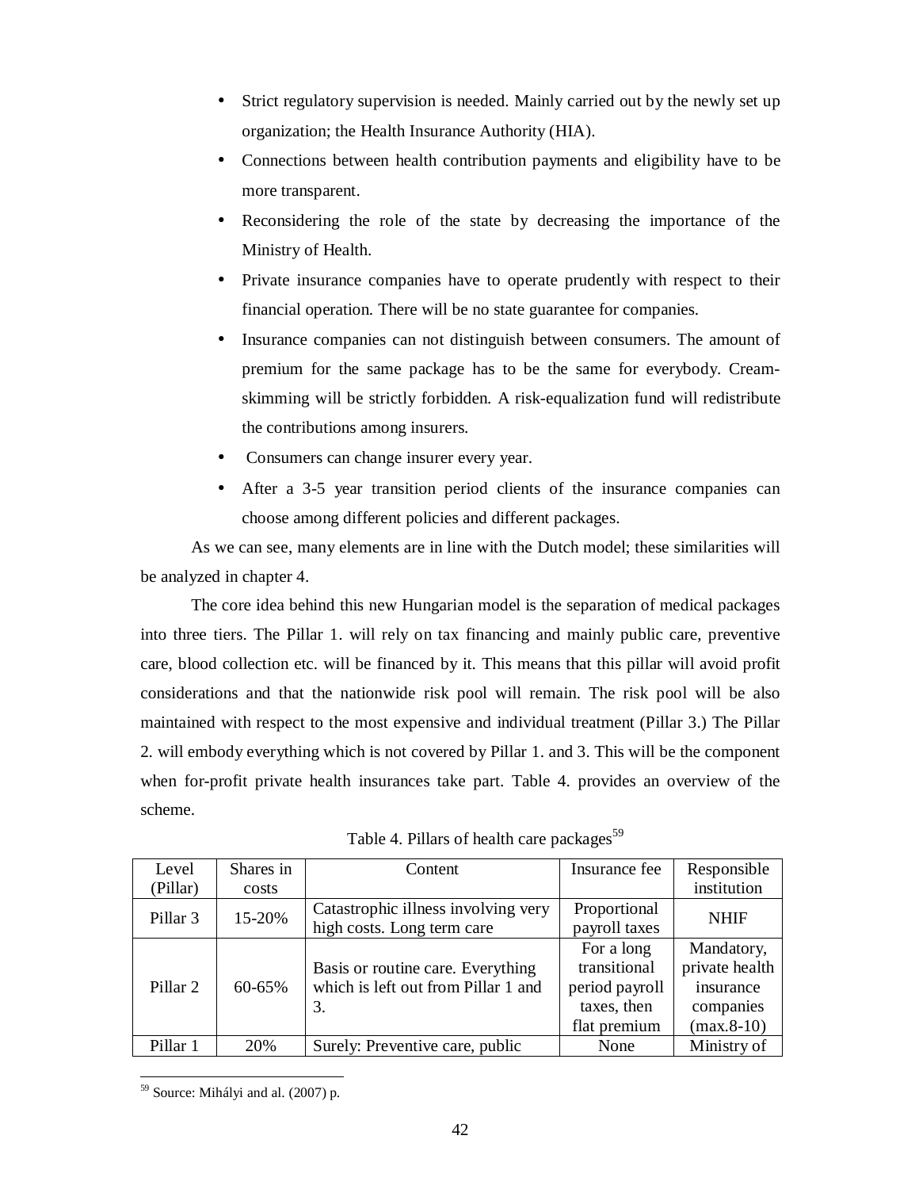- Strict regulatory supervision is needed. Mainly carried out by the newly set up organization; the Health Insurance Authority (HIA).
- Connections between health contribution payments and eligibility have to be more transparent.
- Reconsidering the role of the state by decreasing the importance of the Ministry of Health.
- Private insurance companies have to operate prudently with respect to their financial operation. There will be no state guarantee for companies.
- Insurance companies can not distinguish between consumers. The amount of premium for the same package has to be the same for everybody. Cream-skimming will be strictly forbidden. A risk-equalization fund will redistribute the contributions among insurers.
- Consumers can change insurer every year.
- After a 3-5 year transition period clients of the insurance companies can choose among different policies and different packages.

As we can see, many elements are in line with the Dutch model; these similarities will be analyzed in chapter 4.

The core idea behind this new Hungarian model is the separation of medical packages into three tiers. The Pillar 1. will rely on tax financing and mainly public care, preventive care, blood collection etc. will be financed by it. This means that this pillar will avoid profit considerations and that the nationwide risk pool will remain. The risk pool will be also maintained with respect to the most expensive and individual treatment (Pillar 3.) The Pillar 2. will embody everything which is not covered by Pillar 1. and 3. This will be the component when for-profit private health insurances take part. Table 4. provides an overview of the scheme.

Table 4. Pillars of health care packages[59]

| Level (Pillar) | Shares in costs | Content | Insurance fee | Responsible institution |
|---|---|---|---|---|
| Pillar 3 | 15-20% | Catastrophic illness involving very high costs. Long term care | Proportional payroll taxes | NHIF |
| Pillar 2 | 60-65% | Basis or routine care. Everything which is left out from Pillar 1 and 3. | For a long transitional period payroll taxes, then flat premium | Mandatory, private health insurance companies (max.8-10) |
| Pillar 1 | 20% | Surely: Preventive care, public | None | Ministry of |

[59] Source: Mihályi and al. (2007) p.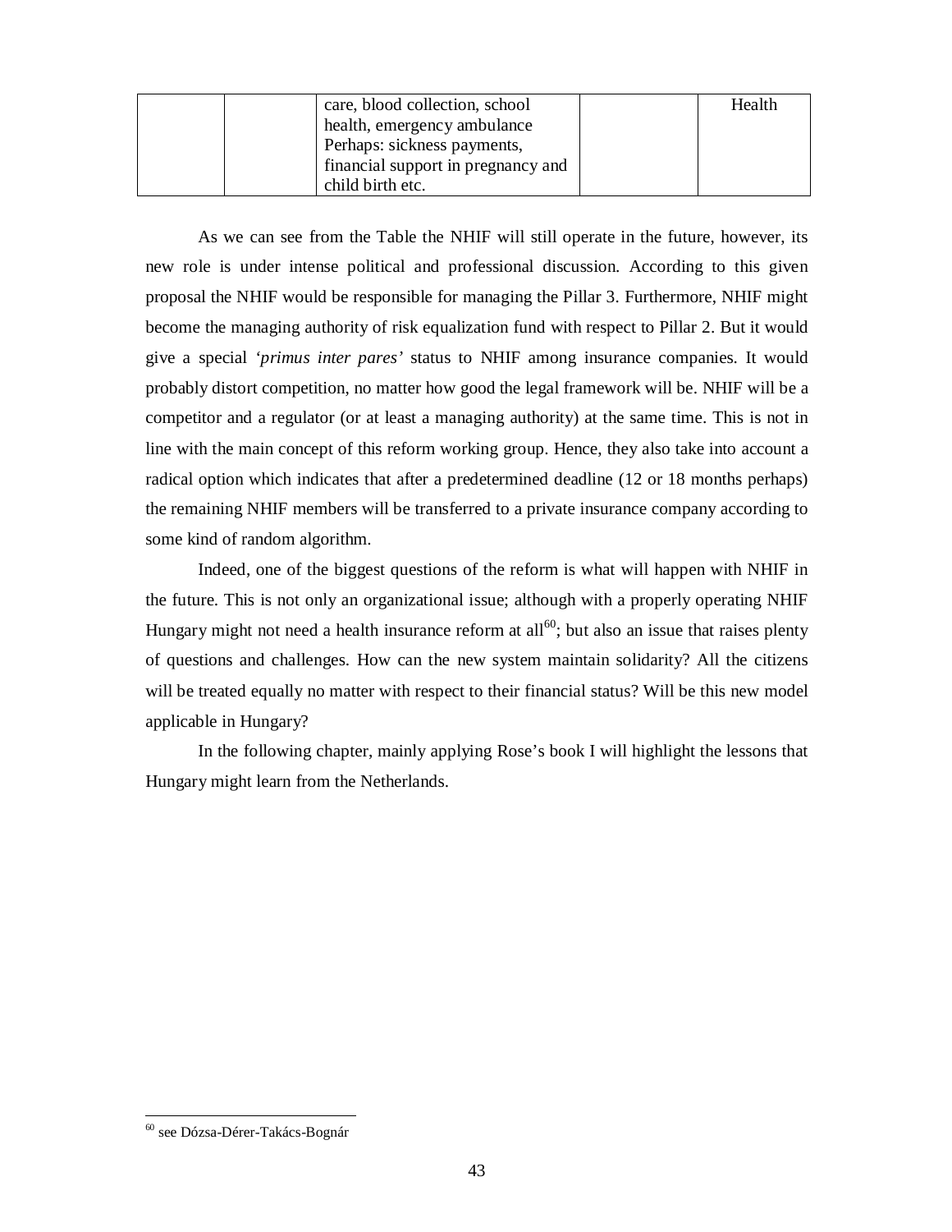|  |  | care, blood collection, school health, emergency ambulance<br>Perhaps: sickness payments, financial support in pregnancy and child birth etc. |  | Health |
|---|---|---|---|---|

As we can see from the Table the NHIF will still operate in the future, however, its new role is under intense political and professional discussion. According to this given proposal the NHIF would be responsible for managing the Pillar 3. Furthermore, NHIF might become the managing authority of risk equalization fund with respect to Pillar 2. But it would give a special *'primus inter pares'* status to NHIF among insurance companies. It would probably distort competition, no matter how good the legal framework will be. NHIF will be a competitor and a regulator (or at least a managing authority) at the same time. This is not in line with the main concept of this reform working group. Hence, they also take into account a radical option which indicates that after a predetermined deadline (12 or 18 months perhaps) the remaining NHIF members will be transferred to a private insurance company according to some kind of random algorithm.

Indeed, one of the biggest questions of the reform is what will happen with NHIF in the future. This is not only an organizational issue; although with a properly operating NHIF Hungary might not need a health insurance reform at all[60]; but also an issue that raises plenty of questions and challenges. How can the new system maintain solidarity? All the citizens will be treated equally no matter with respect to their financial status? Will be this new model applicable in Hungary?

In the following chapter, mainly applying Rose's book I will highlight the lessons that Hungary might learn from the Netherlands.

---

[60] see Dózsa-Dérer-Takács-Bognár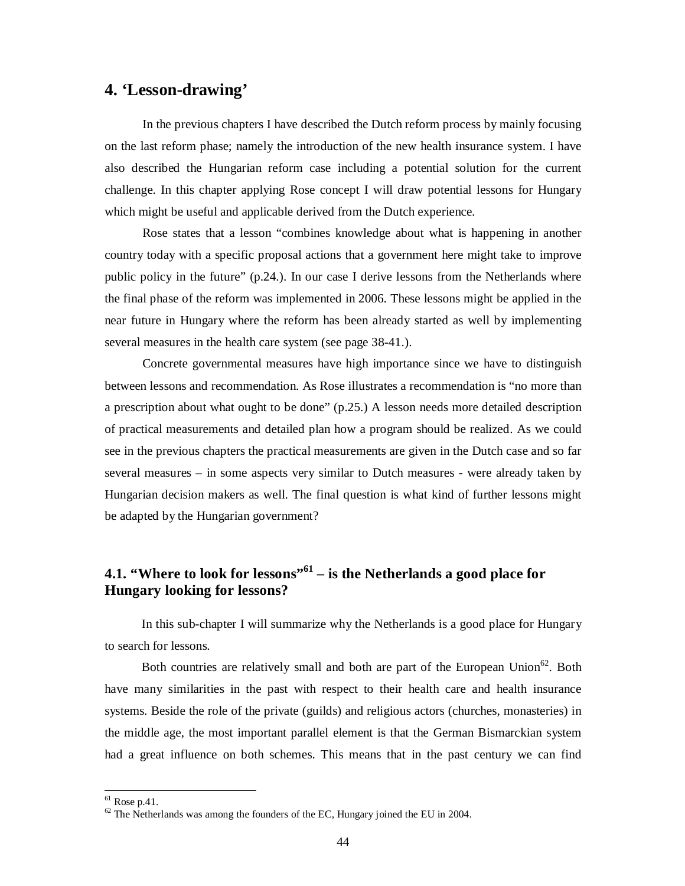# 4. 'Lesson-drawing'

In the previous chapters I have described the Dutch reform process by mainly focusing on the last reform phase; namely the introduction of the new health insurance system. I have also described the Hungarian reform case including a potential solution for the current challenge. In this chapter applying Rose concept I will draw potential lessons for Hungary which might be useful and applicable derived from the Dutch experience.

Rose states that a lesson "combines knowledge about what is happening in another country today with a specific proposal actions that a government here might take to improve public policy in the future" (p.24.). In our case I derive lessons from the Netherlands where the final phase of the reform was implemented in 2006. These lessons might be applied in the near future in Hungary where the reform has been already started as well by implementing several measures in the health care system (see page 38-41.).

Concrete governmental measures have high importance since we have to distinguish between lessons and recommendation. As Rose illustrates a recommendation is "no more than a prescription about what ought to be done" (p.25.) A lesson needs more detailed description of practical measurements and detailed plan how a program should be realized. As we could see in the previous chapters the practical measurements are given in the Dutch case and so far several measures – in some aspects very similar to Dutch measures - were already taken by Hungarian decision makers as well. The final question is what kind of further lessons might be adapted by the Hungarian government?

## 4.1. "Where to look for lessons"[61] – is the Netherlands a good place for Hungary looking for lessons?

In this sub-chapter I will summarize why the Netherlands is a good place for Hungary to search for lessons.

Both countries are relatively small and both are part of the European Union[62]. Both have many similarities in the past with respect to their health care and health insurance systems. Beside the role of the private (guilds) and religious actors (churches, monasteries) in the middle age, the most important parallel element is that the German Bismarckian system had a great influence on both schemes. This means that in the past century we can find

---

[61] Rose p.41.

[62] The Netherlands was among the founders of the EC, Hungary joined the EU in 2004.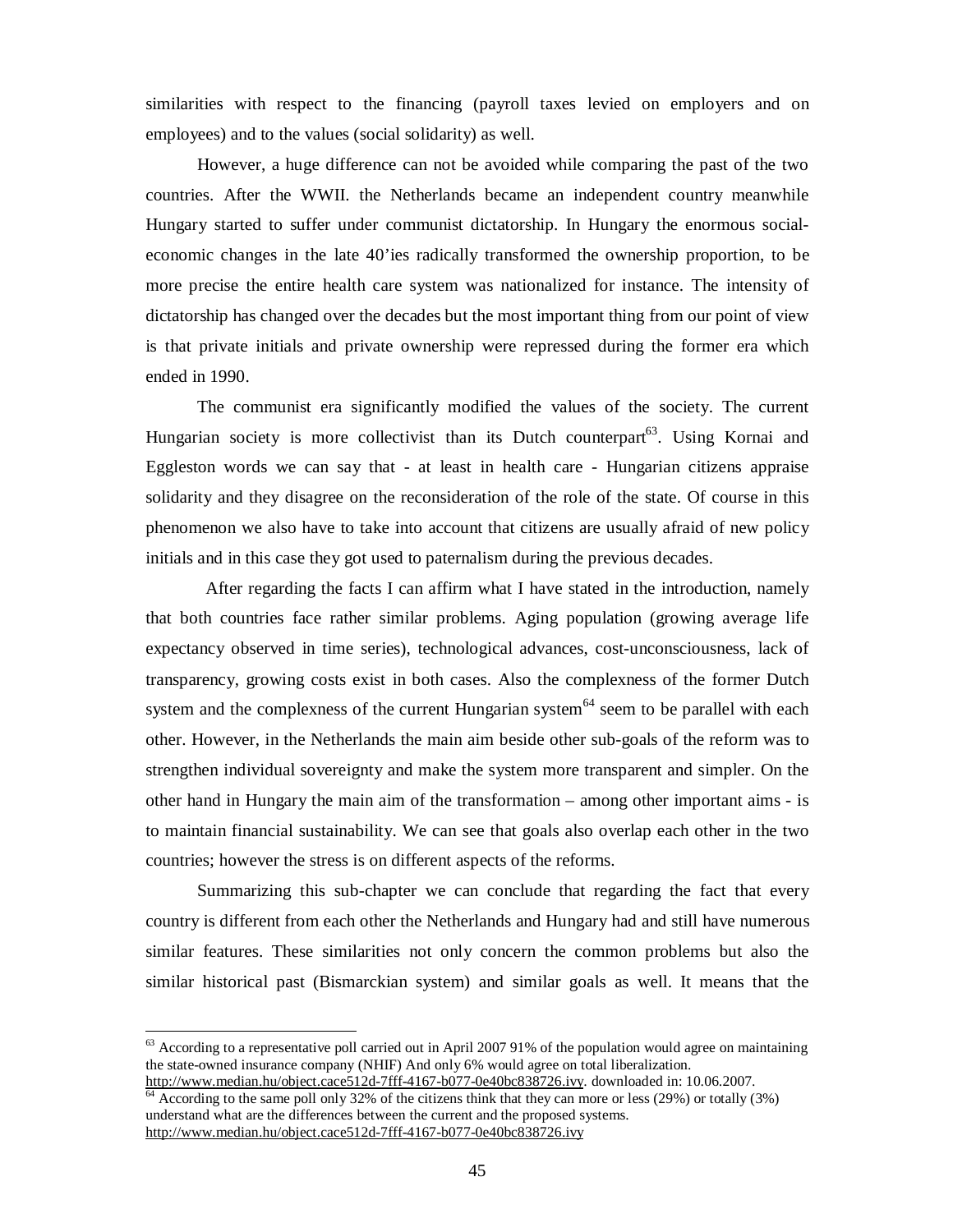similarities with respect to the financing (payroll taxes levied on employers and on employees) and to the values (social solidarity) as well.

However, a huge difference can not be avoided while comparing the past of the two countries. After the WWII. the Netherlands became an independent country meanwhile Hungary started to suffer under communist dictatorship. In Hungary the enormous social-economic changes in the late 40'ies radically transformed the ownership proportion, to be more precise the entire health care system was nationalized for instance. The intensity of dictatorship has changed over the decades but the most important thing from our point of view is that private initials and private ownership were repressed during the former era which ended in 1990.

The communist era significantly modified the values of the society. The current Hungarian society is more collectivist than its Dutch counterpart[63]. Using Kornai and Eggleston words we can say that - at least in health care - Hungarian citizens appraise solidarity and they disagree on the reconsideration of the role of the state. Of course in this phenomenon we also have to take into account that citizens are usually afraid of new policy initials and in this case they got used to paternalism during the previous decades.

After regarding the facts I can affirm what I have stated in the introduction, namely that both countries face rather similar problems. Aging population (growing average life expectancy observed in time series), technological advances, cost-unconsciousness, lack of transparency, growing costs exist in both cases. Also the complexness of the former Dutch system and the complexness of the current Hungarian system[64] seem to be parallel with each other. However, in the Netherlands the main aim beside other sub-goals of the reform was to strengthen individual sovereignty and make the system more transparent and simpler. On the other hand in Hungary the main aim of the transformation – among other important aims - is to maintain financial sustainability. We can see that goals also overlap each other in the two countries; however the stress is on different aspects of the reforms.

Summarizing this sub-chapter we can conclude that regarding the fact that every country is different from each other the Netherlands and Hungary had and still have numerous similar features. These similarities not only concern the common problems but also the similar historical past (Bismarckian system) and similar goals as well. It means that the

---

[63] According to a representative poll carried out in April 2007 91% of the population would agree on maintaining the state-owned insurance company (NHIF) And only 6% would agree on total liberalization. http://www.median.hu/object.cace512d-7fff-4167-b077-0e40bc838726.ivy. downloaded in: 10.06.2007.

[64] According to the same poll only 32% of the citizens think that they can more or less (29%) or totally (3%) understand what are the differences between the current and the proposed systems. http://www.median.hu/object.cace512d-7fff-4167-b077-0e40bc838726.ivy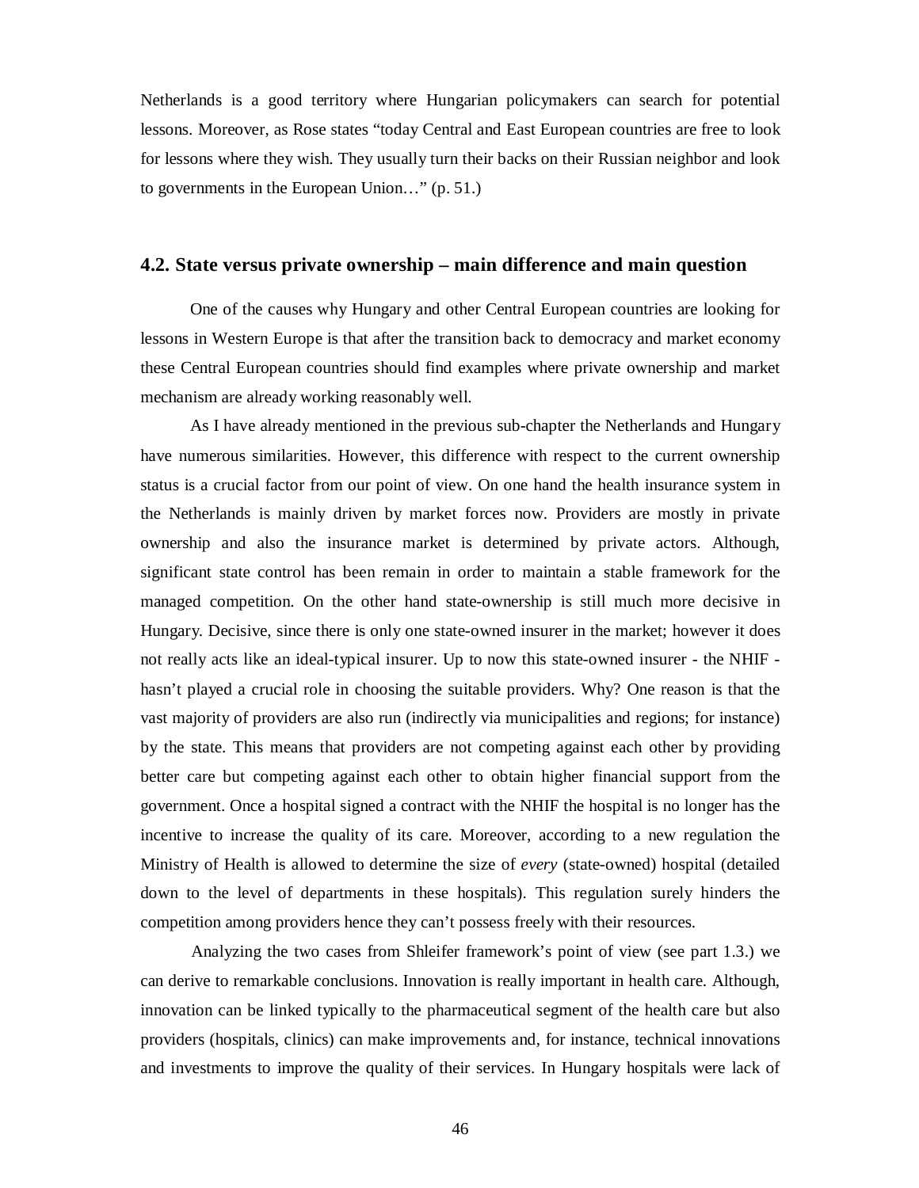Netherlands is a good territory where Hungarian policymakers can search for potential lessons. Moreover, as Rose states "today Central and East European countries are free to look for lessons where they wish. They usually turn their backs on their Russian neighbor and look to governments in the European Union…" (p. 51.)

## 4.2. State versus private ownership – main difference and main question

One of the causes why Hungary and other Central European countries are looking for lessons in Western Europe is that after the transition back to democracy and market economy these Central European countries should find examples where private ownership and market mechanism are already working reasonably well.

As I have already mentioned in the previous sub-chapter the Netherlands and Hungary have numerous similarities. However, this difference with respect to the current ownership status is a crucial factor from our point of view. On one hand the health insurance system in the Netherlands is mainly driven by market forces now. Providers are mostly in private ownership and also the insurance market is determined by private actors. Although, significant state control has been remain in order to maintain a stable framework for the managed competition. On the other hand state-ownership is still much more decisive in Hungary. Decisive, since there is only one state-owned insurer in the market; however it does not really acts like an ideal-typical insurer. Up to now this state-owned insurer - the NHIF - hasn't played a crucial role in choosing the suitable providers. Why? One reason is that the vast majority of providers are also run (indirectly via municipalities and regions; for instance) by the state. This means that providers are not competing against each other by providing better care but competing against each other to obtain higher financial support from the government. Once a hospital signed a contract with the NHIF the hospital is no longer has the incentive to increase the quality of its care. Moreover, according to a new regulation the Ministry of Health is allowed to determine the size of *every* (state-owned) hospital (detailed down to the level of departments in these hospitals). This regulation surely hinders the competition among providers hence they can't possess freely with their resources.

Analyzing the two cases from Shleifer framework's point of view (see part 1.3.) we can derive to remarkable conclusions. Innovation is really important in health care. Although, innovation can be linked typically to the pharmaceutical segment of the health care but also providers (hospitals, clinics) can make improvements and, for instance, technical innovations and investments to improve the quality of their services. In Hungary hospitals were lack of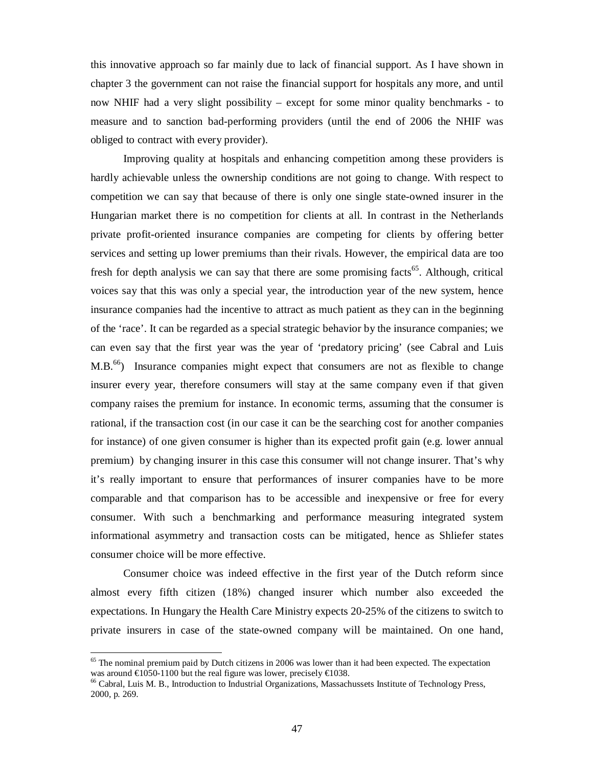this innovative approach so far mainly due to lack of financial support. As I have shown in chapter 3 the government can not raise the financial support for hospitals any more, and until now NHIF had a very slight possibility – except for some minor quality benchmarks - to measure and to sanction bad-performing providers (until the end of 2006 the NHIF was obliged to contract with every provider).

Improving quality at hospitals and enhancing competition among these providers is hardly achievable unless the ownership conditions are not going to change. With respect to competition we can say that because of there is only one single state-owned insurer in the Hungarian market there is no competition for clients at all. In contrast in the Netherlands private profit-oriented insurance companies are competing for clients by offering better services and setting up lower premiums than their rivals. However, the empirical data are too fresh for depth analysis we can say that there are some promising facts[65]. Although, critical voices say that this was only a special year, the introduction year of the new system, hence insurance companies had the incentive to attract as much patient as they can in the beginning of the 'race'. It can be regarded as a special strategic behavior by the insurance companies; we can even say that the first year was the year of 'predatory pricing' (see Cabral and Luis M.B.[66]) Insurance companies might expect that consumers are not as flexible to change insurer every year, therefore consumers will stay at the same company even if that given company raises the premium for instance. In economic terms, assuming that the consumer is rational, if the transaction cost (in our case it can be the searching cost for another companies for instance) of one given consumer is higher than its expected profit gain (e.g. lower annual premium) by changing insurer in this case this consumer will not change insurer. That's why it's really important to ensure that performances of insurer companies have to be more comparable and that comparison has to be accessible and inexpensive or free for every consumer. With such a benchmarking and performance measuring integrated system informational asymmetry and transaction costs can be mitigated, hence as Shliefer states consumer choice will be more effective.

Consumer choice was indeed effective in the first year of the Dutch reform since almost every fifth citizen (18%) changed insurer which number also exceeded the expectations. In Hungary the Health Care Ministry expects 20-25% of the citizens to switch to private insurers in case of the state-owned company will be maintained. On one hand,

---

[65] The nominal premium paid by Dutch citizens in 2006 was lower than it had been expected. The expectation was around €1050-1100 but the real figure was lower, precisely €1038.

[66] Cabral, Luis M. B., Introduction to Industrial Organizations, Massachussets Institute of Technology Press, 2000, p. 269.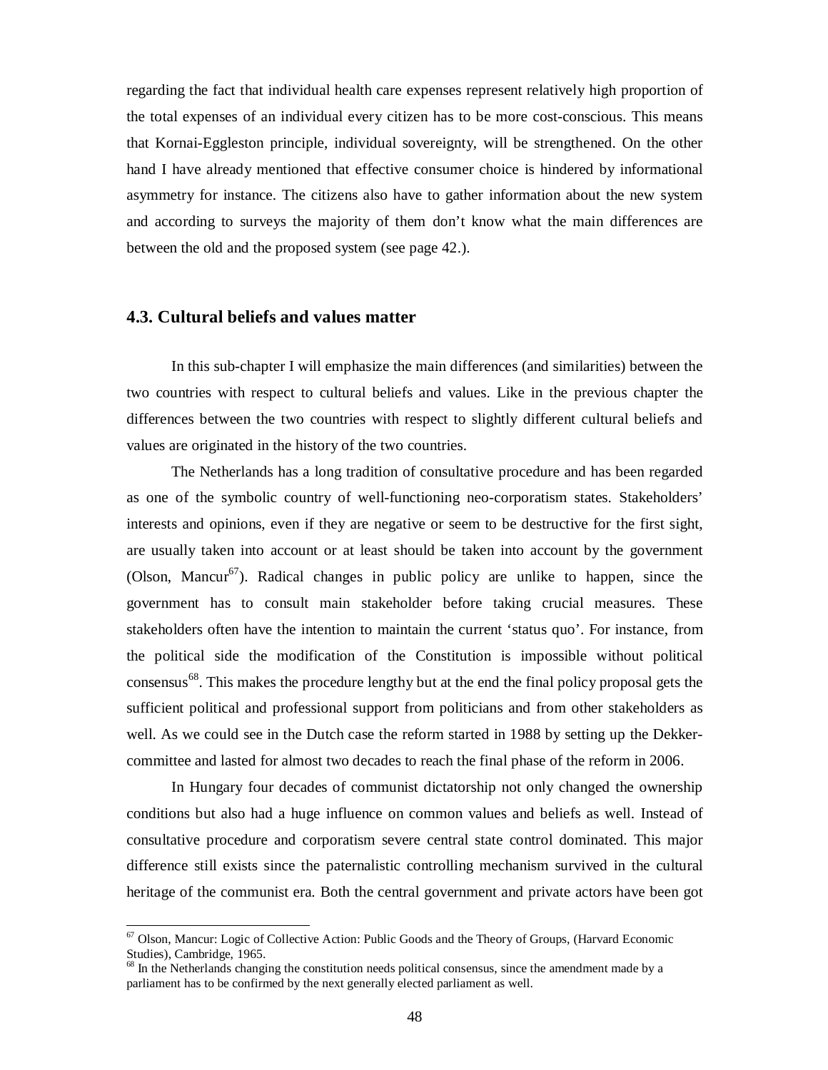regarding the fact that individual health care expenses represent relatively high proportion of the total expenses of an individual every citizen has to be more cost-conscious. This means that Kornai-Eggleston principle, individual sovereignty, will be strengthened. On the other hand I have already mentioned that effective consumer choice is hindered by informational asymmetry for instance. The citizens also have to gather information about the new system and according to surveys the majority of them don't know what the main differences are between the old and the proposed system (see page 42.).

### 4.3. Cultural beliefs and values matter

In this sub-chapter I will emphasize the main differences (and similarities) between the two countries with respect to cultural beliefs and values. Like in the previous chapter the differences between the two countries with respect to slightly different cultural beliefs and values are originated in the history of the two countries.

The Netherlands has a long tradition of consultative procedure and has been regarded as one of the symbolic country of well-functioning neo-corporatism states. Stakeholders' interests and opinions, even if they are negative or seem to be destructive for the first sight, are usually taken into account or at least should be taken into account by the government (Olson, Mancur[67]). Radical changes in public policy are unlike to happen, since the government has to consult main stakeholder before taking crucial measures. These stakeholders often have the intention to maintain the current 'status quo'. For instance, from the political side the modification of the Constitution is impossible without political consensus[68]. This makes the procedure lengthy but at the end the final policy proposal gets the sufficient political and professional support from politicians and from other stakeholders as well. As we could see in the Dutch case the reform started in 1988 by setting up the Dekker-committee and lasted for almost two decades to reach the final phase of the reform in 2006.

In Hungary four decades of communist dictatorship not only changed the ownership conditions but also had a huge influence on common values and beliefs as well. Instead of consultative procedure and corporatism severe central state control dominated. This major difference still exists since the paternalistic controlling mechanism survived in the cultural heritage of the communist era. Both the central government and private actors have been got

---

[67] Olson, Mancur: Logic of Collective Action: Public Goods and the Theory of Groups, (Harvard Economic Studies), Cambridge, 1965.

[68] In the Netherlands changing the constitution needs political consensus, since the amendment made by a parliament has to be confirmed by the next generally elected parliament as well.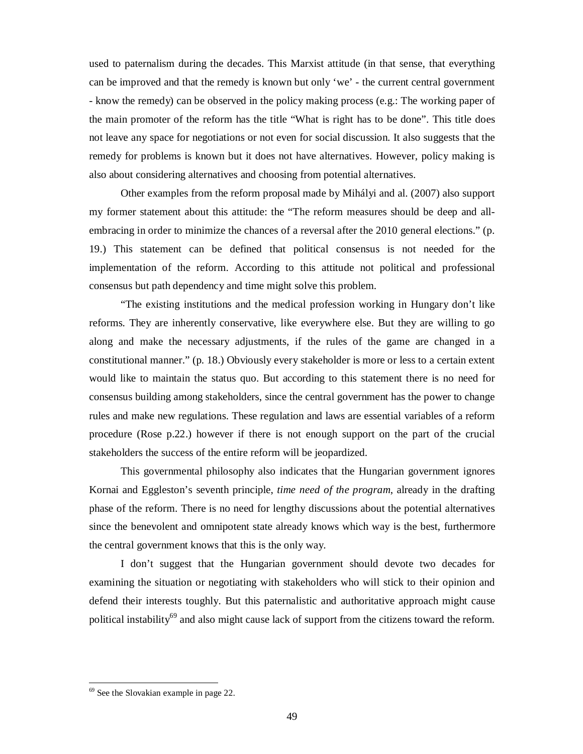used to paternalism during the decades. This Marxist attitude (in that sense, that everything can be improved and that the remedy is known but only 'we' - the current central government - know the remedy) can be observed in the policy making process (e.g.: The working paper of the main promoter of the reform has the title "What is right has to be done". This title does not leave any space for negotiations or not even for social discussion. It also suggests that the remedy for problems is known but it does not have alternatives. However, policy making is also about considering alternatives and choosing from potential alternatives.

Other examples from the reform proposal made by Mihályi and al. (2007) also support my former statement about this attitude: the "The reform measures should be deep and all-embracing in order to minimize the chances of a reversal after the 2010 general elections." (p. 19.) This statement can be defined that political consensus is not needed for the implementation of the reform. According to this attitude not political and professional consensus but path dependency and time might solve this problem.

"The existing institutions and the medical profession working in Hungary don't like reforms. They are inherently conservative, like everywhere else. But they are willing to go along and make the necessary adjustments, if the rules of the game are changed in a constitutional manner." (p. 18.) Obviously every stakeholder is more or less to a certain extent would like to maintain the status quo. But according to this statement there is no need for consensus building among stakeholders, since the central government has the power to change rules and make new regulations. These regulation and laws are essential variables of a reform procedure (Rose p.22.) however if there is not enough support on the part of the crucial stakeholders the success of the entire reform will be jeopardized.

This governmental philosophy also indicates that the Hungarian government ignores Kornai and Eggleston's seventh principle, *time need of the program*, already in the drafting phase of the reform. There is no need for lengthy discussions about the potential alternatives since the benevolent and omnipotent state already knows which way is the best, furthermore the central government knows that this is the only way.

I don't suggest that the Hungarian government should devote two decades for examining the situation or negotiating with stakeholders who will stick to their opinion and defend their interests toughly. But this paternalistic and authoritative approach might cause political instability[69] and also might cause lack of support from the citizens toward the reform.

---

[69] See the Slovakian example in page 22.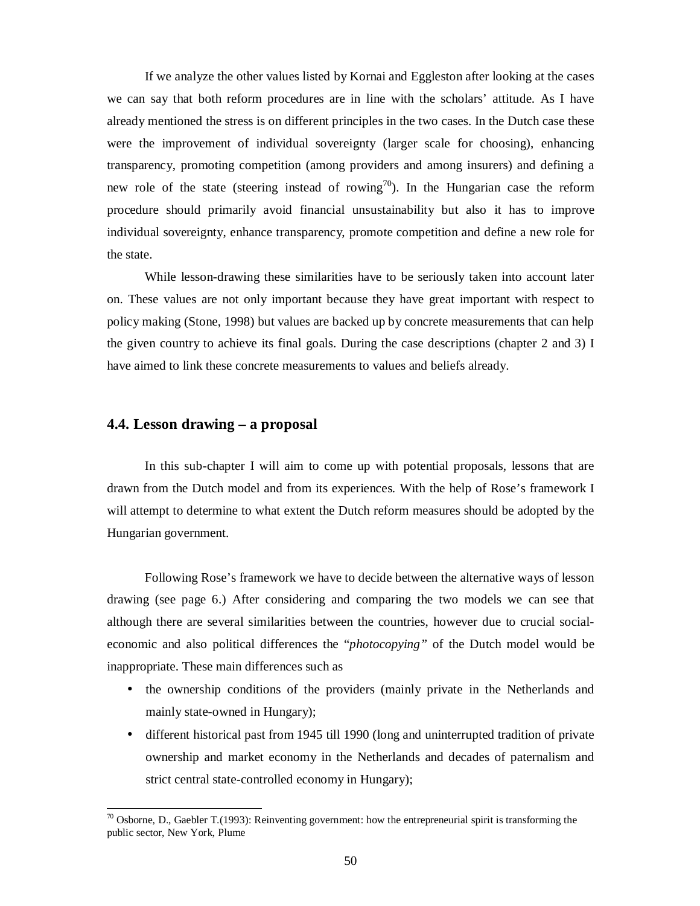If we analyze the other values listed by Kornai and Eggleston after looking at the cases we can say that both reform procedures are in line with the scholars' attitude. As I have already mentioned the stress is on different principles in the two cases. In the Dutch case these were the improvement of individual sovereignty (larger scale for choosing), enhancing transparency, promoting competition (among providers and among insurers) and defining a new role of the state (steering instead of rowing[70]). In the Hungarian case the reform procedure should primarily avoid financial unsustainability but also it has to improve individual sovereignty, enhance transparency, promote competition and define a new role for the state.

While lesson-drawing these similarities have to be seriously taken into account later on. These values are not only important because they have great important with respect to policy making (Stone, 1998) but values are backed up by concrete measurements that can help the given country to achieve its final goals. During the case descriptions (chapter 2 and 3) I have aimed to link these concrete measurements to values and beliefs already.

## 4.4. Lesson drawing – a proposal

In this sub-chapter I will aim to come up with potential proposals, lessons that are drawn from the Dutch model and from its experiences. With the help of Rose's framework I will attempt to determine to what extent the Dutch reform measures should be adopted by the Hungarian government.

Following Rose's framework we have to decide between the alternative ways of lesson drawing (see page 6.) After considering and comparing the two models we can see that although there are several similarities between the countries, however due to crucial social-economic and also political differences the "*photocopying*" of the Dutch model would be inappropriate. These main differences such as

- the ownership conditions of the providers (mainly private in the Netherlands and mainly state-owned in Hungary);
- different historical past from 1945 till 1990 (long and uninterrupted tradition of private ownership and market economy in the Netherlands and decades of paternalism and strict central state-controlled economy in Hungary);

---

[70] Osborne, D., Gaebler T.(1993): Reinventing government: how the entrepreneurial spirit is transforming the public sector, New York, Plume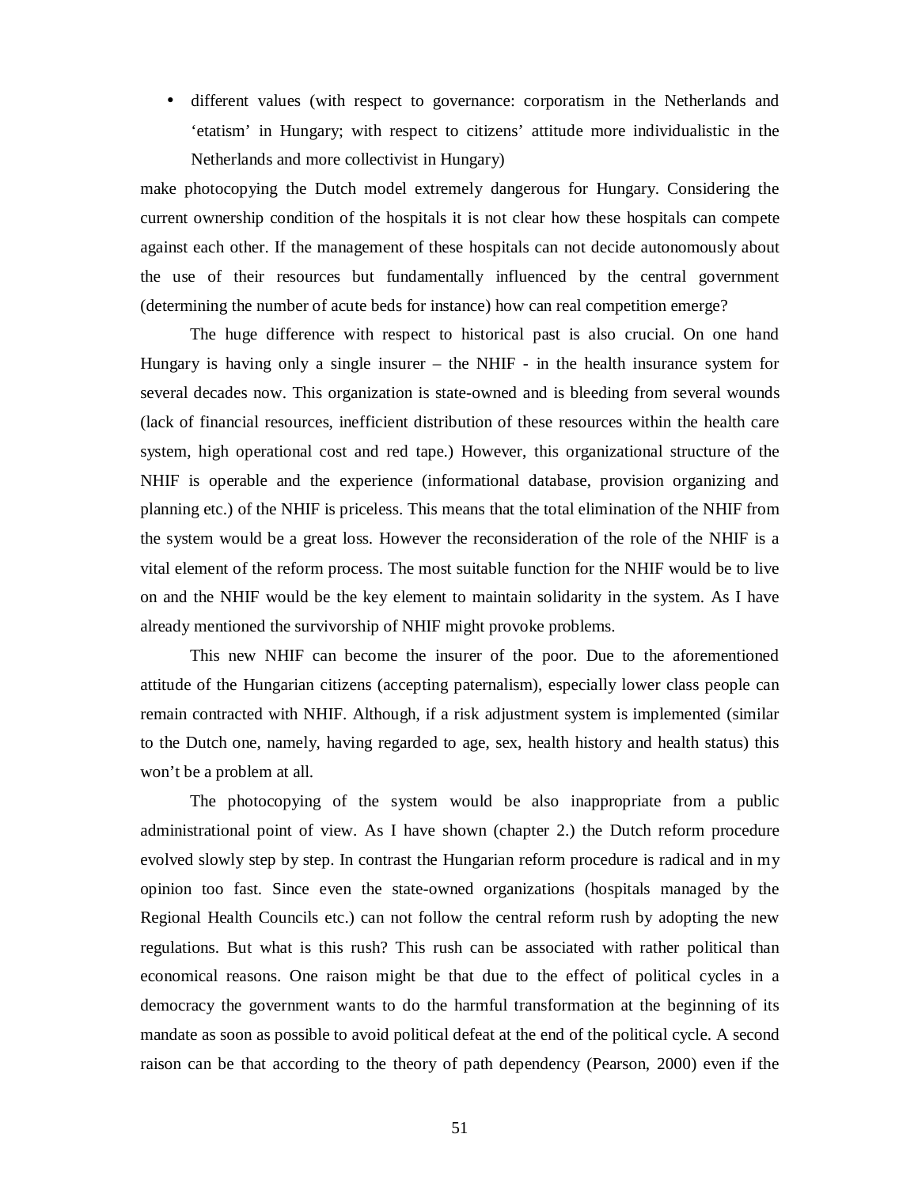- different values (with respect to governance: corporatism in the Netherlands and ‘etatism’ in Hungary; with respect to citizens’ attitude more individualistic in the Netherlands and more collectivist in Hungary)

make photocopying the Dutch model extremely dangerous for Hungary. Considering the current ownership condition of the hospitals it is not clear how these hospitals can compete against each other. If the management of these hospitals can not decide autonomously about the use of their resources but fundamentally influenced by the central government (determining the number of acute beds for instance) how can real competition emerge?

The huge difference with respect to historical past is also crucial. On one hand Hungary is having only a single insurer – the NHIF - in the health insurance system for several decades now. This organization is state-owned and is bleeding from several wounds (lack of financial resources, inefficient distribution of these resources within the health care system, high operational cost and red tape.) However, this organizational structure of the NHIF is operable and the experience (informational database, provision organizing and planning etc.) of the NHIF is priceless. This means that the total elimination of the NHIF from the system would be a great loss. However the reconsideration of the role of the NHIF is a vital element of the reform process. The most suitable function for the NHIF would be to live on and the NHIF would be the key element to maintain solidarity in the system. As I have already mentioned the survivorship of NHIF might provoke problems.

This new NHIF can become the insurer of the poor. Due to the aforementioned attitude of the Hungarian citizens (accepting paternalism), especially lower class people can remain contracted with NHIF. Although, if a risk adjustment system is implemented (similar to the Dutch one, namely, having regarded to age, sex, health history and health status) this won’t be a problem at all.

The photocopying of the system would be also inappropriate from a public administrational point of view. As I have shown (chapter 2.) the Dutch reform procedure evolved slowly step by step. In contrast the Hungarian reform procedure is radical and in my opinion too fast. Since even the state-owned organizations (hospitals managed by the Regional Health Councils etc.) can not follow the central reform rush by adopting the new regulations. But what is this rush? This rush can be associated with rather political than economical reasons. One raison might be that due to the effect of political cycles in a democracy the government wants to do the harmful transformation at the beginning of its mandate as soon as possible to avoid political defeat at the end of the political cycle. A second raison can be that according to the theory of path dependency (Pearson, 2000) even if the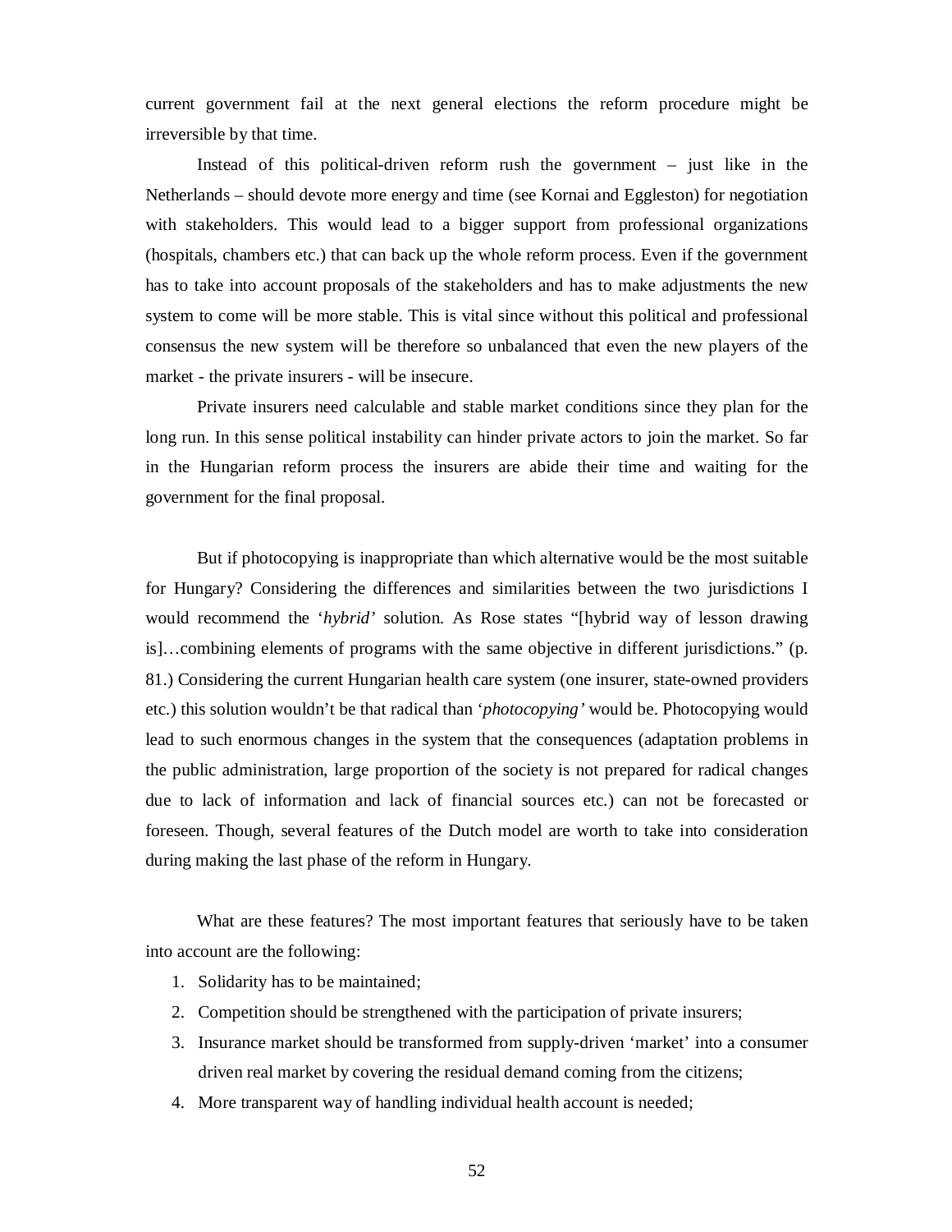current government fail at the next general elections the reform procedure might be irreversible by that time.

Instead of this political-driven reform rush the government – just like in the Netherlands – should devote more energy and time (see Kornai and Eggleston) for negotiation with stakeholders. This would lead to a bigger support from professional organizations (hospitals, chambers etc.) that can back up the whole reform process. Even if the government has to take into account proposals of the stakeholders and has to make adjustments the new system to come will be more stable. This is vital since without this political and professional consensus the new system will be therefore so unbalanced that even the new players of the market - the private insurers - will be insecure.

Private insurers need calculable and stable market conditions since they plan for the long run. In this sense political instability can hinder private actors to join the market. So far in the Hungarian reform process the insurers are abide their time and waiting for the government for the final proposal.

But if photocopying is inappropriate than which alternative would be the most suitable for Hungary? Considering the differences and similarities between the two jurisdictions I would recommend the '*hybrid'* solution. As Rose states "[hybrid way of lesson drawing is]…combining elements of programs with the same objective in different jurisdictions." (p. 81.) Considering the current Hungarian health care system (one insurer, state-owned providers etc.) this solution wouldn't be that radical than '*photocopying'* would be. Photocopying would lead to such enormous changes in the system that the consequences (adaptation problems in the public administration, large proportion of the society is not prepared for radical changes due to lack of information and lack of financial sources etc.) can not be forecasted or foreseen. Though, several features of the Dutch model are worth to take into consideration during making the last phase of the reform in Hungary.

What are these features? The most important features that seriously have to be taken into account are the following:

1. Solidarity has to be maintained;
2. Competition should be strengthened with the participation of private insurers;
3. Insurance market should be transformed from supply-driven 'market' into a consumer driven real market by covering the residual demand coming from the citizens;
4. More transparent way of handling individual health account is needed;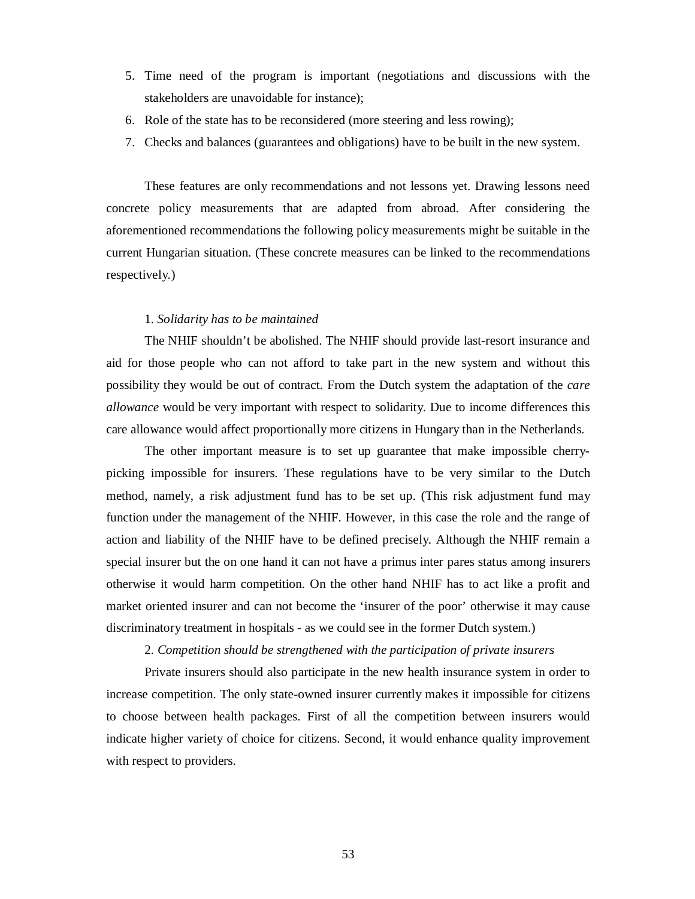5. Time need of the program is important (negotiations and discussions with the stakeholders are unavoidable for instance);
6. Role of the state has to be reconsidered (more steering and less rowing);
7. Checks and balances (guarantees and obligations) have to be built in the new system.

These features are only recommendations and not lessons yet. Drawing lessons need concrete policy measurements that are adapted from abroad. After considering the aforementioned recommendations the following policy measurements might be suitable in the current Hungarian situation. (These concrete measures can be linked to the recommendations respectively.)

1. *Solidarity has to be maintained*

The NHIF shouldn't be abolished. The NHIF should provide last-resort insurance and aid for those people who can not afford to take part in the new system and without this possibility they would be out of contract. From the Dutch system the adaptation of the *care allowance* would be very important with respect to solidarity. Due to income differences this care allowance would affect proportionally more citizens in Hungary than in the Netherlands.

The other important measure is to set up guarantee that make impossible cherry-picking impossible for insurers. These regulations have to be very similar to the Dutch method, namely, a risk adjustment fund has to be set up. (This risk adjustment fund may function under the management of the NHIF. However, in this case the role and the range of action and liability of the NHIF have to be defined precisely. Although the NHIF remain a special insurer but the on one hand it can not have a primus inter pares status among insurers otherwise it would harm competition. On the other hand NHIF has to act like a profit and market oriented insurer and can not become the 'insurer of the poor' otherwise it may cause discriminatory treatment in hospitals - as we could see in the former Dutch system.)

2. *Competition should be strengthened with the participation of private insurers*

Private insurers should also participate in the new health insurance system in order to increase competition. The only state-owned insurer currently makes it impossible for citizens to choose between health packages. First of all the competition between insurers would indicate higher variety of choice for citizens. Second, it would enhance quality improvement with respect to providers.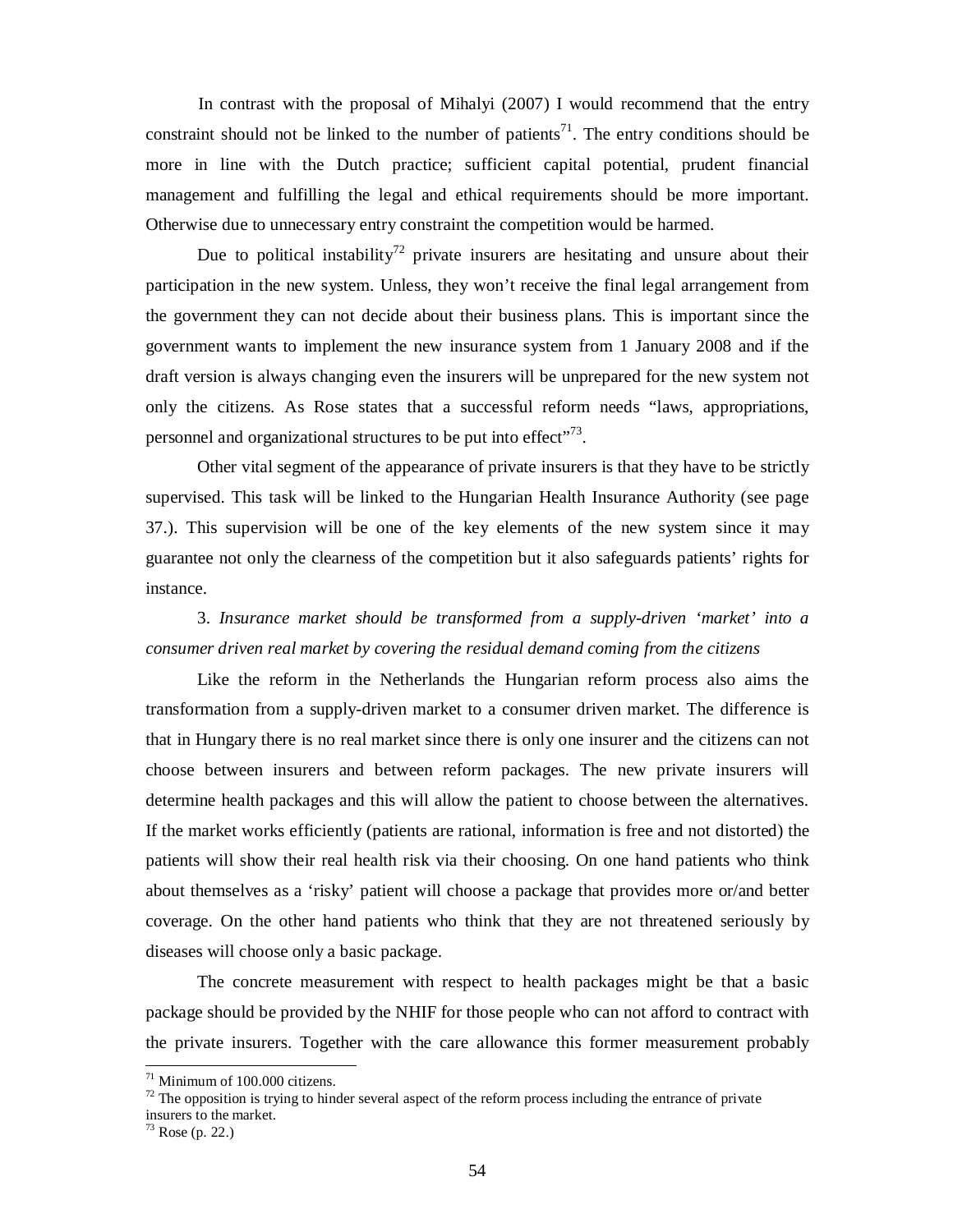In contrast with the proposal of Mihalyi (2007) I would recommend that the entry constraint should not be linked to the number of patients[71]. The entry conditions should be more in line with the Dutch practice; sufficient capital potential, prudent financial management and fulfilling the legal and ethical requirements should be more important. Otherwise due to unnecessary entry constraint the competition would be harmed.

Due to political instability[72] private insurers are hesitating and unsure about their participation in the new system. Unless, they won't receive the final legal arrangement from the government they can not decide about their business plans. This is important since the government wants to implement the new insurance system from 1 January 2008 and if the draft version is always changing even the insurers will be unprepared for the new system not only the citizens. As Rose states that a successful reform needs "laws, appropriations, personnel and organizational structures to be put into effect"[73].

Other vital segment of the appearance of private insurers is that they have to be strictly supervised. This task will be linked to the Hungarian Health Insurance Authority (see page 37.). This supervision will be one of the key elements of the new system since it may guarantee not only the clearness of the competition but it also safeguards patients' rights for instance.

3. *Insurance market should be transformed from a supply-driven 'market' into a consumer driven real market by covering the residual demand coming from the citizens*

Like the reform in the Netherlands the Hungarian reform process also aims the transformation from a supply-driven market to a consumer driven market. The difference is that in Hungary there is no real market since there is only one insurer and the citizens can not choose between insurers and between reform packages. The new private insurers will determine health packages and this will allow the patient to choose between the alternatives. If the market works efficiently (patients are rational, information is free and not distorted) the patients will show their real health risk via their choosing. On one hand patients who think about themselves as a 'risky' patient will choose a package that provides more or/and better coverage. On the other hand patients who think that they are not threatened seriously by diseases will choose only a basic package.

The concrete measurement with respect to health packages might be that a basic package should be provided by the NHIF for those people who can not afford to contract with the private insurers. Together with the care allowance this former measurement probably

[71] Minimum of 100.000 citizens.

[72] The opposition is trying to hinder several aspect of the reform process including the entrance of private insurers to the market.

[73] Rose (p. 22.)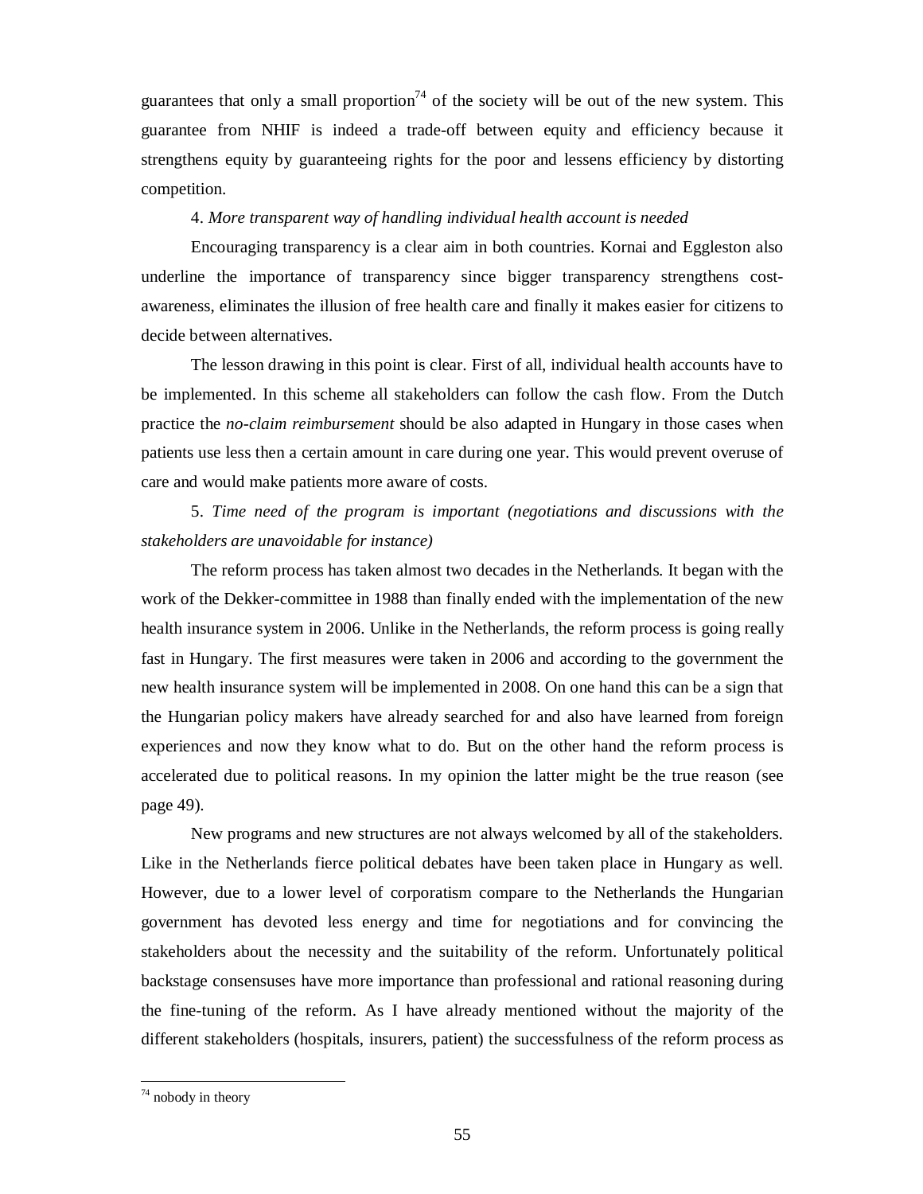guarantees that only a small proportion[74] of the society will be out of the new system. This guarantee from NHIF is indeed a trade-off between equity and efficiency because it strengthens equity by guaranteeing rights for the poor and lessens efficiency by distorting competition.

4. *More transparent way of handling individual health account is needed*

Encouraging transparency is a clear aim in both countries. Kornai and Eggleston also underline the importance of transparency since bigger transparency strengthens cost-awareness, eliminates the illusion of free health care and finally it makes easier for citizens to decide between alternatives.

The lesson drawing in this point is clear. First of all, individual health accounts have to be implemented. In this scheme all stakeholders can follow the cash flow. From the Dutch practice the *no-claim reimbursement* should be also adapted in Hungary in those cases when patients use less then a certain amount in care during one year. This would prevent overuse of care and would make patients more aware of costs.

5. *Time need of the program is important (negotiations and discussions with the stakeholders are unavoidable for instance)*

The reform process has taken almost two decades in the Netherlands. It began with the work of the Dekker-committee in 1988 than finally ended with the implementation of the new health insurance system in 2006. Unlike in the Netherlands, the reform process is going really fast in Hungary. The first measures were taken in 2006 and according to the government the new health insurance system will be implemented in 2008. On one hand this can be a sign that the Hungarian policy makers have already searched for and also have learned from foreign experiences and now they know what to do. But on the other hand the reform process is accelerated due to political reasons. In my opinion the latter might be the true reason (see page 49).

New programs and new structures are not always welcomed by all of the stakeholders. Like in the Netherlands fierce political debates have been taken place in Hungary as well. However, due to a lower level of corporatism compare to the Netherlands the Hungarian government has devoted less energy and time for negotiations and for convincing the stakeholders about the necessity and the suitability of the reform. Unfortunately political backstage consensuses have more importance than professional and rational reasoning during the fine-tuning of the reform. As I have already mentioned without the majority of the different stakeholders (hospitals, insurers, patient) the successfulness of the reform process as

[74] nobody in theory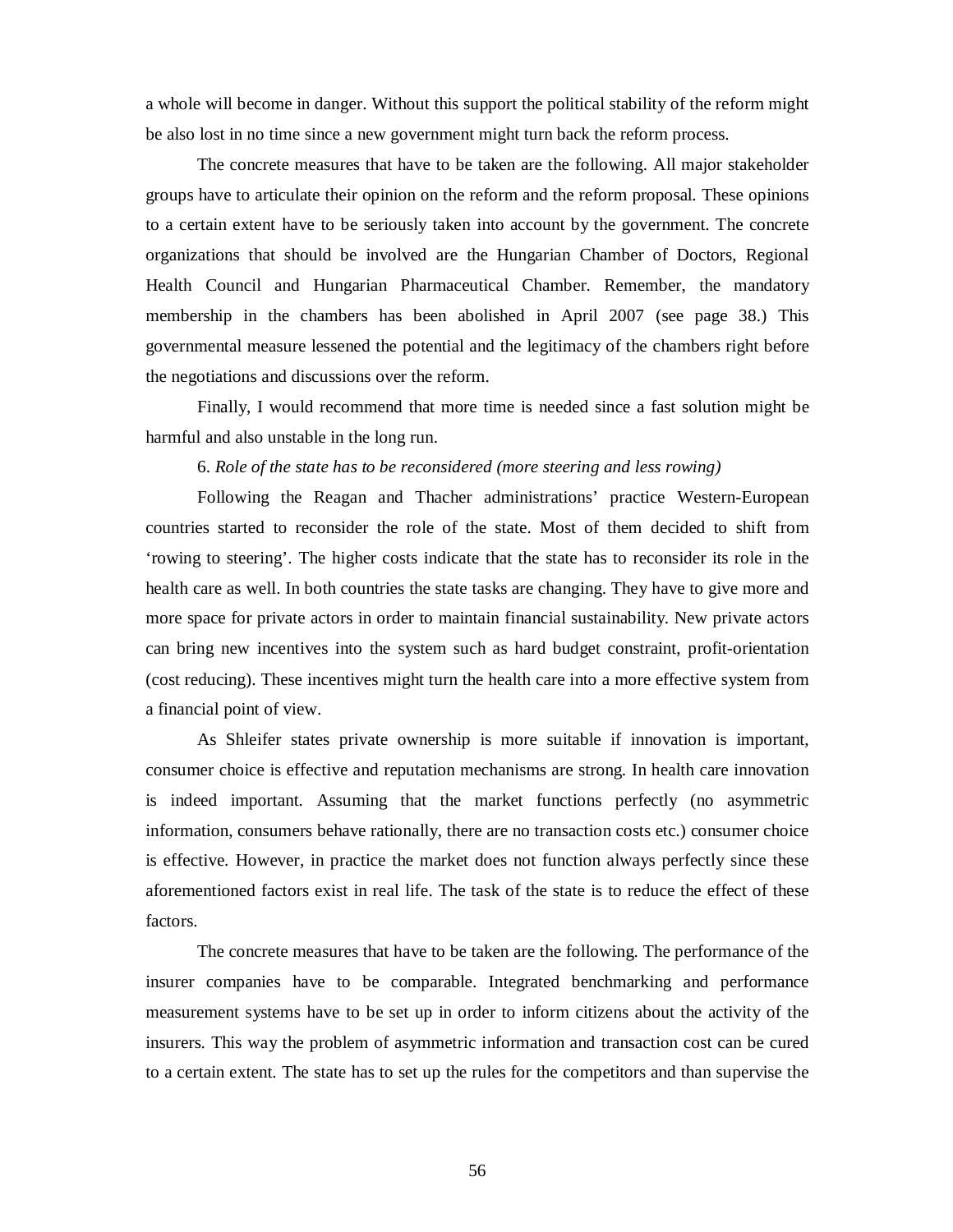a whole will become in danger. Without this support the political stability of the reform might be also lost in no time since a new government might turn back the reform process.

The concrete measures that have to be taken are the following. All major stakeholder groups have to articulate their opinion on the reform and the reform proposal. These opinions to a certain extent have to be seriously taken into account by the government. The concrete organizations that should be involved are the Hungarian Chamber of Doctors, Regional Health Council and Hungarian Pharmaceutical Chamber. Remember, the mandatory membership in the chambers has been abolished in April 2007 (see page 38.) This governmental measure lessened the potential and the legitimacy of the chambers right before the negotiations and discussions over the reform.

Finally, I would recommend that more time is needed since a fast solution might be harmful and also unstable in the long run.

6. *Role of the state has to be reconsidered (more steering and less rowing)*

Following the Reagan and Thacher administrations' practice Western-European countries started to reconsider the role of the state. Most of them decided to shift from 'rowing to steering'. The higher costs indicate that the state has to reconsider its role in the health care as well. In both countries the state tasks are changing. They have to give more and more space for private actors in order to maintain financial sustainability. New private actors can bring new incentives into the system such as hard budget constraint, profit-orientation (cost reducing). These incentives might turn the health care into a more effective system from a financial point of view.

As Shleifer states private ownership is more suitable if innovation is important, consumer choice is effective and reputation mechanisms are strong. In health care innovation is indeed important. Assuming that the market functions perfectly (no asymmetric information, consumers behave rationally, there are no transaction costs etc.) consumer choice is effective. However, in practice the market does not function always perfectly since these aforementioned factors exist in real life. The task of the state is to reduce the effect of these factors.

The concrete measures that have to be taken are the following. The performance of the insurer companies have to be comparable. Integrated benchmarking and performance measurement systems have to be set up in order to inform citizens about the activity of the insurers. This way the problem of asymmetric information and transaction cost can be cured to a certain extent. The state has to set up the rules for the competitors and than supervise the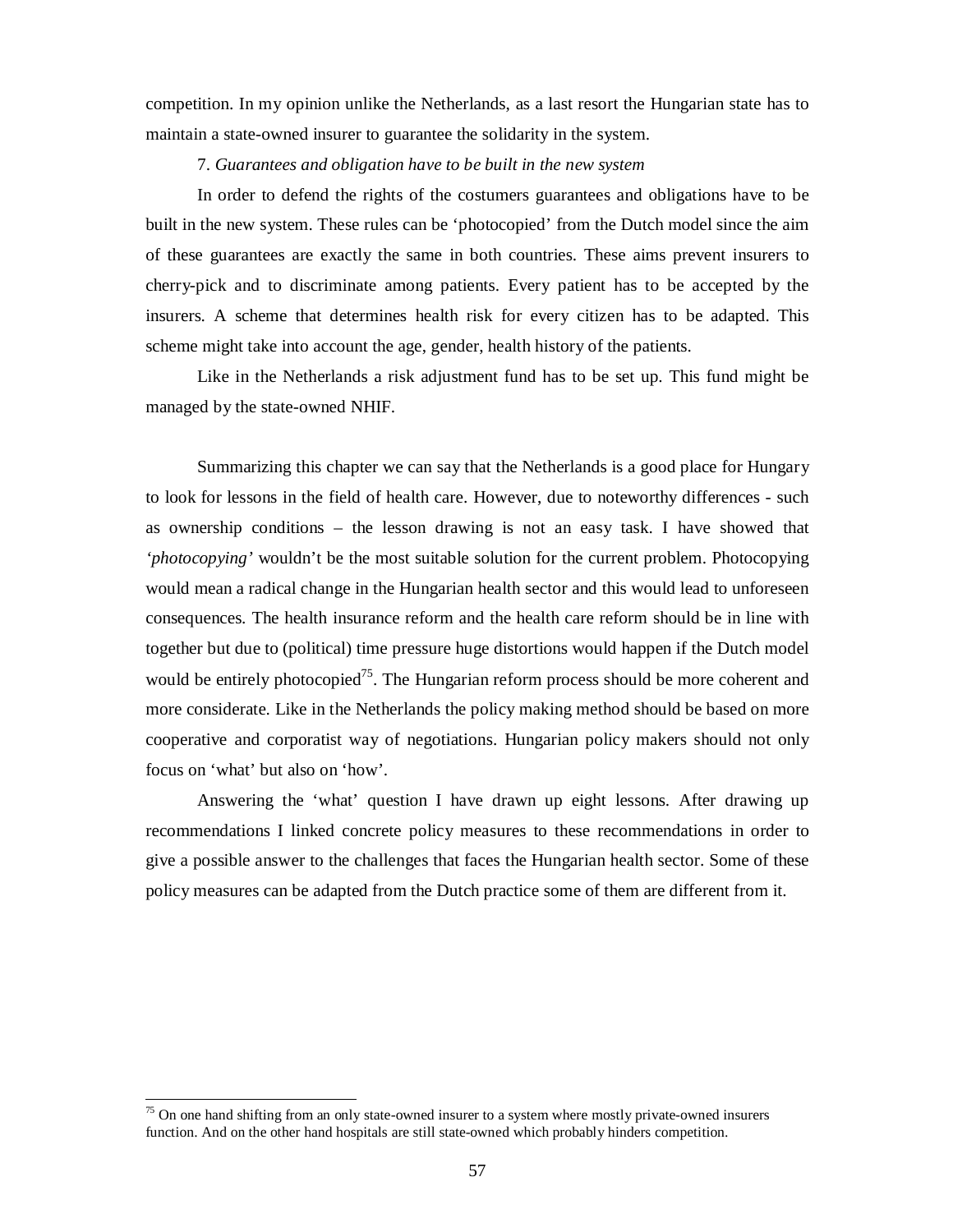competition. In my opinion unlike the Netherlands, as a last resort the Hungarian state has to maintain a state-owned insurer to guarantee the solidarity in the system.

7. *Guarantees and obligation have to be built in the new system*

In order to defend the rights of the costumers guarantees and obligations have to be built in the new system. These rules can be 'photocopied' from the Dutch model since the aim of these guarantees are exactly the same in both countries. These aims prevent insurers to cherry-pick and to discriminate among patients. Every patient has to be accepted by the insurers. A scheme that determines health risk for every citizen has to be adapted. This scheme might take into account the age, gender, health history of the patients.

Like in the Netherlands a risk adjustment fund has to be set up. This fund might be managed by the state-owned NHIF.

Summarizing this chapter we can say that the Netherlands is a good place for Hungary to look for lessons in the field of health care. However, due to noteworthy differences - such as ownership conditions – the lesson drawing is not an easy task. I have showed that *'photocopying'* wouldn't be the most suitable solution for the current problem. Photocopying would mean a radical change in the Hungarian health sector and this would lead to unforeseen consequences. The health insurance reform and the health care reform should be in line with together but due to (political) time pressure huge distortions would happen if the Dutch model would be entirely photocopied[75]. The Hungarian reform process should be more coherent and more considerate. Like in the Netherlands the policy making method should be based on more cooperative and corporatist way of negotiations. Hungarian policy makers should not only focus on 'what' but also on 'how'.

Answering the 'what' question I have drawn up eight lessons. After drawing up recommendations I linked concrete policy measures to these recommendations in order to give a possible answer to the challenges that faces the Hungarian health sector. Some of these policy measures can be adapted from the Dutch practice some of them are different from it.

---

[75] On one hand shifting from an only state-owned insurer to a system where mostly private-owned insurers function. And on the other hand hospitals are still state-owned which probably hinders competition.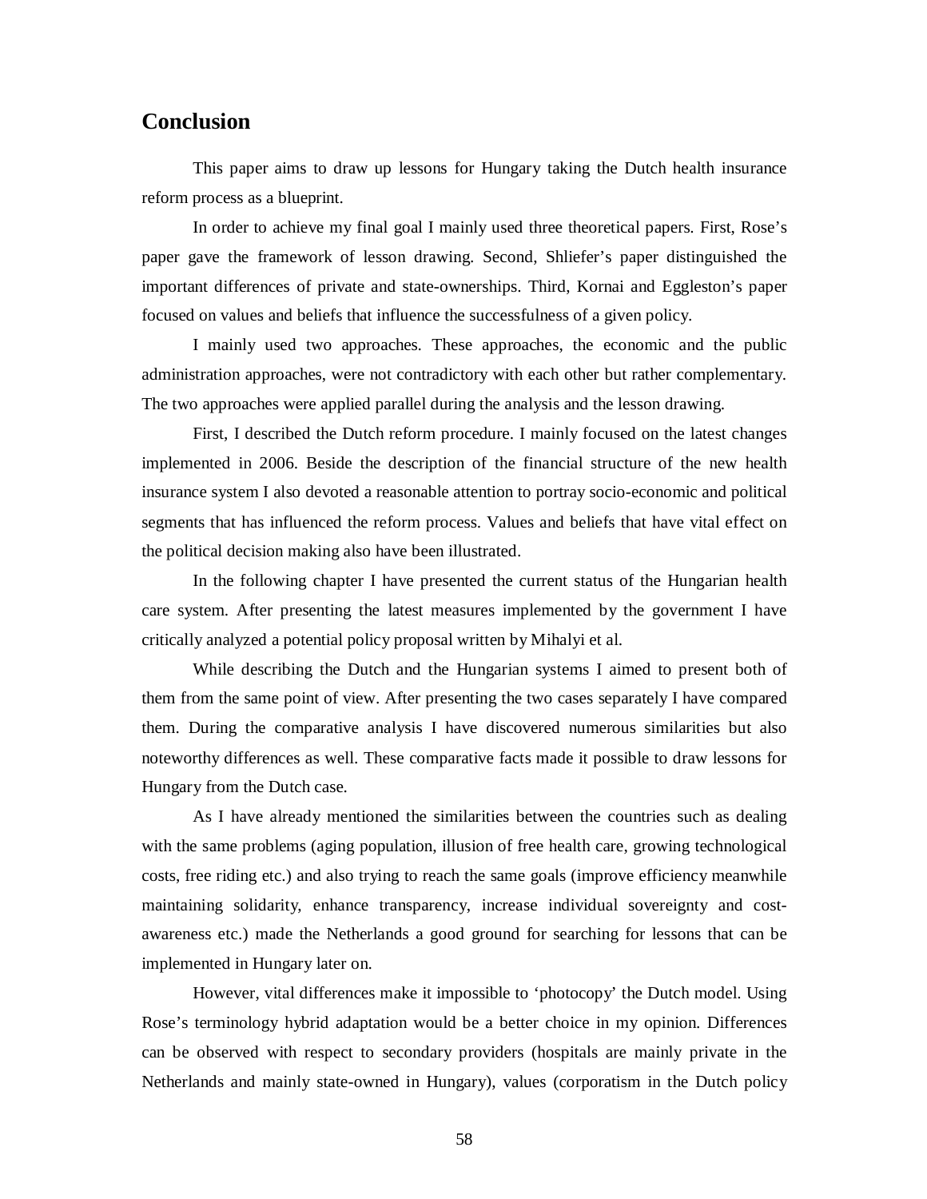## Conclusion

This paper aims to draw up lessons for Hungary taking the Dutch health insurance reform process as a blueprint.

In order to achieve my final goal I mainly used three theoretical papers. First, Rose's paper gave the framework of lesson drawing. Second, Shliefer's paper distinguished the important differences of private and state-ownerships. Third, Kornai and Eggleston's paper focused on values and beliefs that influence the successfulness of a given policy.

I mainly used two approaches. These approaches, the economic and the public administration approaches, were not contradictory with each other but rather complementary. The two approaches were applied parallel during the analysis and the lesson drawing.

First, I described the Dutch reform procedure. I mainly focused on the latest changes implemented in 2006. Beside the description of the financial structure of the new health insurance system I also devoted a reasonable attention to portray socio-economic and political segments that has influenced the reform process. Values and beliefs that have vital effect on the political decision making also have been illustrated.

In the following chapter I have presented the current status of the Hungarian health care system. After presenting the latest measures implemented by the government I have critically analyzed a potential policy proposal written by Mihalyi et al.

While describing the Dutch and the Hungarian systems I aimed to present both of them from the same point of view. After presenting the two cases separately I have compared them. During the comparative analysis I have discovered numerous similarities but also noteworthy differences as well. These comparative facts made it possible to draw lessons for Hungary from the Dutch case.

As I have already mentioned the similarities between the countries such as dealing with the same problems (aging population, illusion of free health care, growing technological costs, free riding etc.) and also trying to reach the same goals (improve efficiency meanwhile maintaining solidarity, enhance transparency, increase individual sovereignty and cost-awareness etc.) made the Netherlands a good ground for searching for lessons that can be implemented in Hungary later on.

However, vital differences make it impossible to 'photocopy' the Dutch model. Using Rose's terminology hybrid adaptation would be a better choice in my opinion. Differences can be observed with respect to secondary providers (hospitals are mainly private in the Netherlands and mainly state-owned in Hungary), values (corporatism in the Dutch policy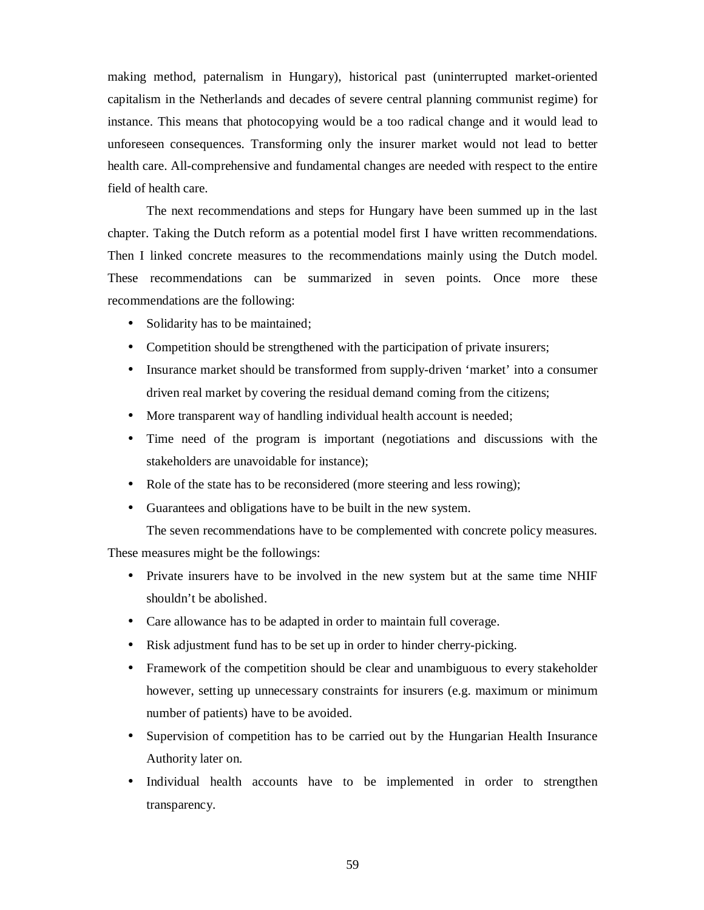making method, paternalism in Hungary), historical past (uninterrupted market-oriented capitalism in the Netherlands and decades of severe central planning communist regime) for instance. This means that photocopying would be a too radical change and it would lead to unforeseen consequences. Transforming only the insurer market would not lead to better health care. All-comprehensive and fundamental changes are needed with respect to the entire field of health care.

The next recommendations and steps for Hungary have been summed up in the last chapter. Taking the Dutch reform as a potential model first I have written recommendations. Then I linked concrete measures to the recommendations mainly using the Dutch model. These recommendations can be summarized in seven points. Once more these recommendations are the following:

- Solidarity has to be maintained;
- Competition should be strengthened with the participation of private insurers;
- Insurance market should be transformed from supply-driven 'market' into a consumer driven real market by covering the residual demand coming from the citizens;
- More transparent way of handling individual health account is needed;
- Time need of the program is important (negotiations and discussions with the stakeholders are unavoidable for instance);
- Role of the state has to be reconsidered (more steering and less rowing);
- Guarantees and obligations have to be built in the new system.

The seven recommendations have to be complemented with concrete policy measures. These measures might be the followings:

- Private insurers have to be involved in the new system but at the same time NHIF shouldn't be abolished.
- Care allowance has to be adapted in order to maintain full coverage.
- Risk adjustment fund has to be set up in order to hinder cherry-picking.
- Framework of the competition should be clear and unambiguous to every stakeholder however, setting up unnecessary constraints for insurers (e.g. maximum or minimum number of patients) have to be avoided.
- Supervision of competition has to be carried out by the Hungarian Health Insurance Authority later on.
- Individual health accounts have to be implemented in order to strengthen transparency.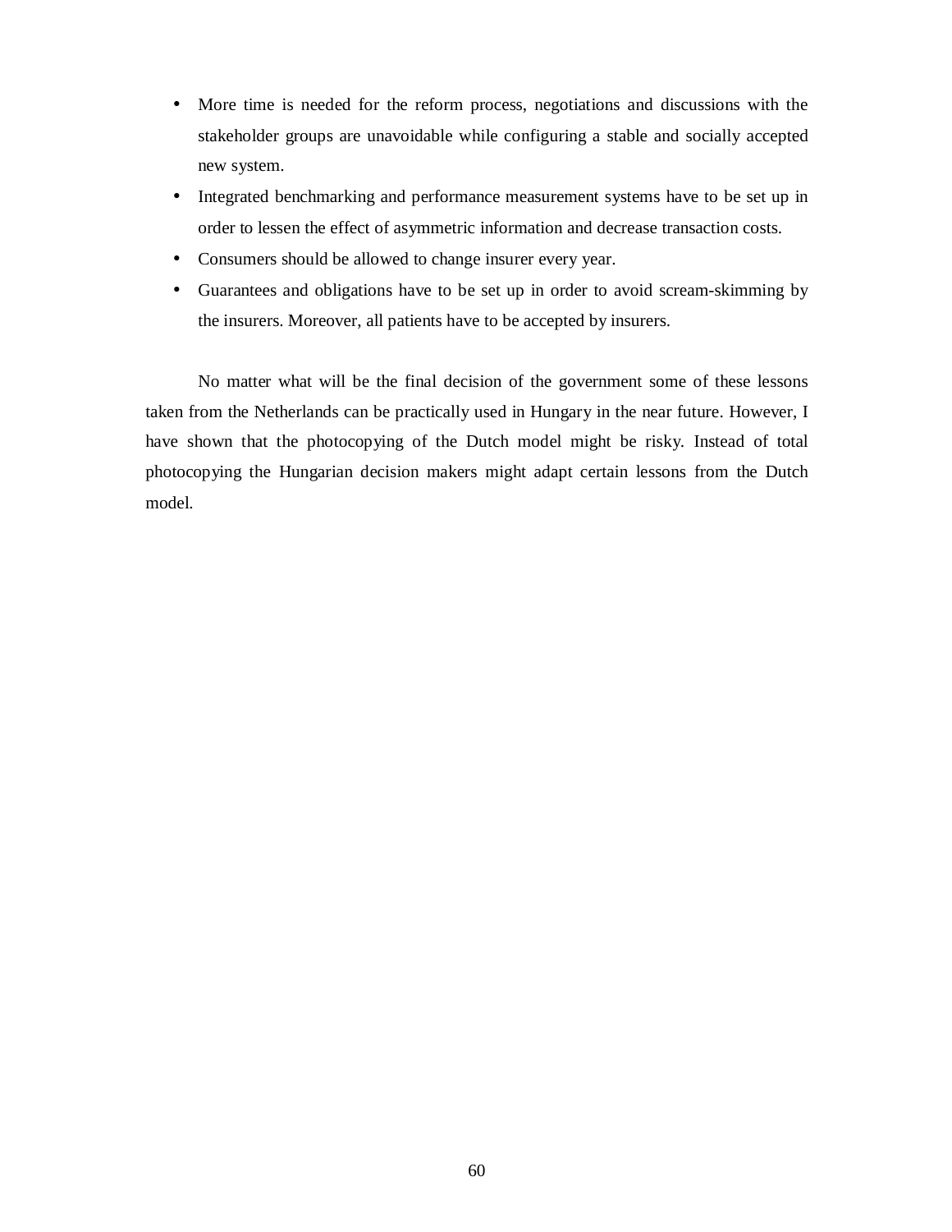- More time is needed for the reform process, negotiations and discussions with the stakeholder groups are unavoidable while configuring a stable and socially accepted new system.
- Integrated benchmarking and performance measurement systems have to be set up in order to lessen the effect of asymmetric information and decrease transaction costs.
- Consumers should be allowed to change insurer every year.
- Guarantees and obligations have to be set up in order to avoid scream-skimming by the insurers. Moreover, all patients have to be accepted by insurers.

No matter what will be the final decision of the government some of these lessons taken from the Netherlands can be practically used in Hungary in the near future. However, I have shown that the photocopying of the Dutch model might be risky. Instead of total photocopying the Hungarian decision makers might adapt certain lessons from the Dutch model.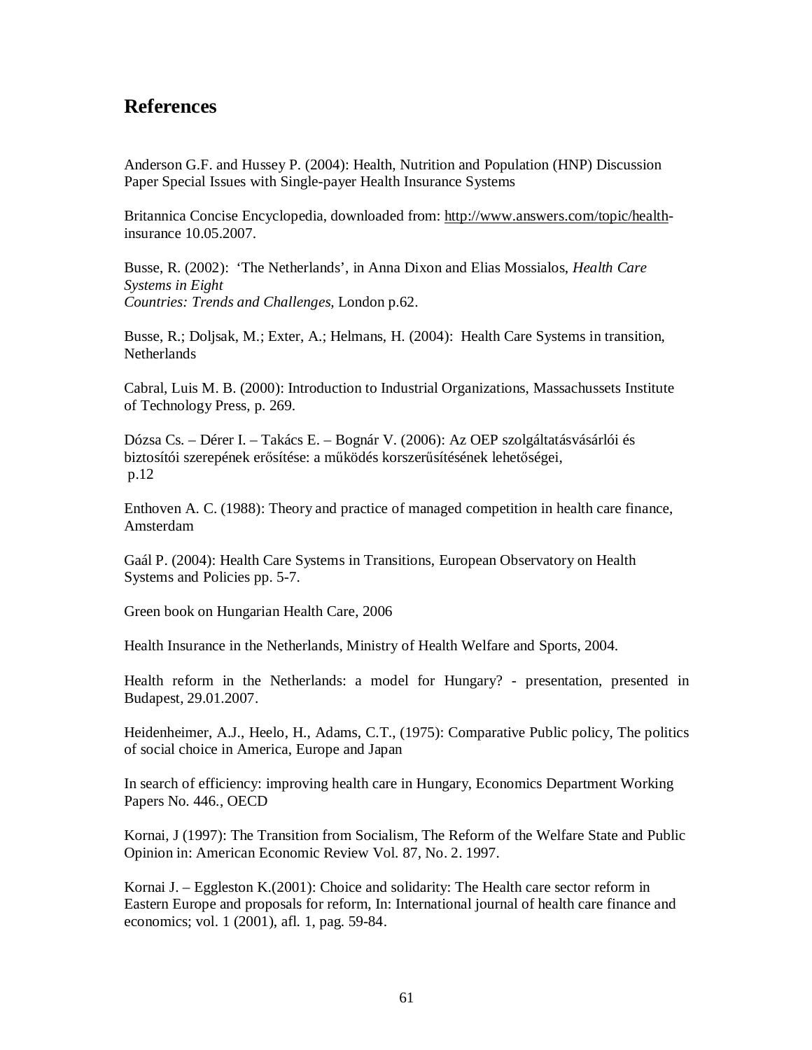## References

Anderson G.F. and Hussey P. (2004): Health, Nutrition and Population (HNP) Discussion Paper Special Issues with Single-payer Health Insurance Systems

Britannica Concise Encyclopedia, downloaded from: http://www.answers.com/topic/health-insurance 10.05.2007.

Busse, R. (2002): 'The Netherlands', in Anna Dixon and Elias Mossialos, *Health Care Systems in Eight Countries: Trends and Challenges*, London p.62.

Busse, R.; Doljsak, M.; Exter, A.; Helmans, H. (2004): Health Care Systems in transition, Netherlands

Cabral, Luis M. B. (2000): Introduction to Industrial Organizations, Massachussets Institute of Technology Press, p. 269.

Dózsa Cs. – Dérer I. – Takács E. – Bognár V. (2006): Az OEP szolgáltatásvásárlói és biztosítói szerepének erősítése: a működés korszerűsítésének lehetőségei, p.12

Enthoven A. C. (1988): Theory and practice of managed competition in health care finance, Amsterdam

Gaál P. (2004): Health Care Systems in Transitions, European Observatory on Health Systems and Policies pp. 5-7.

Green book on Hungarian Health Care, 2006

Health Insurance in the Netherlands, Ministry of Health Welfare and Sports, 2004.

Health reform in the Netherlands: a model for Hungary? - presentation, presented in Budapest, 29.01.2007.

Heidenheimer, A.J., Heelo, H., Adams, C.T., (1975): Comparative Public policy, The politics of social choice in America, Europe and Japan

In search of efficiency: improving health care in Hungary, Economics Department Working Papers No. 446., OECD

Kornai, J (1997): The Transition from Socialism, The Reform of the Welfare State and Public Opinion in: American Economic Review Vol. 87, No. 2. 1997.

Kornai J. – Eggleston K.(2001): Choice and solidarity: The Health care sector reform in Eastern Europe and proposals for reform, In: International journal of health care finance and economics; vol. 1 (2001), afl. 1, pag. 59-84.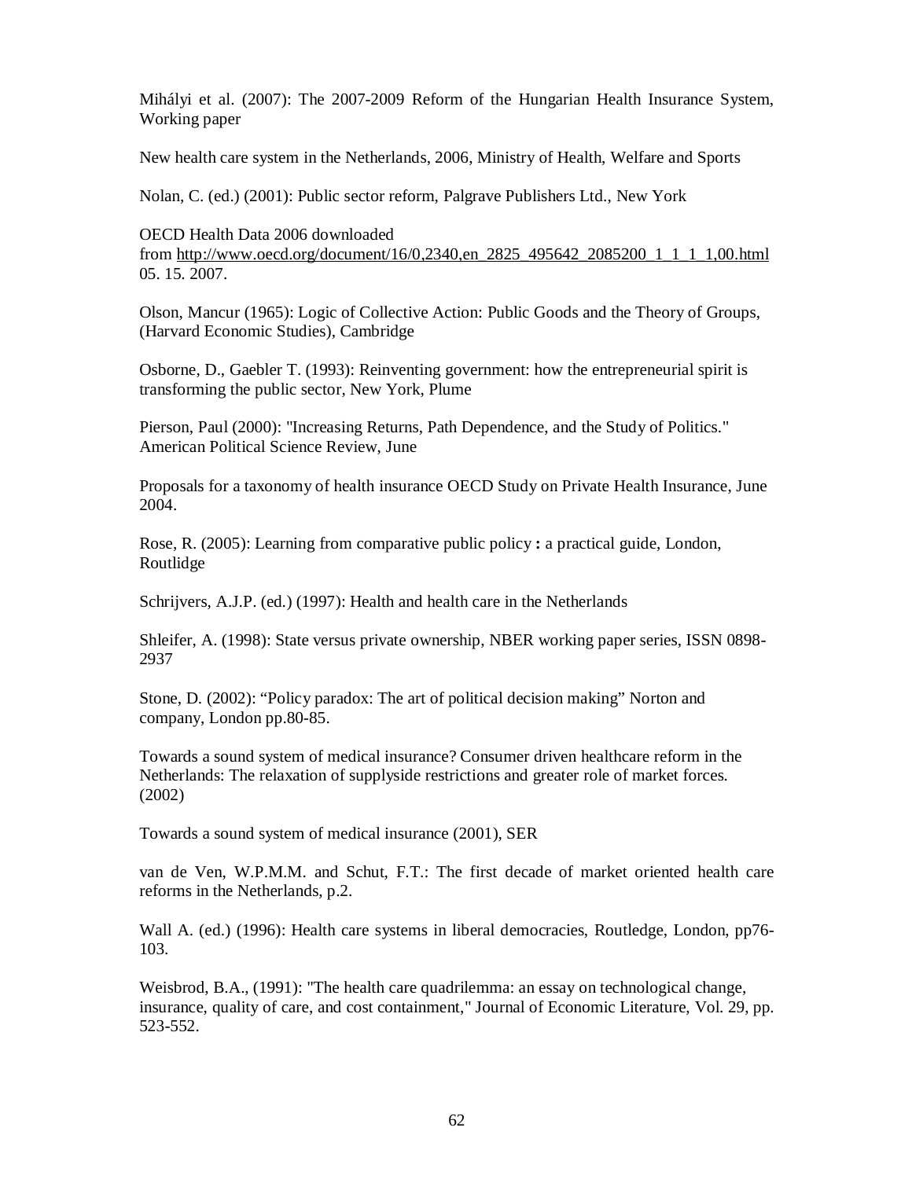Mihályi et al. (2007): The 2007-2009 Reform of the Hungarian Health Insurance System, Working paper

New health care system in the Netherlands, 2006, Ministry of Health, Welfare and Sports

Nolan, C. (ed.) (2001): Public sector reform, Palgrave Publishers Ltd., New York

OECD Health Data 2006 downloaded from http://www.oecd.org/document/16/0,2340,en_2825_495642_2085200_1_1_1_1,00.html 05. 15. 2007.

Olson, Mancur (1965): Logic of Collective Action: Public Goods and the Theory of Groups, (Harvard Economic Studies), Cambridge

Osborne, D., Gaebler T. (1993): Reinventing government: how the entrepreneurial spirit is transforming the public sector, New York, Plume

Pierson, Paul (2000): "Increasing Returns, Path Dependence, and the Study of Politics." American Political Science Review, June

Proposals for a taxonomy of health insurance OECD Study on Private Health Insurance, June 2004.

Rose, R. (2005): Learning from comparative public policy **:** a practical guide, London, Routlidge

Schrijvers, A.J.P. (ed.) (1997): Health and health care in the Netherlands

Shleifer, A. (1998): State versus private ownership, NBER working paper series, ISSN 0898-2937

Stone, D. (2002): “Policy paradox: The art of political decision making” Norton and company, London pp.80-85.

Towards a sound system of medical insurance? Consumer driven healthcare reform in the Netherlands: The relaxation of supplyside restrictions and greater role of market forces. (2002)

Towards a sound system of medical insurance (2001), SER

van de Ven, W.P.M.M. and Schut, F.T.: The first decade of market oriented health care reforms in the Netherlands, p.2.

Wall A. (ed.) (1996): Health care systems in liberal democracies, Routledge, London, pp76-103.

Weisbrod, B.A., (1991): "The health care quadrilemma: an essay on technological change, insurance, quality of care, and cost containment," Journal of Economic Literature, Vol. 29, pp. 523-552.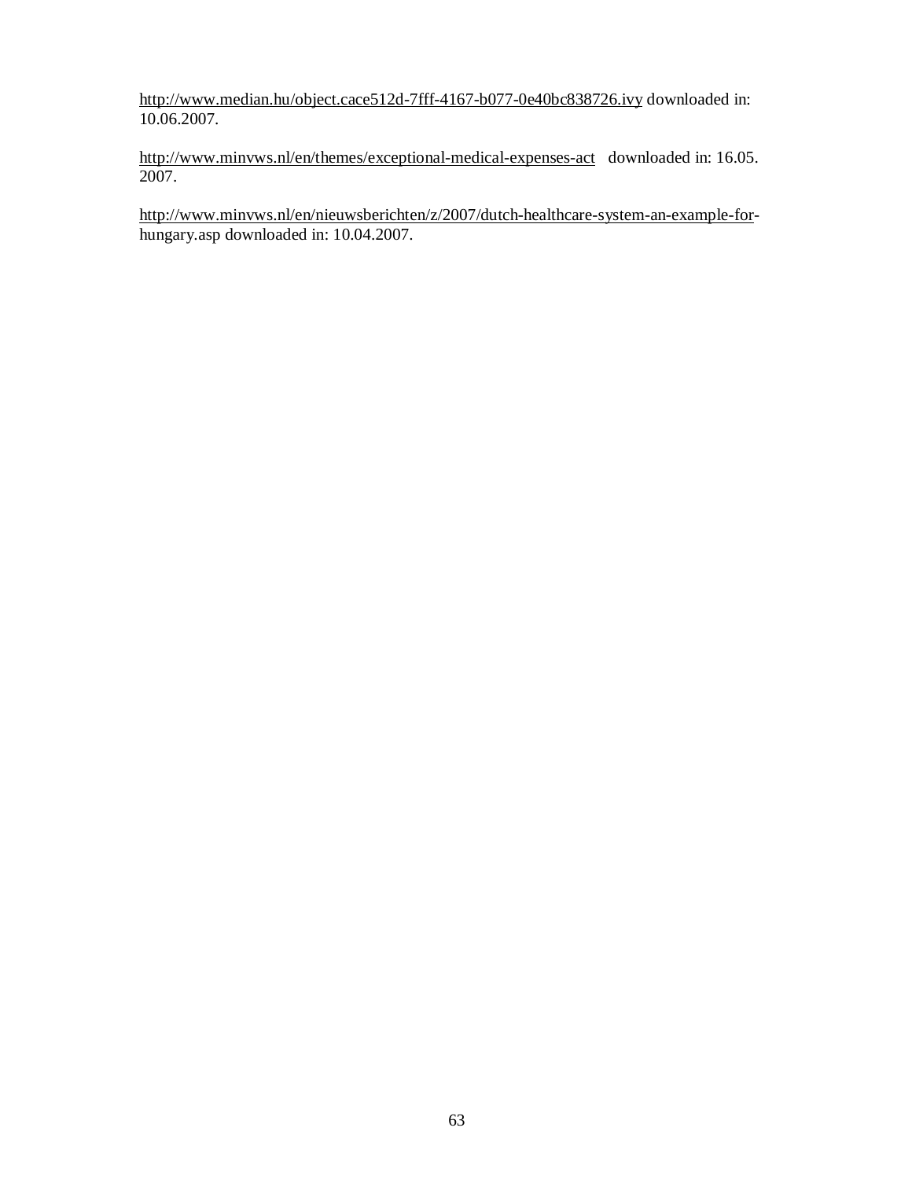http://www.median.hu/object.cace512d-7fff-4167-b077-0e40bc838726.ivy downloaded in: 10.06.2007.

http://www.minvws.nl/en/themes/exceptional-medical-expenses-act downloaded in: 16.05. 2007.

http://www.minvws.nl/en/nieuwsberichten/z/2007/dutch-healthcare-system-an-example-for-hungary.asp downloaded in: 10.04.2007.